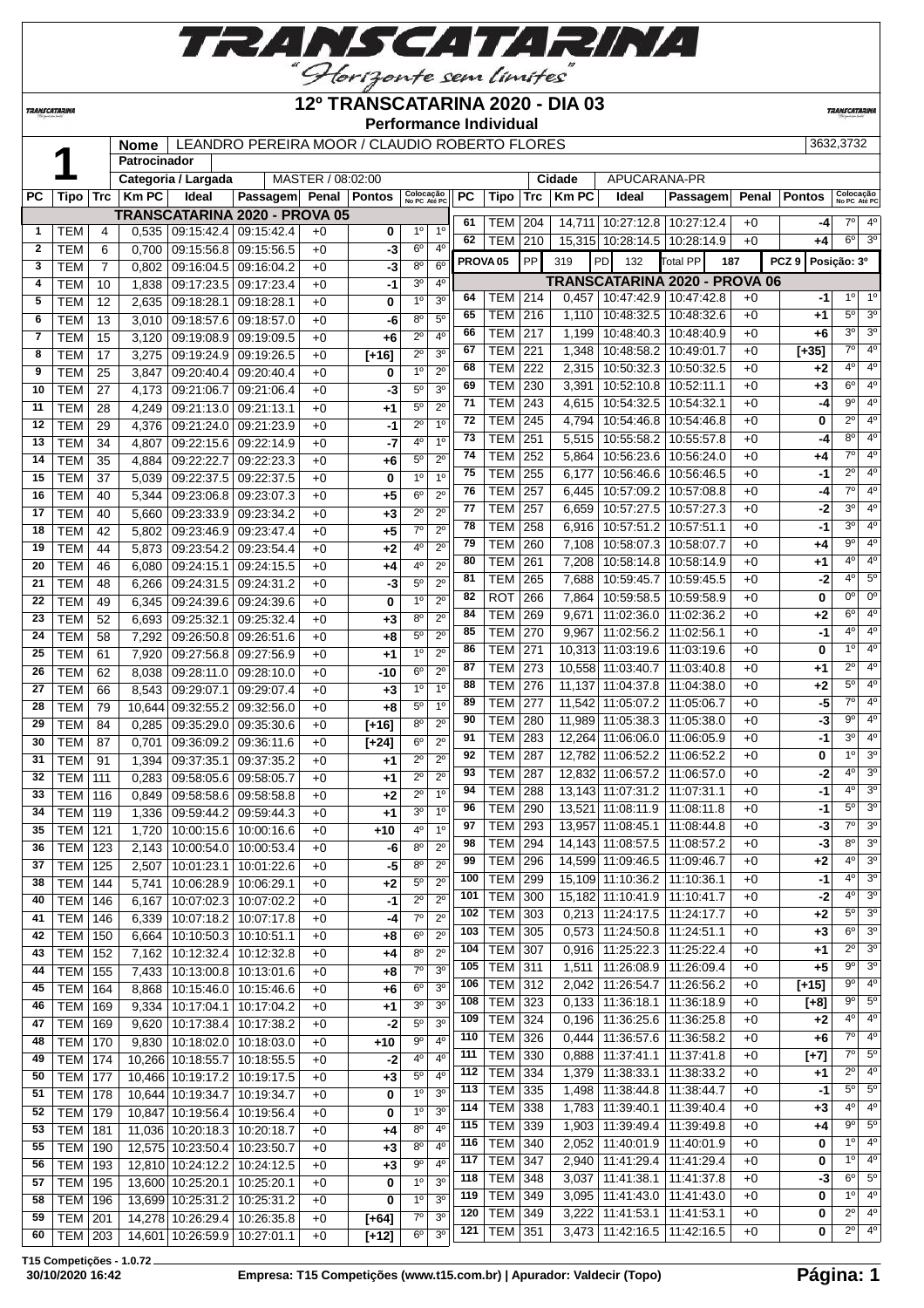# TRANSCATARINA

"Horizonte sem limites"

## 12º TRANSCATARINA 2020 - DIA 03

### Performance Individual

| | | |
|---|---|---|
| **1** | **Nome** | LEANDRO PEREIRA MOOR / CLAUDIO ROBERTO FLORES — 3632,3732 |
| | **Patrocinador** | |
| | **Categoria / Largada** | MASTER / 08:02:00 |
| | **Cidade** | APUCARANA-PR |

| PC | Tipo | Trc | Km PC | Ideal | Passagem | Penal | Pontos | Colocação No PC | Colocação Até PC |
|---|---|---|---|---|---|---|---|---|---|
| **TRANSCATARINA 2020 - PROVA 05** | | | | | | | | | |
| 1 | TEM | 4 | 0,535 | 09:15:42.4 | 09:15:42.4 | +0 | 0 | 1º | 1º |
| 2 | TEM | 6 | 0,700 | 09:15:56.8 | 09:15:56.5 | +0 | -3 | 6º | 4º |
| 3 | TEM | 7 | 0,802 | 09:16:04.5 | 09:16:04.2 | +0 | -3 | 8º | 6º |
| 4 | TEM | 10 | 1,838 | 09:17:23.5 | 09:17:23.4 | +0 | -1 | 3º | 4º |
| 5 | TEM | 12 | 2,635 | 09:18:28.1 | 09:18:28.1 | +0 | 0 | 1º | 3º |
| 6 | TEM | 13 | 3,010 | 09:18:57.6 | 09:18:57.0 | +0 | -6 | 8º | 5º |
| 7 | TEM | 15 | 3,120 | 09:19:08.9 | 09:19:09.5 | +0 | +6 | 2º | 4º |
| 8 | TEM | 17 | 3,275 | 09:19:24.9 | 09:19:26.5 | +0 | [+16] | 2º | 3º |
| 9 | TEM | 25 | 3,847 | 09:20:40.4 | 09:20:40.4 | +0 | 0 | 1º | 2º |
| 10 | TEM | 27 | 4,173 | 09:21:06.7 | 09:21:06.4 | +0 | -3 | 5º | 3º |
| 11 | TEM | 28 | 4,249 | 09:21:13.0 | 09:21:13.1 | +0 | +1 | 5º | 2º |
| 12 | TEM | 29 | 4,376 | 09:21:24.0 | 09:21:23.9 | +0 | -1 | 2º | 1º |
| 13 | TEM | 34 | 4,807 | 09:22:15.6 | 09:22:14.9 | +0 | -7 | 4º | 1º |
| 14 | TEM | 35 | 4,884 | 09:22:22.7 | 09:22:23.3 | +0 | +6 | 5º | 2º |
| 15 | TEM | 37 | 5,039 | 09:22:37.5 | 09:22:37.5 | +0 | 0 | 1º | 1º |
| 16 | TEM | 40 | 5,344 | 09:23:06.8 | 09:23:07.3 | +0 | +5 | 6º | 2º |
| 17 | TEM | 40 | 5,660 | 09:23:33.9 | 09:23:34.2 | +0 | +3 | 2º | 2º |
| 18 | TEM | 42 | 5,802 | 09:23:46.9 | 09:23:47.4 | +0 | +5 | 7º | 2º |
| 19 | TEM | 44 | 5,873 | 09:23:54.2 | 09:23:54.4 | +0 | +2 | 4º | 2º |
| 20 | TEM | 46 | 6,080 | 09:24:15.1 | 09:24:15.5 | +0 | +4 | 4º | 2º |
| 21 | TEM | 48 | 6,266 | 09:24:31.5 | 09:24:31.2 | +0 | -3 | 5º | 2º |
| 22 | TEM | 49 | 6,345 | 09:24:39.6 | 09:24:39.6 | +0 | 0 | 1º | 2º |
| 23 | TEM | 52 | 6,693 | 09:25:32.1 | 09:25:32.4 | +0 | +3 | 8º | 2º |
| 24 | TEM | 58 | 7,292 | 09:26:50.8 | 09:26:51.6 | +0 | +8 | 5º | 2º |
| 25 | TEM | 61 | 7,920 | 09:27:56.8 | 09:27:56.9 | +0 | +1 | 1º | 2º |
| 26 | TEM | 62 | 8,038 | 09:28:11.0 | 09:28:10.0 | +0 | -10 | 6º | 2º |
| 27 | TEM | 66 | 8,543 | 09:29:07.1 | 09:29:07.4 | +0 | +3 | 1º | 1º |
| 28 | TEM | 79 | 10,644 | 09:32:55.2 | 09:32:56.0 | +0 | +8 | 5º | 1º |
| 29 | TEM | 84 | 0,285 | 09:35:29.0 | 09:35:30.6 | +0 | [+16] | 8º | 2º |
| 30 | TEM | 87 | 0,701 | 09:36:09.2 | 09:36:11.6 | +0 | [+24] | 6º | 2º |
| 31 | TEM | 91 | 1,394 | 09:37:35.1 | 09:37:35.2 | +0 | +1 | 2º | 2º |
| 32 | TEM | 111 | 0,283 | 09:58:05.6 | 09:58:05.7 | +0 | +1 | 2º | 2º |
| 33 | TEM | 116 | 0,849 | 09:58:56.6 | 09:58:58.8 | +0 | +2 | 2º | 1º |
| 34 | TEM | 119 | 1,336 | 09:59:44.2 | 09:59:44.3 | +0 | +1 | 3º | 1º |
| 35 | TEM | 121 | 1,720 | 10:00:15.6 | 10:00:16.6 | +0 | +10 | 4º | 1º |
| 36 | TEM | 123 | 2,143 | 10:00:54.0 | 10:00:53.4 | +0 | -6 | 8º | 2º |
| 37 | TEM | 125 | 2,507 | 10:01:23.1 | 10:01:22.6 | +0 | -5 | 8º | 2º |
| 38 | TEM | 144 | 5,741 | 10:06:28.9 | 10:06:29.1 | +0 | +2 | 5º | 2º |
| 40 | TEM | 146 | 6,167 | 10:07:02.3 | 10:07:02.2 | +0 | -1 | 2º | 2º |
| 41 | TEM | 146 | 6,339 | 10:07:18.2 | 10:07:17.8 | +0 | -4 | 7º | 2º |
| 42 | TEM | 150 | 6,664 | 10:10:50.3 | 10:10:51.1 | +0 | +8 | 6º | 2º |
| 43 | TEM | 152 | 7,162 | 10:12:32.4 | 10:12:32.8 | +0 | +4 | 8º | 2º |
| 44 | TEM | 155 | 7,433 | 10:13:00.8 | 10:13:01.6 | +0 | +8 | 7º | 3º |
| 45 | TEM | 164 | 8,868 | 10:15:46.0 | 10:15:46.6 | +0 | +6 | 6º | 3º |
| 46 | TEM | 169 | 9,334 | 10:17:04.1 | 10:17:04.2 | +0 | +1 | 3º | 3º |
| 47 | TEM | 169 | 9,620 | 10:17:38.4 | 10:17:38.2 | +0 | -2 | 5º | 3º |
| 48 | TEM | 170 | 9,830 | 10:18:02.0 | 10:18:03.0 | +0 | +10 | 9º | 4º |
| 49 | TEM | 174 | 10,266 | 10:18:55.7 | 10:18:55.5 | +0 | -2 | 4º | 4º |
| 50 | TEM | 177 | 10,466 | 10:19:17.2 | 10:19:17.5 | +0 | +3 | 5º | 4º |
| 51 | TEM | 178 | 10,644 | 10:19:34.7 | 10:19:34.7 | +0 | 0 | 1º | 3º |
| 52 | TEM | 179 | 10,847 | 10:19:56.4 | 10:19:56.4 | +0 | 0 | 1º | 3º |
| 53 | TEM | 181 | 11,036 | 10:20:18.3 | 10:20:18.7 | +0 | +4 | 8º | 4º |
| 55 | TEM | 190 | 12,575 | 10:23:50.4 | 10:23:50.7 | +0 | +3 | 8º | 4º |
| 56 | TEM | 193 | 12,810 | 10:24:12.2 | 10:24:12.5 | +0 | +3 | 9º | 4º |
| 57 | TEM | 195 | 13,600 | 10:25:20.1 | 10:25:20.1 | +0 | 0 | 1º | 3º |
| 58 | TEM | 196 | 13,699 | 10:25:31.2 | 10:25:31.2 | +0 | 0 | 1º | 3º |
| 59 | TEM | 201 | 14,278 | 10:26:29.4 | 10:26:35.8 | +0 | [+64] | 7º | 3º |
| 60 | TEM | 203 | 14,601 | 10:26:59.9 | 10:27:01.1 | +0 | [+12] | 6º | 3º |
| 61 | TEM | 204 | 14,711 | 10:27:12.8 | 10:27:12.4 | +0 | -4 | 7º | 4º |
| 62 | TEM | 210 | 15,315 | 10:28:14.5 | 10:28:14.9 | +0 | +4 | 6º | 3º |
| **PROVA 05** | PP | 319 | PD 132 | Total PP 187 | | | PCZ 9 | Posição: 3º | |
| **TRANSCATARINA 2020 - PROVA 06** | | | | | | | | | |
| 64 | TEM | 214 | 0,457 | 10:47:42.9 | 10:47:42.8 | +0 | -1 | 1º | 1º |
| 65 | TEM | 216 | 1,110 | 10:48:32.5 | 10:48:32.6 | +0 | +1 | 5º | 3º |
| 66 | TEM | 217 | 1,199 | 10:48:40.3 | 10:48:40.9 | +0 | +6 | 3º | 3º |
| 67 | TEM | 221 | 1,348 | 10:48:58.2 | 10:49:01.7 | +0 | [+35] | 7º | 4º |
| 68 | TEM | 222 | 2,315 | 10:50:32.3 | 10:50:32.5 | +0 | +2 | 4º | 4º |
| 69 | TEM | 230 | 3,391 | 10:52:10.8 | 10:52:11.1 | +0 | +3 | 6º | 4º |
| 71 | TEM | 243 | 4,615 | 10:54:32.5 | 10:54:32.1 | +0 | -4 | 9º | 4º |
| 72 | TEM | 245 | 4,794 | 10:54:46.8 | 10:54:46.8 | +0 | 0 | 2º | 4º |
| 73 | TEM | 251 | 5,515 | 10:55:58.2 | 10:55:57.8 | +0 | -4 | 8º | 4º |
| 74 | TEM | 252 | 5,864 | 10:56:23.6 | 10:56:24.0 | +0 | +4 | 7º | 4º |
| 75 | TEM | 255 | 6,177 | 10:56:46.6 | 10:56:46.5 | +0 | -1 | 2º | 4º |
| 76 | TEM | 257 | 6,445 | 10:57:09.2 | 10:57:08.8 | +0 | -4 | 7º | 4º |
| 77 | TEM | 257 | 6,659 | 10:57:27.5 | 10:57:27.3 | +0 | -2 | 3º | 4º |
| 78 | TEM | 258 | 6,916 | 10:57:51.2 | 10:57:51.1 | +0 | -1 | 3º | 4º |
| 79 | TEM | 260 | 7,108 | 10:58:07.3 | 10:58:07.7 | +0 | +4 | 9º | 4º |
| 80 | TEM | 261 | 7,208 | 10:58:14.8 | 10:58:14.9 | +0 | +1 | 4º | 4º |
| 81 | TEM | 265 | 7,688 | 10:59:45.7 | 10:59:45.5 | +0 | -2 | 4º | 5º |
| 82 | ROT | 266 | 7,864 | 10:59:58.5 | 10:59:58.9 | +0 | 0 | 0º | 0º |
| 84 | TEM | 269 | 9,671 | 11:02:36.0 | 11:02:36.2 | +0 | +2 | 6º | 4º |
| 85 | TEM | 270 | 9,967 | 11:02:56.2 | 11:02:56.1 | +0 | -1 | 4º | 4º |
| 86 | TEM | 271 | 10,313 | 11:03:19.6 | 11:03:19.6 | +0 | 0 | 1º | 4º |
| 87 | TEM | 273 | 10,558 | 11:03:40.7 | 11:03:40.8 | +0 | +1 | 2º | 4º |
| 88 | TEM | 276 | 11,137 | 11:04:37.8 | 11:04:38.0 | +0 | +2 | 5º | 4º |
| 89 | TEM | 277 | 11,542 | 11:05:07.2 | 11:05:06.7 | +0 | -5 | 7º | 4º |
| 90 | TEM | 280 | 11,989 | 11:05:38.3 | 11:05:38.0 | +0 | -3 | 9º | 4º |
| 91 | TEM | 283 | 12,264 | 11:06:06.0 | 11:06:05.9 | +0 | -1 | 3º | 4º |
| 92 | TEM | 287 | 12,782 | 11:06:52.2 | 11:06:52.2 | +0 | 0 | 1º | 3º |
| 93 | TEM | 287 | 12,832 | 11:06:57.2 | 11:06:57.0 | +0 | -2 | 4º | 3º |
| 94 | TEM | 288 | 13,143 | 11:07:31.2 | 11:07:31.1 | +0 | -1 | 4º | 3º |
| 96 | TEM | 290 | 13,521 | 11:08:11.9 | 11:08:11.8 | +0 | -1 | 5º | 3º |
| 97 | TEM | 293 | 13,957 | 11:08:45.1 | 11:08:44.8 | +0 | -3 | 7º | 3º |
| 98 | TEM | 294 | 14,143 | 11:08:57.5 | 11:08:57.2 | +0 | -3 | 8º | 3º |
| 99 | TEM | 296 | 14,599 | 11:09:46.5 | 11:09:46.7 | +0 | +2 | 4º | 3º |
| 100 | TEM | 299 | 15,109 | 11:10:36.2 | 11:10:36.1 | +0 | -1 | 4º | 3º |
| 101 | TEM | 300 | 15,182 | 11:10:41.9 | 11:10:41.7 | +0 | -2 | 4º | 3º |
| 102 | TEM | 303 | 0,213 | 11:24:17.5 | 11:24:17.7 | +0 | +2 | 5º | 3º |
| 103 | TEM | 305 | 0,573 | 11:24:50.8 | 11:24:51.1 | +0 | +3 | 6º | 3º |
| 104 | TEM | 307 | 0,916 | 11:25:22.3 | 11:25:22.4 | +0 | +1 | 2º | 3º |
| 105 | TEM | 311 | 1,511 | 11:26:08.9 | 11:26:09.4 | +0 | +5 | 9º | 3º |
| 106 | TEM | 312 | 2,042 | 11:26:54.7 | 11:26:56.2 | +0 | [+15] | 9º | 4º |
| 108 | TEM | 323 | 0,133 | 11:36:18.1 | 11:36:18.9 | +0 | [+8] | 9º | 5º |
| 109 | TEM | 324 | 0,196 | 11:36:25.6 | 11:36:25.8 | +0 | +2 | 4º | 4º |
| 110 | TEM | 326 | 0,444 | 11:36:57.6 | 11:36:58.2 | +0 | +6 | 7º | 4º |
| 111 | TEM | 330 | 0,888 | 11:37:41.1 | 11:37:41.8 | +0 | [+7] | 7º | 5º |
| 112 | TEM | 334 | 1,379 | 11:38:33.1 | 11:38:33.2 | +0 | +1 | 2º | 4º |
| 113 | TEM | 335 | 1,498 | 11:38:44.8 | 11:38:44.7 | +0 | -1 | 5º | 5º |
| 114 | TEM | 338 | 1,783 | 11:39:40.1 | 11:39:40.4 | +0 | +3 | 4º | 4º |
| 115 | TEM | 339 | 1,903 | 11:39:49.4 | 11:39:49.8 | +0 | +4 | 9º | 5º |
| 116 | TEM | 340 | 2,052 | 11:40:01.9 | 11:40:01.9 | +0 | 0 | 1º | 4º |
| 117 | TEM | 347 | 2,940 | 11:41:29.4 | 11:41:29.4 | +0 | 0 | 1º | 4º |
| 118 | TEM | 348 | 3,037 | 11:41:38.1 | 11:41:37.8 | +0 | -3 | 6º | 5º |
| 119 | TEM | 349 | 3,095 | 11:41:43.0 | 11:41:43.0 | +0 | 0 | 1º | 4º |
| 120 | TEM | 349 | 3,222 | 11:41:53.1 | 11:41:53.1 | +0 | 0 | 2º | 4º |
| 121 | TEM | 351 | 3,473 | 11:42:16.5 | 11:42:16.5 | +0 | 0 | 2º | 4º |

T15 Competições - 1.0.72

30/10/2020 16:42 — Empresa: T15 Competições (www.t15.com.br) | Apurador: Valdecir (Topo)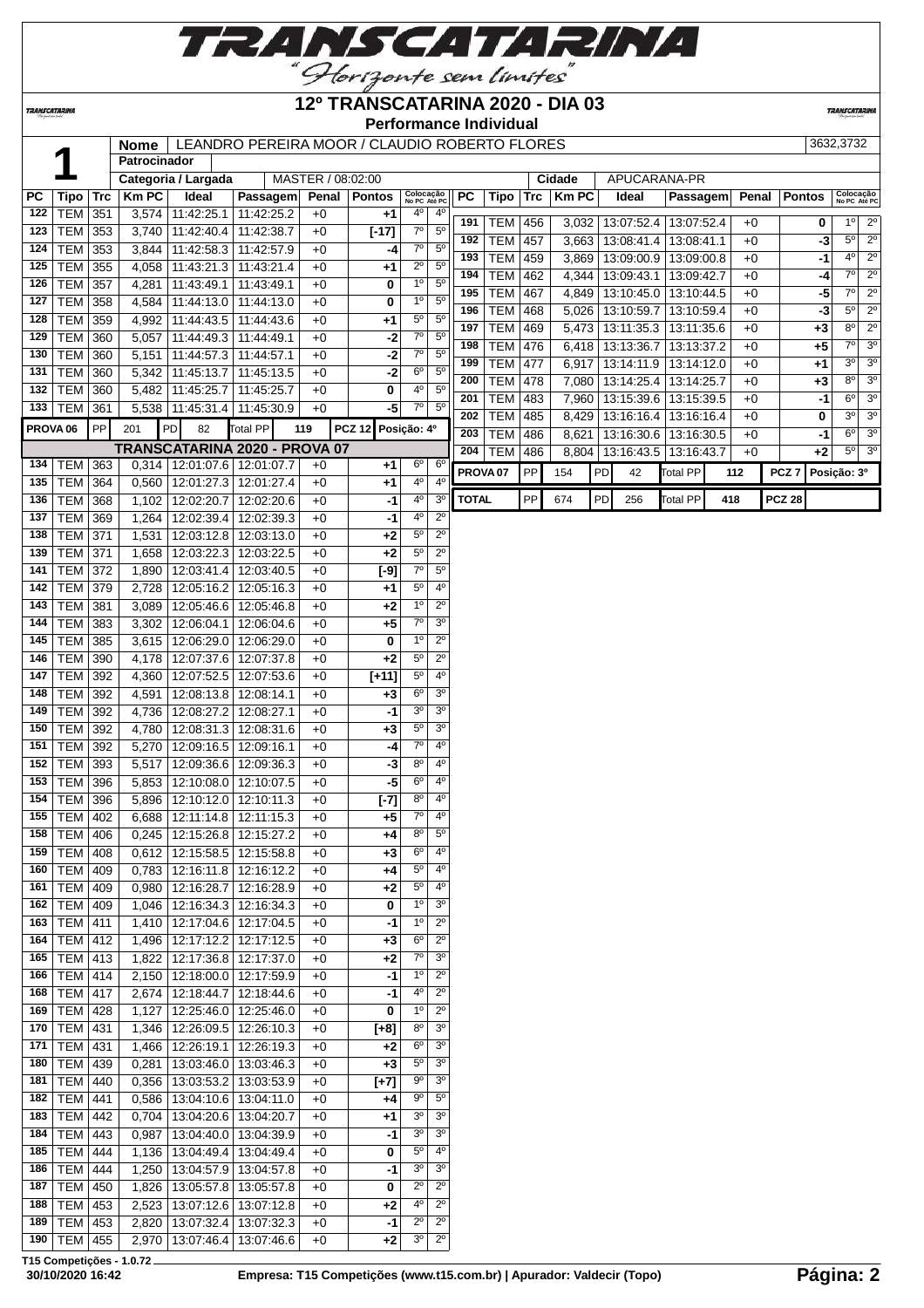# 12º TRANSCATARINA 2020 - DIA 03

**Performance Individual**

| **1** | **Nome** | LEANDRO PEREIRA MOOR / CLAUDIO ROBERTO FLORES | 3632,3732 |
|---|---|---|---|
| | **Patrocinador** | | |
| | **Categoria / Largada** | MASTER / 08:02:00 | **Cidade** APUCARANA-PR |

| PC | Tipo | Trc | Km PC | Ideal | Passagem | Penal | Pontos | Colocação No PC | Colocação Até PC |
|---|---|---|---|---|---|---|---|---|---|
| 122 | TEM | 351 | 3,574 | 11:42:25.1 | 11:42:25.2 | +0 | +1 | 4º | 4º |
| 123 | TEM | 353 | 3,740 | 11:42:40.4 | 11:42:38.7 | +0 | [-17] | 7º | 5º |
| 124 | TEM | 353 | 3,844 | 11:42:58.3 | 11:42:57.9 | +0 | -4 | 7º | 5º |
| 125 | TEM | 355 | 4,058 | 11:43:21.3 | 11:43:21.4 | +0 | +1 | 2º | 5º |
| 126 | TEM | 357 | 4,281 | 11:43:49.1 | 11:43:49.1 | +0 | 0 | 1º | 5º |
| 127 | TEM | 358 | 4,584 | 11:44:13.0 | 11:44:13.0 | +0 | 0 | 1º | 5º |
| 128 | TEM | 359 | 4,992 | 11:44:43.5 | 11:44:43.6 | +0 | +1 | 5º | 5º |
| 129 | TEM | 360 | 5,057 | 11:44:49.3 | 11:44:49.1 | +0 | -2 | 7º | 5º |
| 130 | TEM | 360 | 5,151 | 11:44:57.3 | 11:44:57.1 | +0 | -2 | 7º | 5º |
| 131 | TEM | 360 | 5,342 | 11:45:13.7 | 11:45:13.5 | +0 | -2 | 6º | 5º |
| 132 | TEM | 360 | 5,482 | 11:45:25.7 | 11:45:25.7 | +0 | 0 | 4º | 5º |
| 133 | TEM | 361 | 5,538 | 11:45:31.4 | 11:45:30.9 | +0 | -5 | 7º | 5º |
| **PROVA 06** | PP | 201 | PD 82 | Total PP 119 | | | PCZ 12 | Posição: 4º | |
| **TRANSCATARINA 2020 - PROVA 07** | | | | | | | | | |
| 134 | TEM | 363 | 0,314 | 12:01:07.6 | 12:01:07.7 | +0 | +1 | 6º | 6º |
| 135 | TEM | 364 | 0,560 | 12:01:27.3 | 12:01:27.4 | +0 | +1 | 4º | 4º |
| 136 | TEM | 368 | 1,102 | 12:02:20.7 | 12:02:20.6 | +0 | -1 | 4º | 3º |
| 137 | TEM | 369 | 1,264 | 12:02:39.4 | 12:02:39.3 | +0 | -1 | 4º | 2º |
| 138 | TEM | 371 | 1,531 | 12:03:12.8 | 12:03:13.0 | +0 | +2 | 5º | 2º |
| 139 | TEM | 371 | 1,658 | 12:03:22.3 | 12:03:22.5 | +0 | +2 | 5º | 2º |
| 141 | TEM | 372 | 1,890 | 12:03:41.4 | 12:03:40.5 | +0 | [-9] | 7º | 5º |
| 142 | TEM | 379 | 2,728 | 12:05:16.2 | 12:05:16.3 | +0 | +1 | 5º | 4º |
| 143 | TEM | 381 | 3,089 | 12:05:46.6 | 12:05:46.8 | +0 | +2 | 1º | 2º |
| 144 | TEM | 383 | 3,302 | 12:06:04.1 | 12:06:04.6 | +0 | +5 | 7º | 3º |
| 145 | TEM | 385 | 3,615 | 12:06:29.0 | 12:06:29.0 | +0 | 0 | 1º | 2º |
| 146 | TEM | 390 | 4,178 | 12:07:37.6 | 12:07:37.8 | +0 | +2 | 5º | 2º |
| 147 | TEM | 392 | 4,360 | 12:07:52.5 | 12:07:53.6 | +0 | [+11] | 5º | 4º |
| 148 | TEM | 392 | 4,591 | 12:08:13.8 | 12:08:14.1 | +0 | +3 | 6º | 3º |
| 149 | TEM | 392 | 4,736 | 12:08:27.2 | 12:08:27.1 | +0 | -1 | 3º | 3º |
| 150 | TEM | 392 | 4,780 | 12:08:31.3 | 12:08:31.6 | +0 | +3 | 5º | 3º |
| 151 | TEM | 392 | 5,270 | 12:09:16.5 | 12:09:16.1 | +0 | -4 | 7º | 4º |
| 152 | TEM | 393 | 5,517 | 12:09:36.6 | 12:09:36.3 | +0 | -3 | 8º | 4º |
| 153 | TEM | 396 | 5,853 | 12:10:08.0 | 12:10:07.5 | +0 | -5 | 6º | 4º |
| 154 | TEM | 396 | 5,896 | 12:10:12.0 | 12:10:11.3 | +0 | [-7] | 8º | 4º |
| 155 | TEM | 402 | 6,688 | 12:11:14.8 | 12:11:15.3 | +0 | +5 | 7º | 4º |
| 158 | TEM | 406 | 0,245 | 12:15:26.8 | 12:15:27.2 | +0 | +4 | 8º | 5º |
| 159 | TEM | 408 | 0,612 | 12:15:58.5 | 12:15:58.8 | +0 | +3 | 6º | 4º |
| 160 | TEM | 409 | 0,783 | 12:16:11.8 | 12:16:12.2 | +0 | +4 | 5º | 4º |
| 161 | TEM | 409 | 0,980 | 12:16:28.7 | 12:16:28.9 | +0 | +2 | 5º | 4º |
| 162 | TEM | 409 | 1,046 | 12:16:34.3 | 12:16:34.3 | +0 | 0 | 1º | 3º |
| 163 | TEM | 411 | 1,410 | 12:17:04.6 | 12:17:04.5 | +0 | -1 | 1º | 2º |
| 164 | TEM | 412 | 1,496 | 12:17:12.2 | 12:17:12.5 | +0 | +3 | 6º | 2º |
| 165 | TEM | 413 | 1,822 | 12:17:36.8 | 12:17:37.0 | +0 | +2 | 7º | 3º |
| 166 | TEM | 414 | 2,150 | 12:18:00.0 | 12:17:59.9 | +0 | -1 | 1º | 2º |
| 168 | TEM | 417 | 2,674 | 12:18:44.7 | 12:18:44.6 | +0 | -1 | 4º | 2º |
| 169 | TEM | 428 | 1,127 | 12:25:46.0 | 12:25:46.0 | +0 | 0 | 1º | 2º |
| 170 | TEM | 431 | 1,346 | 12:26:09.5 | 12:26:10.3 | +0 | [+8] | 8º | 3º |
| 171 | TEM | 431 | 1,466 | 12:26:19.1 | 12:26:19.3 | +0 | +2 | 6º | 3º |
| 180 | TEM | 439 | 0,281 | 13:03:46.0 | 13:03:46.3 | +0 | +3 | 5º | 3º |
| 181 | TEM | 440 | 0,356 | 13:03:53.2 | 13:03:53.9 | +0 | [+7] | 9º | 3º |
| 182 | TEM | 441 | 0,586 | 13:04:10.6 | 13:04:11.0 | +0 | +4 | 9º | 5º |
| 183 | TEM | 442 | 0,704 | 13:04:20.6 | 13:04:20.7 | +0 | +1 | 3º | 3º |
| 184 | TEM | 443 | 0,987 | 13:04:40.0 | 13:04:39.9 | +0 | -1 | 3º | 3º |
| 185 | TEM | 444 | 1,136 | 13:04:49.4 | 13:04:49.4 | +0 | 0 | 5º | 4º |
| 186 | TEM | 444 | 1,250 | 13:04:57.9 | 13:04:57.8 | +0 | -1 | 3º | 3º |
| 187 | TEM | 450 | 1,826 | 13:05:57.8 | 13:05:57.8 | +0 | 0 | 2º | 2º |
| 188 | TEM | 453 | 2,523 | 13:07:12.6 | 13:07:12.8 | +0 | +2 | 4º | 2º |
| 189 | TEM | 453 | 2,820 | 13:07:32.4 | 13:07:32.3 | +0 | -1 | 2º | 2º |
| 190 | TEM | 455 | 2,970 | 13:07:46.4 | 13:07:46.6 | +0 | +2 | 3º | 2º |
| 191 | TEM | 456 | 3,032 | 13:07:52.4 | 13:07:52.4 | +0 | 0 | 1º | 2º |
| 192 | TEM | 457 | 3,663 | 13:08:41.4 | 13:08:41.1 | +0 | -3 | 5º | 2º |
| 193 | TEM | 459 | 3,869 | 13:09:00.9 | 13:09:00.8 | +0 | -1 | 4º | 2º |
| 194 | TEM | 462 | 4,344 | 13:09:43.1 | 13:09:42.7 | +0 | -4 | 7º | 2º |
| 195 | TEM | 467 | 4,849 | 13:10:45.0 | 13:10:44.5 | +0 | -5 | 7º | 2º |
| 196 | TEM | 468 | 5,026 | 13:10:59.7 | 13:10:59.4 | +0 | -3 | 5º | 2º |
| 197 | TEM | 469 | 5,473 | 13:11:35.3 | 13:11:35.6 | +0 | +3 | 8º | 2º |
| 198 | TEM | 476 | 6,418 | 13:13:36.7 | 13:13:37.2 | +0 | +5 | 7º | 3º |
| 199 | TEM | 477 | 6,917 | 13:14:11.9 | 13:14:12.0 | +0 | +1 | 3º | 3º |
| 200 | TEM | 478 | 7,080 | 13:14:25.4 | 13:14:25.7 | +0 | +3 | 8º | 3º |
| 201 | TEM | 483 | 7,960 | 13:15:39.6 | 13:15:39.5 | +0 | -1 | 6º | 3º |
| 202 | TEM | 485 | 8,429 | 13:16:16.4 | 13:16:16.4 | +0 | 0 | 3º | 3º |
| 203 | TEM | 486 | 8,621 | 13:16:30.6 | 13:16:30.5 | +0 | -1 | 6º | 3º |
| 204 | TEM | 486 | 8,804 | 13:16:43.5 | 13:16:43.7 | +0 | +2 | 5º | 3º |
| **PROVA 07** | PP | 154 | PD 42 | Total PP 112 | | | PCZ 7 | Posição: 3º | |
| **TOTAL** | PP | 674 | PD 256 | Total PP 418 | | | PCZ 28 | | |

T15 Competições - 1.0.72

30/10/2020 16:42 — Empresa: T15 Competições (www.t15.com.br) | Apurador: Valdecir (Topo)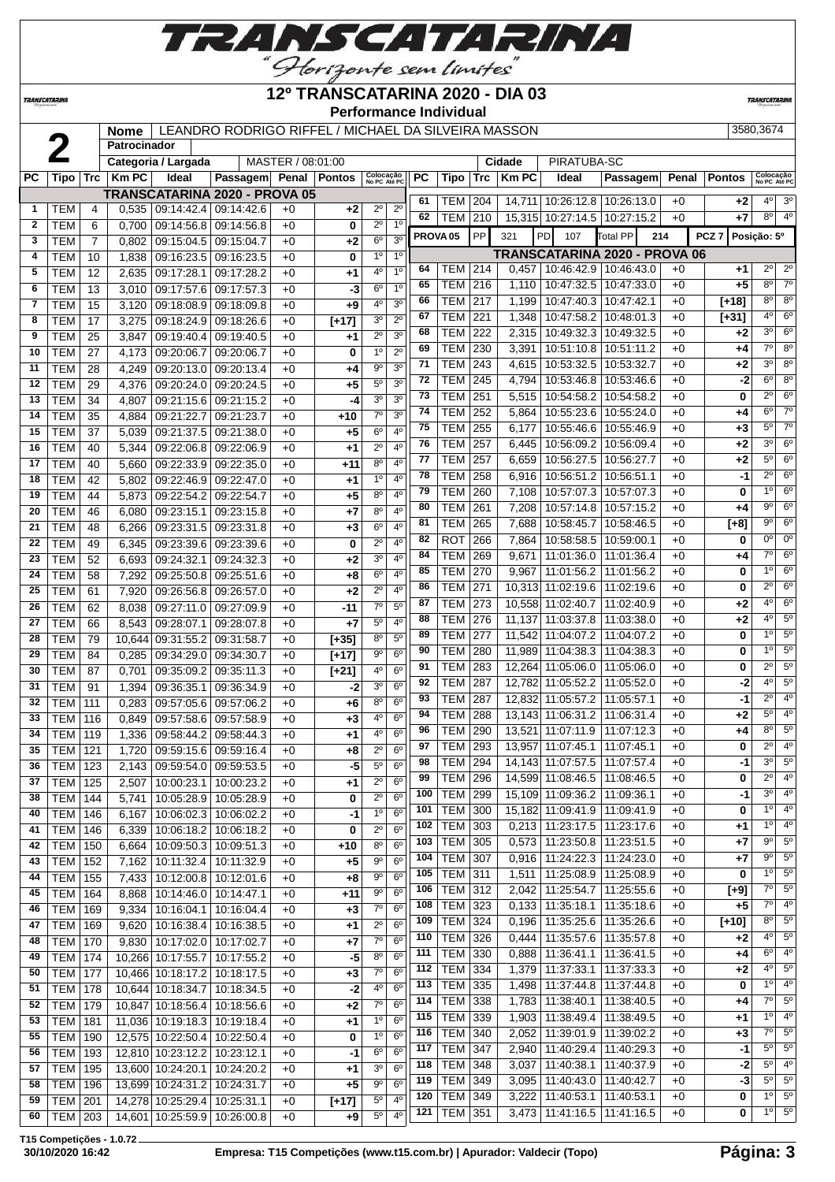# 12º TRANSCATARINA 2020 - DIA 03

**Performance Individual**

| | | |
|---|---|---|
| **2** | **Nome** | LEANDRO RODRIGO RIFFEL / MICHAEL DA SILVEIRA MASSON — 3580,3674 |
| | **Patrocinador** | |
| | **Categoria / Largada** | MASTER / 08:01:00 — **Cidade** PIRATUBA-SC |

## TRANSCATARINA 2020 - PROVA 05

| PC | Tipo | Trc | Km PC | Ideal | Passagem | Penal | Pontos | Colocação No PC | Colocação Até PC |
|---|---|---|---|---|---|---|---|---|---|
| 1 | TEM | 4 | 0,535 | 09:14:42.4 | 09:14:42.6 | +0 | +2 | 2º | 2º |
| 2 | TEM | 6 | 0,700 | 09:14:56.8 | 09:14:56.8 | +0 | 0 | 2º | 1º |
| 3 | TEM | 7 | 0,802 | 09:15:04.5 | 09:15:04.7 | +0 | +2 | 6º | 3º |
| 4 | TEM | 10 | 1,838 | 09:16:23.5 | 09:16:23.5 | +0 | 0 | 1º | 1º |
| 5 | TEM | 12 | 2,635 | 09:17:28.1 | 09:17:28.2 | +0 | +1 | 4º | 1º |
| 6 | TEM | 13 | 3,010 | 09:17:57.6 | 09:17:57.3 | +0 | -3 | 6º | 1º |
| 7 | TEM | 15 | 3,120 | 09:18:08.9 | 09:18:09.8 | +0 | +9 | 4º | 3º |
| 8 | TEM | 17 | 3,275 | 09:18:24.9 | 09:18:26.6 | +0 | [+17] | 3º | 2º |
| 9 | TEM | 25 | 3,847 | 09:19:40.4 | 09:19:40.5 | +0 | +1 | 2º | 3º |
| 10 | TEM | 27 | 4,173 | 09:20:06.7 | 09:20:06.7 | +0 | 0 | 1º | 2º |
| 11 | TEM | 28 | 4,249 | 09:20:13.0 | 09:20:13.4 | +0 | +4 | 9º | 3º |
| 12 | TEM | 29 | 4,376 | 09:20:24.0 | 09:20:24.5 | +0 | +5 | 5º | 3º |
| 13 | TEM | 34 | 4,807 | 09:21:15.6 | 09:21:15.2 | +0 | -4 | 3º | 3º |
| 14 | TEM | 35 | 4,884 | 09:21:22.7 | 09:21:23.7 | +0 | +10 | 7º | 3º |
| 15 | TEM | 37 | 5,039 | 09:21:37.5 | 09:21:38.0 | +0 | +5 | 6º | 4º |
| 16 | TEM | 40 | 5,344 | 09:22:06.8 | 09:22:06.9 | +0 | +1 | 2º | 4º |
| 17 | TEM | 40 | 5,660 | 09:22:33.9 | 09:22:35.0 | +0 | +11 | 8º | 4º |
| 18 | TEM | 42 | 5,802 | 09:22:46.9 | 09:22:47.0 | +0 | +1 | 1º | 4º |
| 19 | TEM | 44 | 5,873 | 09:22:54.2 | 09:22:54.7 | +0 | +5 | 8º | 4º |
| 20 | TEM | 46 | 6,080 | 09:23:15.1 | 09:23:15.8 | +0 | +7 | 8º | 4º |
| 21 | TEM | 48 | 6,266 | 09:23:31.5 | 09:23:31.8 | +0 | +3 | 6º | 4º |
| 22 | TEM | 49 | 6,345 | 09:23:39.6 | 09:23:39.6 | +0 | 0 | 2º | 4º |
| 23 | TEM | 52 | 6,693 | 09:24:32.1 | 09:24:32.3 | +0 | +2 | 3º | 4º |
| 24 | TEM | 58 | 7,292 | 09:25:50.8 | 09:25:51.6 | +0 | +8 | 6º | 4º |
| 25 | TEM | 61 | 7,920 | 09:26:56.8 | 09:26:57.0 | +0 | +2 | 2º | 4º |
| 26 | TEM | 62 | 8,038 | 09:27:11.0 | 09:27:09.9 | +0 | -11 | 7º | 5º |
| 27 | TEM | 66 | 8,543 | 09:28:07.1 | 09:28:07.8 | +0 | +7 | 5º | 4º |
| 28 | TEM | 79 | 10,644 | 09:31:55.2 | 09:31:58.7 | +0 | [+35] | 8º | 5º |
| 29 | TEM | 84 | 0,285 | 09:34:29.0 | 09:34:30.7 | +0 | [+17] | 9º | 6º |
| 30 | TEM | 87 | 0,701 | 09:35:09.2 | 09:35:11.3 | +0 | [+21] | 4º | 6º |
| 31 | TEM | 91 | 1,394 | 09:36:35.1 | 09:36:34.9 | +0 | -2 | 3º | 6º |
| 32 | TEM | 111 | 0,283 | 09:57:05.6 | 09:57:06.2 | +0 | +6 | 8º | 6º |
| 33 | TEM | 116 | 0,849 | 09:57:58.6 | 09:57:58.9 | +0 | +3 | 4º | 6º |
| 34 | TEM | 119 | 1,336 | 09:58:44.2 | 09:58:44.3 | +0 | +1 | 4º | 6º |
| 35 | TEM | 121 | 1,720 | 09:59:15.6 | 09:59:16.4 | +0 | +8 | 2º | 6º |
| 36 | TEM | 123 | 2,143 | 09:59:54.0 | 09:59:53.5 | +0 | -5 | 5º | 6º |
| 37 | TEM | 125 | 2,507 | 10:00:23.1 | 10:00:23.2 | +0 | +1 | 2º | 6º |
| 38 | TEM | 144 | 5,741 | 10:05:28.9 | 10:05:28.9 | +0 | 0 | 2º | 6º |
| 40 | TEM | 146 | 6,167 | 10:06:02.3 | 10:06:02.2 | +0 | -1 | 1º | 6º |
| 41 | TEM | 146 | 6,339 | 10:06:18.2 | 10:06:18.2 | +0 | 0 | 2º | 6º |
| 42 | TEM | 150 | 6,664 | 10:09:50.3 | 10:09:51.3 | +0 | +10 | 8º | 6º |
| 43 | TEM | 152 | 7,162 | 10:11:32.4 | 10:11:32.9 | +0 | +5 | 9º | 6º |
| 44 | TEM | 155 | 7,433 | 10:12:00.8 | 10:12:01.6 | +0 | +8 | 9º | 6º |
| 45 | TEM | 164 | 8,868 | 10:14:46.0 | 10:14:47.1 | +0 | +11 | 9º | 6º |
| 46 | TEM | 169 | 9,334 | 10:16:04.1 | 10:16:04.4 | +0 | +3 | 7º | 6º |
| 47 | TEM | 169 | 9,620 | 10:16:38.4 | 10:16:38.5 | +0 | +1 | 2º | 6º |
| 48 | TEM | 170 | 9,830 | 10:17:02.0 | 10:17:02.7 | +0 | +7 | 7º | 6º |
| 49 | TEM | 174 | 10,266 | 10:17:55.7 | 10:17:55.2 | +0 | -5 | 8º | 6º |
| 50 | TEM | 177 | 10,466 | 10:18:17.2 | 10:18:17.5 | +0 | +3 | 7º | 6º |
| 51 | TEM | 178 | 10,644 | 10:18:34.7 | 10:18:34.5 | +0 | -2 | 4º | 6º |
| 52 | TEM | 179 | 10,847 | 10:18:56.4 | 10:18:56.6 | +0 | +2 | 7º | 6º |
| 53 | TEM | 181 | 11,036 | 10:19:18.3 | 10:19:18.4 | +0 | +1 | 1º | 6º |
| 55 | TEM | 190 | 12,575 | 10:22:50.4 | 10:22:50.4 | +0 | 0 | 1º | 6º |
| 56 | TEM | 193 | 12,810 | 10:23:12.2 | 10:23:12.1 | +0 | -1 | 6º | 6º |
| 57 | TEM | 195 | 13,600 | 10:24:20.1 | 10:24:20.2 | +0 | +1 | 3º | 6º |
| 58 | TEM | 196 | 13,699 | 10:24:31.2 | 10:24:31.7 | +0 | +5 | 9º | 6º |
| 59 | TEM | 201 | 14,278 | 10:25:29.4 | 10:25:31.1 | +0 | [+17] | 5º | 4º |
| 60 | TEM | 203 | 14,601 | 10:25:59.9 | 10:26:00.8 | +0 | +9 | 5º | 4º |
| 61 | TEM | 204 | 14,711 | 10:26:12.8 | 10:26:13.0 | +0 | +2 | 4º | 3º |
| 62 | TEM | 210 | 15,315 | 10:27:14.5 | 10:27:15.2 | +0 | +7 | 8º | 4º |

**PROVA 05** — PP: 321 — PD: 107 — Total PP: 214 — PCZ 7 — Posição: 5º

## TRANSCATARINA 2020 - PROVA 06

| PC | Tipo | Trc | Km PC | Ideal | Passagem | Penal | Pontos | Colocação No PC | Colocação Até PC |
|---|---|---|---|---|---|---|---|---|---|
| 64 | TEM | 214 | 0,457 | 10:46:42.9 | 10:46:43.0 | +0 | +1 | 2º | 2º |
| 65 | TEM | 216 | 1,110 | 10:47:32.5 | 10:47:33.0 | +0 | +5 | 8º | 7º |
| 66 | TEM | 217 | 1,199 | 10:47:40.3 | 10:47:42.1 | +0 | [+18] | 8º | 8º |
| 67 | TEM | 221 | 1,348 | 10:47:58.2 | 10:48:01.3 | +0 | [+31] | 4º | 6º |
| 68 | TEM | 222 | 2,315 | 10:49:32.3 | 10:49:32.5 | +0 | +2 | 3º | 6º |
| 69 | TEM | 230 | 3,391 | 10:51:10.8 | 10:51:11.2 | +0 | +4 | 7º | 8º |
| 71 | TEM | 243 | 4,615 | 10:53:32.5 | 10:53:32.7 | +0 | +2 | 3º | 8º |
| 72 | TEM | 245 | 4,794 | 10:53:46.8 | 10:53:46.6 | +0 | -2 | 6º | 8º |
| 73 | TEM | 251 | 5,515 | 10:54:58.2 | 10:54:58.2 | +0 | 0 | 2º | 6º |
| 74 | TEM | 252 | 5,864 | 10:55:23.6 | 10:55:24.0 | +0 | +4 | 6º | 7º |
| 75 | TEM | 255 | 6,177 | 10:55:46.6 | 10:55:46.9 | +0 | +3 | 5º | 7º |
| 76 | TEM | 257 | 6,445 | 10:56:09.2 | 10:56:09.4 | +0 | +2 | 3º | 6º |
| 77 | TEM | 257 | 6,659 | 10:56:27.5 | 10:56:27.7 | +0 | +2 | 5º | 6º |
| 78 | TEM | 258 | 6,916 | 10:56:51.2 | 10:56:51.1 | +0 | -1 | 2º | 6º |
| 79 | TEM | 260 | 7,108 | 10:57:07.3 | 10:57:07.3 | +0 | 0 | 1º | 6º |
| 80 | TEM | 261 | 7,208 | 10:57:14.8 | 10:57:15.2 | +0 | +4 | 9º | 6º |
| 81 | TEM | 265 | 7,688 | 10:58:45.7 | 10:58:46.5 | +0 | [+8] | 9º | 6º |
| 82 | ROT | 266 | 7,864 | 10:58:58.5 | 10:59:00.1 | +0 | 0 | 0º | 0º |
| 84 | TEM | 269 | 9,671 | 11:01:36.0 | 11:01:36.4 | +0 | +4 | 7º | 6º |
| 85 | TEM | 270 | 9,967 | 11:01:56.2 | 11:01:56.2 | +0 | 0 | 1º | 6º |
| 86 | TEM | 271 | 10,313 | 11:02:19.6 | 11:02:19.6 | +0 | 0 | 2º | 6º |
| 87 | TEM | 273 | 10,558 | 11:02:40.7 | 11:02:40.9 | +0 | +2 | 4º | 6º |
| 88 | TEM | 276 | 11,137 | 11:03:37.8 | 11:03:38.0 | +0 | +2 | 4º | 5º |
| 89 | TEM | 277 | 11,542 | 11:04:07.2 | 11:04:07.2 | +0 | 0 | 1º | 5º |
| 90 | TEM | 280 | 11,989 | 11:04:38.3 | 11:04:38.3 | +0 | 0 | 1º | 5º |
| 91 | TEM | 283 | 12,264 | 11:05:06.0 | 11:05:06.0 | +0 | 0 | 2º | 5º |
| 92 | TEM | 287 | 12,782 | 11:05:52.2 | 11:05:52.0 | +0 | -2 | 4º | 5º |
| 93 | TEM | 287 | 12,832 | 11:05:57.2 | 11:05:57.1 | +0 | -1 | 2º | 4º |
| 94 | TEM | 288 | 13,143 | 11:06:31.2 | 11:06:31.4 | +0 | +2 | 5º | 4º |
| 96 | TEM | 290 | 13,521 | 11:07:11.9 | 11:07:12.3 | +0 | +4 | 8º | 5º |
| 97 | TEM | 293 | 13,957 | 11:07:45.1 | 11:07:45.1 | +0 | 0 | 2º | 4º |
| 98 | TEM | 294 | 14,143 | 11:07:57.5 | 11:07:57.4 | +0 | -1 | 3º | 5º |
| 99 | TEM | 296 | 14,599 | 11:08:46.5 | 11:08:46.5 | +0 | 0 | 2º | 4º |
| 100 | TEM | 299 | 15,109 | 11:09:36.2 | 11:09:36.1 | +0 | -1 | 3º | 4º |
| 101 | TEM | 300 | 15,182 | 11:09:41.9 | 11:09:41.9 | +0 | 0 | 1º | 4º |
| 102 | TEM | 303 | 0,213 | 11:23:17.5 | 11:23:17.6 | +0 | +1 | 1º | 4º |
| 103 | TEM | 305 | 0,573 | 11:23:50.8 | 11:23:51.5 | +0 | +7 | 9º | 5º |
| 104 | TEM | 307 | 0,916 | 11:24:22.3 | 11:24:23.0 | +0 | +7 | 9º | 5º |
| 105 | TEM | 311 | 1,511 | 11:25:08.9 | 11:25:08.9 | +0 | 0 | 1º | 5º |
| 106 | TEM | 312 | 2,042 | 11:25:54.7 | 11:25:55.6 | +0 | [+9] | 7º | 5º |
| 108 | TEM | 323 | 0,133 | 11:35:18.1 | 11:35:18.6 | +0 | +5 | 7º | 4º |
| 109 | TEM | 324 | 0,196 | 11:35:25.6 | 11:35:26.6 | +0 | [+10] | 8º | 5º |
| 110 | TEM | 326 | 0,444 | 11:35:57.6 | 11:35:57.8 | +0 | +2 | 4º | 5º |
| 111 | TEM | 330 | 0,888 | 11:36:41.1 | 11:36:41.5 | +0 | +4 | 6º | 4º |
| 112 | TEM | 334 | 1,379 | 11:37:33.1 | 11:37:33.3 | +0 | +2 | 4º | 5º |
| 113 | TEM | 335 | 1,498 | 11:37:44.8 | 11:37:44.8 | +0 | 0 | 1º | 4º |
| 114 | TEM | 338 | 1,783 | 11:38:40.1 | 11:38:40.5 | +0 | +4 | 7º | 5º |
| 115 | TEM | 339 | 1,903 | 11:38:49.4 | 11:38:49.5 | +0 | +1 | 1º | 4º |
| 116 | TEM | 340 | 2,052 | 11:39:01.9 | 11:39:02.2 | +0 | +3 | 7º | 5º |
| 117 | TEM | 347 | 2,940 | 11:40:29.4 | 11:40:29.3 | +0 | -1 | 5º | 5º |
| 118 | TEM | 348 | 3,037 | 11:40:38.1 | 11:40:37.9 | +0 | -2 | 5º | 4º |
| 119 | TEM | 349 | 3,095 | 11:40:43.0 | 11:40:42.7 | +0 | -3 | 5º | 5º |
| 120 | TEM | 349 | 3,222 | 11:40:53.1 | 11:40:53.1 | +0 | 0 | 1º | 5º |
| 121 | TEM | 351 | 3,473 | 11:41:16.5 | 11:41:16.5 | +0 | 0 | 1º | 5º |

T15 Competições - 1.0.72
30/10/2020 16:42 — Empresa: T15 Competições (www.t15.com.br) | Apurador: Valdecir (Topo)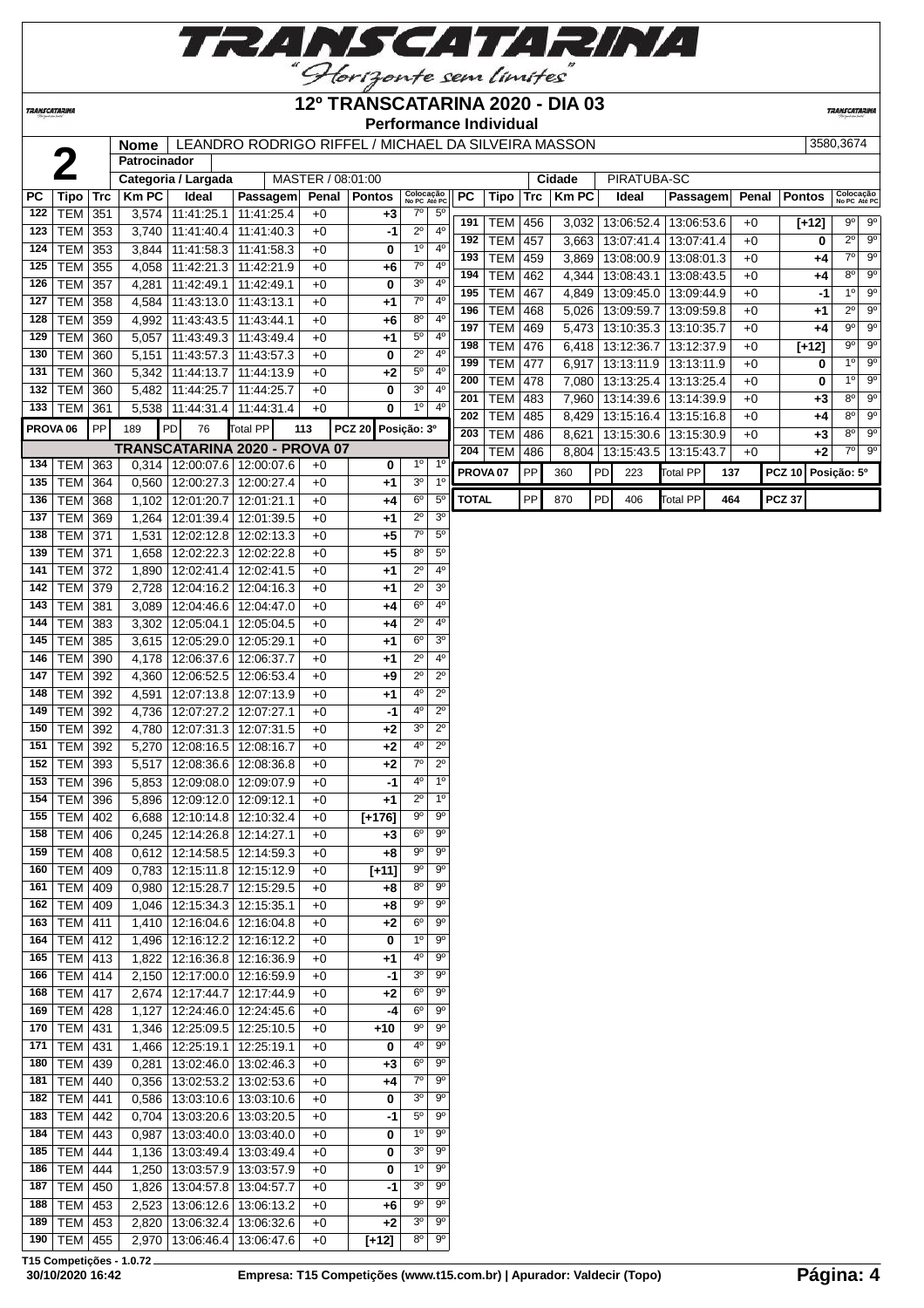# 12º TRANSCATARINA 2020 - DIA 03

**Performance Individual**

| 2 | Nome | LEANDRO RODRIGO RIFFEL / MICHAEL DA SILVEIRA MASSON | 3580,3674 |
|---|---|---|---|
| | Patrocinador | | |
| | Categoria / Largada | MASTER / 08:01:00 | Cidade: PIRATUBA-SC |

| PC | Tipo | Trc | Km PC | Ideal | Passagem | Penal | Pontos | Colocação No PC | Colocação Até PC |
|---|---|---|---|---|---|---|---|---|---|
| 122 | TEM | 351 | 3,574 | 11:41:25.1 | 11:41:25.4 | +0 | +3 | 7º | 5º |
| 123 | TEM | 353 | 3,740 | 11:41:40.4 | 11:41:40.3 | +0 | -1 | 2º | 4º |
| 124 | TEM | 353 | 3,844 | 11:41:58.3 | 11:41:58.3 | +0 | 0 | 1º | 4º |
| 125 | TEM | 355 | 4,058 | 11:42:21.3 | 11:42:21.9 | +0 | +6 | 7º | 4º |
| 126 | TEM | 357 | 4,281 | 11:42:49.1 | 11:42:49.1 | +0 | 0 | 3º | 4º |
| 127 | TEM | 358 | 4,584 | 11:43:13.0 | 11:43:13.1 | +0 | +1 | 7º | 4º |
| 128 | TEM | 359 | 4,992 | 11:43:43.5 | 11:43:44.1 | +0 | +6 | 8º | 4º |
| 129 | TEM | 360 | 5,057 | 11:43:49.3 | 11:43:49.4 | +0 | +1 | 5º | 4º |
| 130 | TEM | 360 | 5,151 | 11:43:57.3 | 11:43:57.3 | +0 | 0 | 2º | 4º |
| 131 | TEM | 360 | 5,342 | 11:44:13.7 | 11:44:13.9 | +0 | +2 | 5º | 4º |
| 132 | TEM | 360 | 5,482 | 11:44:25.7 | 11:44:25.7 | +0 | 0 | 3º | 4º |
| 133 | TEM | 361 | 5,538 | 11:44:31.4 | 11:44:31.4 | +0 | 0 | 1º | 4º |
| PROVA 06 | PP | 189 | PD | 76 | Total PP | 113 | PCZ 20 | Posição: 3º | |
| **TRANSCATARINA 2020 - PROVA 07** | | | | | | | | | |
| 134 | TEM | 363 | 0,314 | 12:00:07.6 | 12:00:07.6 | +0 | 0 | 1º | 1º |
| 135 | TEM | 364 | 0,560 | 12:00:27.3 | 12:00:27.4 | +0 | +1 | 3º | 1º |
| 136 | TEM | 368 | 1,102 | 12:01:20.7 | 12:01:21.1 | +0 | +4 | 6º | 5º |
| 137 | TEM | 369 | 1,264 | 12:01:39.4 | 12:01:39.5 | +0 | +1 | 2º | 3º |
| 138 | TEM | 371 | 1,531 | 12:02:12.8 | 12:02:13.3 | +0 | +5 | 7º | 5º |
| 139 | TEM | 371 | 1,658 | 12:02:22.3 | 12:02:22.8 | +0 | +5 | 8º | 5º |
| 141 | TEM | 372 | 1,890 | 12:02:41.4 | 12:02:41.5 | +0 | +1 | 2º | 4º |
| 142 | TEM | 379 | 2,728 | 12:04:16.2 | 12:04:16.3 | +0 | +1 | 2º | 3º |
| 143 | TEM | 381 | 3,089 | 12:04:46.6 | 12:04:47.0 | +0 | +4 | 6º | 4º |
| 144 | TEM | 383 | 3,302 | 12:05:04.1 | 12:05:04.5 | +0 | +4 | 2º | 4º |
| 145 | TEM | 385 | 3,615 | 12:05:29.0 | 12:05:29.1 | +0 | +1 | 6º | 3º |
| 146 | TEM | 390 | 4,178 | 12:06:37.6 | 12:06:37.7 | +0 | +1 | 2º | 4º |
| 147 | TEM | 392 | 4,360 | 12:06:52.5 | 12:06:53.4 | +0 | +9 | 2º | 2º |
| 148 | TEM | 392 | 4,591 | 12:07:13.8 | 12:07:13.9 | +0 | +1 | 4º | 2º |
| 149 | TEM | 392 | 4,736 | 12:07:27.2 | 12:07:27.1 | +0 | -1 | 4º | 2º |
| 150 | TEM | 392 | 4,780 | 12:07:31.3 | 12:07:31.5 | +0 | +2 | 3º | 2º |
| 151 | TEM | 392 | 5,270 | 12:08:16.5 | 12:08:16.7 | +0 | +2 | 4º | 2º |
| 152 | TEM | 393 | 5,517 | 12:08:36.6 | 12:08:36.8 | +0 | +2 | 7º | 2º |
| 153 | TEM | 396 | 5,853 | 12:09:08.0 | 12:09:07.9 | +0 | -1 | 4º | 1º |
| 154 | TEM | 396 | 5,896 | 12:09:12.0 | 12:09:12.1 | +0 | +1 | 2º | 1º |
| 155 | TEM | 402 | 6,688 | 12:10:14.8 | 12:10:32.4 | +0 | [+176] | 9º | 9º |
| 158 | TEM | 406 | 0,245 | 12:14:26.8 | 12:14:27.1 | +0 | +3 | 6º | 9º |
| 159 | TEM | 408 | 0,612 | 12:14:58.5 | 12:14:59.3 | +0 | +8 | 9º | 9º |
| 160 | TEM | 409 | 0,783 | 12:15:11.8 | 12:15:12.9 | +0 | [+11] | 9º | 9º |
| 161 | TEM | 409 | 0,980 | 12:15:28.7 | 12:15:29.5 | +0 | +8 | 8º | 9º |
| 162 | TEM | 409 | 1,046 | 12:15:34.3 | 12:15:35.1 | +0 | +8 | 9º | 9º |
| 163 | TEM | 411 | 1,410 | 12:16:04.6 | 12:16:04.8 | +0 | +2 | 6º | 9º |
| 164 | TEM | 412 | 1,496 | 12:16:12.2 | 12:16:12.2 | +0 | 0 | 1º | 9º |
| 165 | TEM | 413 | 1,822 | 12:16:36.8 | 12:16:36.9 | +0 | +1 | 4º | 9º |
| 166 | TEM | 414 | 2,150 | 12:17:00.0 | 12:16:59.9 | +0 | -1 | 3º | 9º |
| 168 | TEM | 417 | 2,674 | 12:17:44.7 | 12:17:44.9 | +0 | +2 | 6º | 9º |
| 169 | TEM | 428 | 1,127 | 12:24:46.0 | 12:24:45.6 | +0 | -4 | 6º | 9º |
| 170 | TEM | 431 | 1,346 | 12:25:09.5 | 12:25:10.5 | +0 | +10 | 9º | 9º |
| 171 | TEM | 431 | 1,466 | 12:25:19.1 | 12:25:19.1 | +0 | 0 | 4º | 9º |
| 180 | TEM | 439 | 0,281 | 13:02:46.0 | 13:02:46.3 | +0 | +3 | 6º | 9º |
| 181 | TEM | 440 | 0,356 | 13:02:53.2 | 13:02:53.6 | +0 | +4 | 7º | 9º |
| 182 | TEM | 441 | 0,586 | 13:03:10.6 | 13:03:10.6 | +0 | 0 | 3º | 9º |
| 183 | TEM | 442 | 0,704 | 13:03:20.6 | 13:03:20.5 | +0 | -1 | 5º | 9º |
| 184 | TEM | 443 | 0,987 | 13:03:40.0 | 13:03:40.0 | +0 | 0 | 1º | 9º |
| 185 | TEM | 444 | 1,136 | 13:03:49.4 | 13:03:49.4 | +0 | 0 | 3º | 9º |
| 186 | TEM | 444 | 1,250 | 13:03:57.9 | 13:03:57.9 | +0 | 0 | 1º | 9º |
| 187 | TEM | 450 | 1,826 | 13:04:57.8 | 13:04:57.7 | +0 | -1 | 3º | 9º |
| 188 | TEM | 453 | 2,523 | 13:06:12.6 | 13:06:13.2 | +0 | +6 | 9º | 9º |
| 189 | TEM | 453 | 2,820 | 13:06:32.4 | 13:06:32.6 | +0 | +2 | 3º | 9º |
| 190 | TEM | 455 | 2,970 | 13:06:46.4 | 13:06:47.6 | +0 | [+12] | 8º | 9º |
| 191 | TEM | 456 | 3,032 | 13:06:52.4 | 13:06:53.6 | +0 | [+12] | 9º | 9º |
| 192 | TEM | 457 | 3,663 | 13:07:41.4 | 13:07:41.4 | +0 | 0 | 2º | 9º |
| 193 | TEM | 459 | 3,869 | 13:08:00.9 | 13:08:01.3 | +0 | +4 | 7º | 9º |
| 194 | TEM | 462 | 4,344 | 13:08:43.1 | 13:08:43.5 | +0 | +4 | 8º | 9º |
| 195 | TEM | 467 | 4,849 | 13:09:45.0 | 13:09:44.9 | +0 | -1 | 1º | 9º |
| 196 | TEM | 468 | 5,026 | 13:09:59.7 | 13:09:59.8 | +0 | +1 | 2º | 9º |
| 197 | TEM | 469 | 5,473 | 13:10:35.3 | 13:10:35.7 | +0 | +4 | 9º | 9º |
| 198 | TEM | 476 | 6,418 | 13:12:36.7 | 13:12:37.9 | +0 | [+12] | 9º | 9º |
| 199 | TEM | 477 | 6,917 | 13:13:11.9 | 13:13:11.9 | +0 | 0 | 1º | 9º |
| 200 | TEM | 478 | 7,080 | 13:13:25.4 | 13:13:25.4 | +0 | 0 | 1º | 9º |
| 201 | TEM | 483 | 7,960 | 13:14:39.6 | 13:14:39.9 | +0 | +3 | 8º | 9º |
| 202 | TEM | 485 | 8,429 | 13:15:16.4 | 13:15:16.8 | +0 | +4 | 8º | 9º |
| 203 | TEM | 486 | 8,621 | 13:15:30.6 | 13:15:30.9 | +0 | +3 | 8º | 9º |
| 204 | TEM | 486 | 8,804 | 13:15:43.5 | 13:15:43.7 | +0 | +2 | 7º | 9º |
| PROVA 07 | PP | 360 | PD | 223 | Total PP | 137 | PCZ 10 | Posição: 5º | |
| TOTAL | PP | 870 | PD | 406 | Total PP | 464 | PCZ 37 | | |

T15 Competições - 1.0.72

30/10/2020 16:42 — Empresa: T15 Competições (www.t15.com.br) | Apurador: Valdecir (Topo)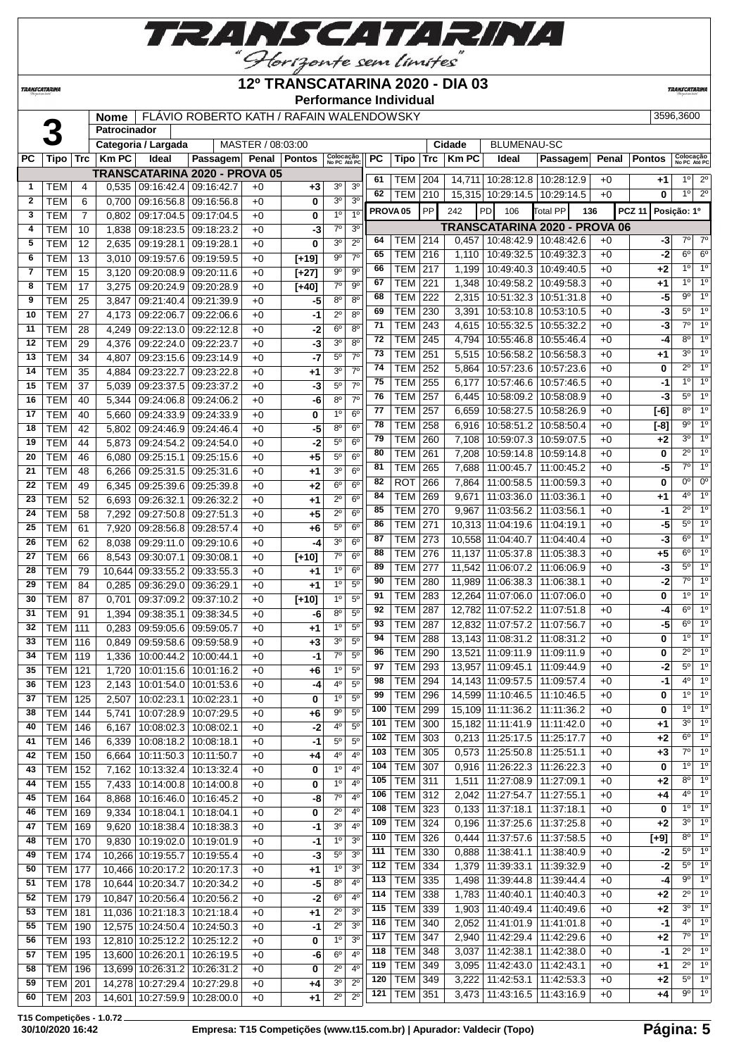# 12º TRANSCATARINA 2020 - DIA 03

**Performance Individual**

| | | |
|---|---|---|
| **3** | **Nome** | FLÁVIO ROBERTO KATH / RAFAIN WALENDOWSKY | 3596,3600 |
| | **Patrocinador** | |
| | **Categoria / Largada** | MASTER / 08:03:00 | **Cidade** BLUMENAU-SC |

## TRANSCATARINA 2020 - PROVA 05

| PC | Tipo | Trc | Km PC | Ideal | Passagem | Penal | Pontos | Colocação No PC | Colocação Até PC |
|---|---|---|---|---|---|---|---|---|---|
| 1 | TEM | 4 | 0,535 | 09:16:42.4 | 09:16:42.7 | +0 | +3 | 3º | 3º |
| 2 | TEM | 6 | 0,700 | 09:16:56.8 | 09:16:56.8 | +0 | 0 | 3º | 3º |
| 3 | TEM | 7 | 0,802 | 09:17:04.5 | 09:17:04.5 | +0 | 0 | 1º | 1º |
| 4 | TEM | 10 | 1,838 | 09:18:23.5 | 09:18:23.2 | +0 | -3 | 7º | 3º |
| 5 | TEM | 12 | 2,635 | 09:19:28.1 | 09:19:28.1 | +0 | 0 | 3º | 2º |
| 6 | TEM | 13 | 3,010 | 09:19:57.6 | 09:19:59.5 | +0 | [+19] | 9º | 7º |
| 7 | TEM | 15 | 3,120 | 09:20:08.9 | 09:20:11.6 | +0 | [+27] | 9º | 9º |
| 8 | TEM | 17 | 3,275 | 09:20:24.9 | 09:20:28.9 | +0 | [+40] | 7º | 9º |
| 9 | TEM | 25 | 3,847 | 09:21:40.4 | 09:21:39.9 | +0 | -5 | 8º | 8º |
| 10 | TEM | 27 | 4,173 | 09:22:06.7 | 09:22:06.6 | +0 | -1 | 2º | 8º |
| 11 | TEM | 28 | 4,249 | 09:22:13.0 | 09:22:12.8 | +0 | -2 | 6º | 8º |
| 12 | TEM | 29 | 4,376 | 09:22:24.0 | 09:22:23.7 | +0 | -3 | 3º | 8º |
| 13 | TEM | 34 | 4,807 | 09:23:15.6 | 09:23:14.9 | +0 | -7 | 5º | 7º |
| 14 | TEM | 35 | 4,884 | 09:23:22.7 | 09:23:22.8 | +0 | +1 | 3º | 7º |
| 15 | TEM | 37 | 5,039 | 09:23:37.5 | 09:23:37.2 | +0 | -3 | 5º | 7º |
| 16 | TEM | 40 | 5,344 | 09:24:06.8 | 09:24:06.2 | +0 | -6 | 8º | 7º |
| 17 | TEM | 40 | 5,660 | 09:24:33.9 | 09:24:33.9 | +0 | 0 | 1º | 6º |
| 18 | TEM | 42 | 5,802 | 09:24:46.9 | 09:24:46.4 | +0 | -5 | 8º | 6º |
| 19 | TEM | 44 | 5,873 | 09:24:54.2 | 09:24:54.0 | +0 | -2 | 5º | 6º |
| 20 | TEM | 46 | 6,080 | 09:25:15.1 | 09:25:15.6 | +0 | +5 | 5º | 6º |
| 21 | TEM | 48 | 6,266 | 09:25:31.5 | 09:25:31.6 | +0 | +1 | 3º | 6º |
| 22 | TEM | 49 | 6,345 | 09:25:39.6 | 09:25:39.8 | +0 | +2 | 6º | 6º |
| 23 | TEM | 52 | 6,693 | 09:26:32.1 | 09:26:32.2 | +0 | +1 | 2º | 6º |
| 24 | TEM | 58 | 7,292 | 09:27:50.8 | 09:27:51.3 | +0 | +5 | 2º | 6º |
| 25 | TEM | 61 | 7,920 | 09:28:56.8 | 09:28:57.4 | +0 | +6 | 5º | 6º |
| 26 | TEM | 62 | 8,038 | 09:29:11.0 | 09:29:10.6 | +0 | -4 | 3º | 6º |
| 27 | TEM | 66 | 8,543 | 09:30:07.1 | 09:30:08.1 | +0 | [+10] | 7º | 6º |
| 28 | TEM | 79 | 10,644 | 09:33:55.2 | 09:33:55.3 | +0 | +1 | 1º | 6º |
| 29 | TEM | 84 | 0,285 | 09:36:29.0 | 09:36:29.1 | +0 | +1 | 1º | 5º |
| 30 | TEM | 87 | 0,701 | 09:37:09.2 | 09:37:10.2 | +0 | [+10] | 1º | 5º |
| 31 | TEM | 91 | 1,394 | 09:38:35.1 | 09:38:34.5 | +0 | -6 | 8º | 5º |
| 32 | TEM | 111 | 0,283 | 09:59:05.6 | 09:59:05.7 | +0 | +1 | 1º | 5º |
| 33 | TEM | 116 | 0,849 | 09:59:58.6 | 09:59:58.9 | +0 | +3 | 3º | 5º |
| 34 | TEM | 119 | 1,336 | 10:00:44.2 | 10:00:44.1 | +0 | -1 | 7º | 5º |
| 35 | TEM | 121 | 1,720 | 10:01:15.6 | 10:01:16.2 | +0 | +6 | 1º | 5º |
| 36 | TEM | 123 | 2,143 | 10:01:54.0 | 10:01:53.6 | +0 | -4 | 4º | 5º |
| 37 | TEM | 125 | 2,507 | 10:02:23.1 | 10:02:23.1 | +0 | 0 | 1º | 5º |
| 38 | TEM | 144 | 5,741 | 10:07:28.9 | 10:07:29.5 | +0 | +6 | 9º | 5º |
| 40 | TEM | 146 | 6,167 | 10:08:02.3 | 10:08:02.1 | +0 | -2 | 4º | 5º |
| 41 | TEM | 146 | 6,339 | 10:08:18.2 | 10:08:18.1 | +0 | -1 | 5º | 5º |
| 42 | TEM | 150 | 6,664 | 10:11:50.3 | 10:11:50.7 | +0 | +4 | 4º | 4º |
| 43 | TEM | 152 | 7,162 | 10:13:32.4 | 10:13:32.4 | +0 | 0 | 1º | 4º |
| 44 | TEM | 155 | 7,433 | 10:14:00.8 | 10:14:00.8 | +0 | 0 | 1º | 4º |
| 45 | TEM | 164 | 8,868 | 10:16:46.0 | 10:16:45.2 | +0 | -8 | 7º | 4º |
| 46 | TEM | 169 | 9,334 | 10:18:04.1 | 10:18:04.1 | +0 | 0 | 2º | 4º |
| 47 | TEM | 169 | 9,620 | 10:18:38.4 | 10:18:38.3 | +0 | -1 | 3º | 4º |
| 48 | TEM | 170 | 9,830 | 10:19:02.0 | 10:19:01.9 | +0 | -1 | 1º | 3º |
| 49 | TEM | 174 | 10,266 | 10:19:55.7 | 10:19:55.4 | +0 | -3 | 5º | 3º |
| 50 | TEM | 177 | 10,466 | 10:20:17.2 | 10:20:17.3 | +0 | +1 | 1º | 3º |
| 51 | TEM | 178 | 10,644 | 10:20:34.7 | 10:20:34.2 | +0 | -5 | 8º | 4º |
| 52 | TEM | 179 | 10,847 | 10:20:56.4 | 10:20:56.2 | +0 | -2 | 6º | 4º |
| 53 | TEM | 181 | 11,036 | 10:21:18.3 | 10:21:18.4 | +0 | +1 | 2º | 3º |
| 55 | TEM | 190 | 12,575 | 10:24:50.4 | 10:24:50.3 | +0 | -1 | 2º | 3º |
| 56 | TEM | 193 | 12,810 | 10:25:12.2 | 10:25:12.2 | +0 | 0 | 1º | 3º |
| 57 | TEM | 195 | 13,600 | 10:26:20.1 | 10:26:19.5 | +0 | -6 | 6º | 4º |
| 58 | TEM | 196 | 13,699 | 10:26:31.2 | 10:26:31.2 | +0 | 0 | 2º | 4º |
| 59 | TEM | 201 | 14,278 | 10:27:29.4 | 10:27:29.8 | +0 | +4 | 3º | 2º |
| 60 | TEM | 203 | 14,601 | 10:27:59.9 | 10:28:00.0 | +0 | +1 | 2º | 2º |
| 61 | TEM | 204 | 14,711 | 10:28:12.8 | 10:28:12.9 | +0 | +1 | 1º | 2º |
| 62 | TEM | 210 | 15,315 | 10:29:14.5 | 10:29:14.5 | +0 | 0 | 1º | 2º |

**PROVA 05** | PP 242 | PD 106 | Total PP 136 | PCZ 11 | Posição: 1º

## TRANSCATARINA 2020 - PROVA 06

| PC | Tipo | Trc | Km PC | Ideal | Passagem | Penal | Pontos | Colocação No PC | Colocação Até PC |
|---|---|---|---|---|---|---|---|---|---|
| 64 | TEM | 214 | 0,457 | 10:48:42.9 | 10:48:42.6 | +0 | -3 | 7º | 7º |
| 65 | TEM | 216 | 1,110 | 10:49:32.5 | 10:49:32.3 | +0 | -2 | 6º | 6º |
| 66 | TEM | 217 | 1,199 | 10:49:40.3 | 10:49:40.5 | +0 | +2 | 1º | 1º |
| 67 | TEM | 221 | 1,348 | 10:49:58.2 | 10:49:58.3 | +0 | +1 | 1º | 1º |
| 68 | TEM | 222 | 2,315 | 10:51:32.3 | 10:51:31.8 | +0 | -5 | 9º | 1º |
| 69 | TEM | 230 | 3,391 | 10:53:10.8 | 10:53:10.5 | +0 | -3 | 5º | 1º |
| 71 | TEM | 243 | 4,615 | 10:55:32.5 | 10:55:32.2 | +0 | -3 | 7º | 1º |
| 72 | TEM | 245 | 4,794 | 10:55:46.8 | 10:55:46.4 | +0 | -4 | 8º | 1º |
| 73 | TEM | 251 | 5,515 | 10:56:58.2 | 10:56:58.3 | +0 | +1 | 3º | 1º |
| 74 | TEM | 252 | 5,864 | 10:57:23.6 | 10:57:23.6 | +0 | 0 | 2º | 1º |
| 75 | TEM | 255 | 6,177 | 10:57:46.6 | 10:57:46.5 | +0 | -1 | 1º | 1º |
| 76 | TEM | 257 | 6,445 | 10:58:09.2 | 10:58:08.9 | +0 | -3 | 5º | 1º |
| 77 | TEM | 257 | 6,659 | 10:58:27.5 | 10:58:26.9 | +0 | [-6] | 8º | 1º |
| 78 | TEM | 258 | 6,916 | 10:58:51.2 | 10:58:50.4 | +0 | [-8] | 9º | 1º |
| 79 | TEM | 260 | 7,108 | 10:59:07.3 | 10:59:07.5 | +0 | +2 | 3º | 1º |
| 80 | TEM | 261 | 7,208 | 10:59:14.8 | 10:59:14.8 | +0 | 0 | 2º | 1º |
| 81 | TEM | 265 | 7,688 | 11:00:45.7 | 11:00:45.2 | +0 | -5 | 7º | 1º |
| 82 | ROT | 266 | 7,864 | 11:00:58.5 | 11:00:59.3 | +0 | 0 | 0º | 0º |
| 84 | TEM | 269 | 9,671 | 11:03:36.0 | 11:03:36.1 | +0 | +1 | 4º | 1º |
| 85 | TEM | 270 | 9,967 | 11:03:56.2 | 11:03:56.1 | +0 | -1 | 2º | 1º |
| 86 | TEM | 271 | 10,313 | 11:04:19.6 | 11:04:19.1 | +0 | -5 | 5º | 1º |
| 87 | TEM | 273 | 10,558 | 11:04:40.7 | 11:04:40.4 | +0 | -3 | 6º | 1º |
| 88 | TEM | 276 | 11,137 | 11:05:37.8 | 11:05:38.3 | +0 | +5 | 6º | 1º |
| 89 | TEM | 277 | 11,542 | 11:06:07.2 | 11:06:06.9 | +0 | -3 | 5º | 1º |
| 90 | TEM | 280 | 11,989 | 11:06:38.3 | 11:06:38.1 | +0 | -2 | 7º | 1º |
| 91 | TEM | 283 | 12,264 | 11:07:06.0 | 11:07:06.0 | +0 | 0 | 1º | 1º |
| 92 | TEM | 286 | 12,782 | 11:07:52.2 | 11:07:51.8 | +0 | -4 | 6º | 1º |
| 93 | TEM | 287 | 12,832 | 11:07:57.2 | 11:07:56.7 | +0 | -5 | 6º | 1º |
| 94 | TEM | 288 | 13,143 | 11:08:31.2 | 11:08:31.2 | +0 | 0 | 1º | 1º |
| 96 | TEM | 290 | 13,521 | 11:09:11.9 | 11:09:11.9 | +0 | 0 | 2º | 1º |
| 97 | TEM | 293 | 13,957 | 11:09:45.1 | 11:09:44.9 | +0 | -2 | 5º | 1º |
| 98 | TEM | 294 | 14,143 | 11:09:57.5 | 11:09:57.4 | +0 | -1 | 4º | 1º |
| 99 | TEM | 296 | 14,599 | 11:10:46.5 | 11:10:46.5 | +0 | 0 | 1º | 1º |
| 100 | TEM | 299 | 15,109 | 11:11:36.2 | 11:11:36.2 | +0 | 0 | 1º | 1º |
| 101 | TEM | 300 | 15,182 | 11:11:41.9 | 11:11:42.0 | +0 | +1 | 3º | 1º |
| 102 | TEM | 303 | 0,213 | 11:25:17.5 | 11:25:17.7 | +0 | +2 | 6º | 1º |
| 103 | TEM | 305 | 0,573 | 11:25:50.8 | 11:25:51.1 | +0 | +3 | 7º | 1º |
| 104 | TEM | 307 | 0,916 | 11:26:22.3 | 11:26:22.3 | +0 | 0 | 1º | 1º |
| 105 | TEM | 311 | 1,511 | 11:27:08.9 | 11:27:09.1 | +0 | +2 | 8º | 1º |
| 106 | TEM | 312 | 2,042 | 11:27:54.7 | 11:27:55.1 | +0 | +4 | 4º | 1º |
| 108 | TEM | 323 | 0,133 | 11:37:18.1 | 11:37:18.1 | +0 | 0 | 1º | 1º |
| 109 | TEM | 324 | 0,196 | 11:37:25.6 | 11:37:25.8 | +0 | +2 | 3º | 1º |
| 110 | TEM | 326 | 0,444 | 11:37:57.6 | 11:37:58.5 | +0 | [+9] | 8º | 1º |
| 111 | TEM | 330 | 0,888 | 11:38:41.1 | 11:38:40.9 | +0 | -2 | 5º | 1º |
| 112 | TEM | 334 | 1,379 | 11:39:33.1 | 11:39:32.9 | +0 | -2 | 5º | 1º |
| 113 | TEM | 335 | 1,498 | 11:39:44.8 | 11:39:44.4 | +0 | -4 | 9º | 1º |
| 114 | TEM | 338 | 1,783 | 11:40:40.1 | 11:40:40.3 | +0 | +2 | 2º | 1º |
| 115 | TEM | 339 | 1,903 | 11:40:49.4 | 11:40:49.6 | +0 | +2 | 3º | 1º |
| 116 | TEM | 340 | 2,052 | 11:41:01.9 | 11:41:01.8 | +0 | -1 | 4º | 1º |
| 117 | TEM | 347 | 2,940 | 11:42:29.4 | 11:42:29.6 | +0 | +2 | 7º | 1º |
| 118 | TEM | 348 | 3,037 | 11:42:38.1 | 11:42:38.0 | +0 | -1 | 2º | 1º |
| 119 | TEM | 349 | 3,095 | 11:42:43.0 | 11:42:43.1 | +0 | +1 | 2º | 1º |
| 120 | TEM | 349 | 3,222 | 11:42:53.1 | 11:42:53.3 | +0 | +2 | 5º | 1º |
| 121 | TEM | 351 | 3,473 | 11:43:16.5 | 11:43:16.9 | +0 | +4 | 9º | 1º |

T15 Competições - 1.0.72
30/10/2020 16:42 — Empresa: T15 Competições (www.t15.com.br) | Apurador: Valdecir (Topo)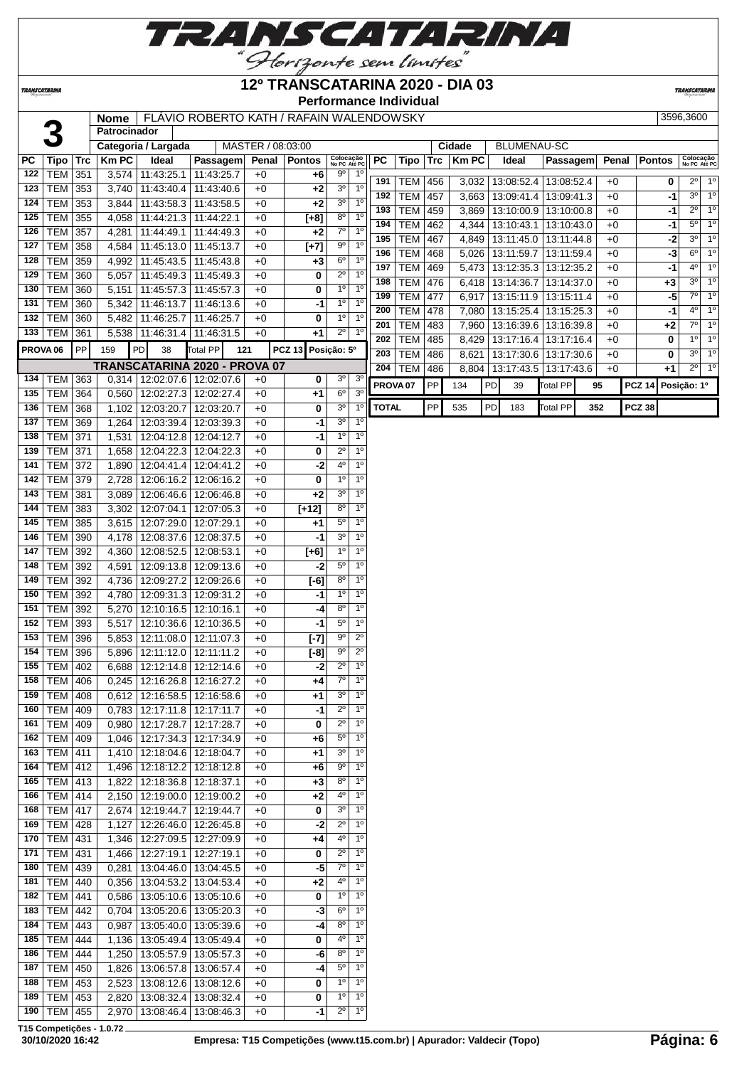# 12º TRANSCATARINA 2020 - DIA 03

## Performance Individual

**3**

| Nome | FLÁVIO ROBERTO KATH / RAFAIN WALENDOWSKY | 3596,3600 |
|---|---|---|
| Patrocinador | | |
| Categoria / Largada | MASTER / 08:03:00 | Cidade: BLUMENAU-SC |

| PC | Tipo | Trc | Km PC | Ideal | Passagem | Penal | Pontos | Colocação No PC | Colocação Até PC |
|---|---|---|---|---|---|---|---|---|---|
| 122 | TEM | 351 | 3,574 | 11:43:25.1 | 11:43:25.7 | +0 | +6 | 9º | 1º |
| 123 | TEM | 353 | 3,740 | 11:43:40.4 | 11:43:40.6 | +0 | +2 | 3º | 1º |
| 124 | TEM | 353 | 3,844 | 11:43:58.3 | 11:43:58.5 | +0 | +2 | 3º | 1º |
| 125 | TEM | 355 | 4,058 | 11:44:21.3 | 11:44:22.1 | +0 | [+8] | 8º | 1º |
| 126 | TEM | 357 | 4,281 | 11:44:49.1 | 11:44:49.3 | +0 | +2 | 7º | 1º |
| 127 | TEM | 358 | 4,584 | 11:45:13.0 | 11:45:13.7 | +0 | [+7] | 9º | 1º |
| 128 | TEM | 359 | 4,992 | 11:45:43.5 | 11:45:43.8 | +0 | +3 | 6º | 1º |
| 129 | TEM | 360 | 5,057 | 11:45:49.3 | 11:45:49.3 | +0 | 0 | 2º | 1º |
| 130 | TEM | 360 | 5,151 | 11:45:57.3 | 11:45:57.3 | +0 | 0 | 1º | 1º |
| 131 | TEM | 360 | 5,342 | 11:46:13.7 | 11:46:13.6 | +0 | -1 | 1º | 1º |
| 132 | TEM | 360 | 5,482 | 11:46:25.7 | 11:46:25.7 | +0 | 0 | 1º | 1º |
| 133 | TEM | 361 | 5,538 | 11:46:31.4 | 11:46:31.5 | +0 | +1 | 2º | 1º |
| PROVA 06 | PP | 159 | PD | 38 | Total PP | 121 | PCZ 13 | Posição: 5º | |
| **TRANSCATARINA 2020 - PROVA 07** | | | | | | | | | |
| 134 | TEM | 363 | 0,314 | 12:02:07.6 | 12:02:07.6 | +0 | 0 | 3º | 3º |
| 135 | TEM | 364 | 0,560 | 12:02:27.3 | 12:02:27.4 | +0 | +1 | 6º | 3º |
| 136 | TEM | 368 | 1,102 | 12:03:20.7 | 12:03:20.7 | +0 | 0 | 3º | 1º |
| 137 | TEM | 369 | 1,264 | 12:03:39.4 | 12:03:39.3 | +0 | -1 | 3º | 1º |
| 138 | TEM | 371 | 1,531 | 12:04:12.8 | 12:04:12.7 | +0 | -1 | 1º | 1º |
| 139 | TEM | 371 | 1,658 | 12:04:22.3 | 12:04:22.3 | +0 | 0 | 2º | 1º |
| 141 | TEM | 372 | 1,890 | 12:04:41.4 | 12:04:41.2 | +0 | -2 | 4º | 1º |
| 142 | TEM | 379 | 2,728 | 12:06:16.2 | 12:06:16.2 | +0 | 0 | 1º | 1º |
| 143 | TEM | 381 | 3,089 | 12:06:46.6 | 12:06:46.8 | +0 | +2 | 3º | 1º |
| 144 | TEM | 383 | 3,302 | 12:07:04.1 | 12:07:05.3 | +0 | [+12] | 8º | 1º |
| 145 | TEM | 385 | 3,615 | 12:07:29.0 | 12:07:29.1 | +0 | +1 | 5º | 1º |
| 146 | TEM | 390 | 4,178 | 12:08:37.6 | 12:08:37.5 | +0 | -1 | 3º | 1º |
| 147 | TEM | 392 | 4,360 | 12:08:52.5 | 12:08:53.1 | +0 | [+6] | 1º | 1º |
| 148 | TEM | 392 | 4,591 | 12:09:13.8 | 12:09:13.6 | +0 | -2 | 5º | 1º |
| 149 | TEM | 392 | 4,736 | 12:09:27.2 | 12:09:26.6 | +0 | [-6] | 8º | 1º |
| 150 | TEM | 392 | 4,780 | 12:09:31.3 | 12:09:31.2 | +0 | -1 | 1º | 1º |
| 151 | TEM | 392 | 5,270 | 12:10:16.5 | 12:10:16.1 | +0 | -4 | 8º | 1º |
| 152 | TEM | 393 | 5,517 | 12:10:36.6 | 12:10:36.5 | +0 | -1 | 5º | 1º |
| 153 | TEM | 396 | 5,853 | 12:11:08.0 | 12:11:07.3 | +0 | [-7] | 9º | 2º |
| 154 | TEM | 396 | 5,896 | 12:11:12.0 | 12:11:11.2 | +0 | [-8] | 9º | 2º |
| 155 | TEM | 402 | 6,688 | 12:12:14.8 | 12:12:14.6 | +0 | -2 | 2º | 1º |
| 158 | TEM | 406 | 0,245 | 12:16:26.8 | 12:16:27.2 | +0 | +4 | 7º | 1º |
| 159 | TEM | 408 | 0,612 | 12:16:58.5 | 12:16:58.6 | +0 | +1 | 3º | 1º |
| 160 | TEM | 409 | 0,783 | 12:17:11.8 | 12:17:11.7 | +0 | -1 | 2º | 1º |
| 161 | TEM | 409 | 0,980 | 12:17:28.7 | 12:17:28.7 | +0 | 0 | 2º | 1º |
| 162 | TEM | 409 | 1,046 | 12:17:34.3 | 12:17:34.9 | +0 | +6 | 5º | 1º |
| 163 | TEM | 411 | 1,410 | 12:18:04.6 | 12:18:04.7 | +0 | +1 | 3º | 1º |
| 164 | TEM | 412 | 1,496 | 12:18:12.2 | 12:18:12.8 | +0 | +6 | 9º | 1º |
| 165 | TEM | 413 | 1,822 | 12:18:36.8 | 12:18:37.1 | +0 | +3 | 8º | 1º |
| 166 | TEM | 414 | 2,150 | 12:19:00.0 | 12:19:00.2 | +0 | +2 | 4º | 1º |
| 168 | TEM | 417 | 2,674 | 12:19:44.7 | 12:19:44.7 | +0 | 0 | 3º | 1º |
| 169 | TEM | 428 | 1,127 | 12:26:46.0 | 12:26:45.8 | +0 | -2 | 2º | 1º |
| 170 | TEM | 431 | 1,346 | 12:27:09.5 | 12:27:09.9 | +0 | +4 | 4º | 1º |
| 171 | TEM | 431 | 1,466 | 12:27:19.1 | 12:27:19.1 | +0 | 0 | 2º | 1º |
| 180 | TEM | 439 | 0,281 | 13:04:46.0 | 13:04:45.5 | +0 | -5 | 7º | 1º |
| 181 | TEM | 440 | 0,356 | 13:04:53.2 | 13:04:53.4 | +0 | +2 | 4º | 1º |
| 182 | TEM | 441 | 0,586 | 13:05:10.6 | 13:05:10.6 | +0 | 0 | 1º | 1º |
| 183 | TEM | 442 | 0,704 | 13:05:20.6 | 13:05:20.3 | +0 | -3 | 6º | 1º |
| 184 | TEM | 443 | 0,987 | 13:05:40.0 | 13:05:39.6 | +0 | -4 | 8º | 1º |
| 185 | TEM | 444 | 1,136 | 13:05:49.4 | 13:05:49.4 | +0 | 0 | 4º | 1º |
| 186 | TEM | 444 | 1,250 | 13:05:57.9 | 13:05:57.3 | +0 | -6 | 8º | 1º |
| 187 | TEM | 450 | 1,826 | 13:06:57.8 | 13:06:57.4 | +0 | -4 | 5º | 1º |
| 188 | TEM | 453 | 2,523 | 13:08:12.6 | 13:08:12.6 | +0 | 0 | 1º | 1º |
| 189 | TEM | 453 | 2,820 | 13:08:32.4 | 13:08:32.4 | +0 | 0 | 1º | 1º |
| 190 | TEM | 455 | 2,970 | 13:08:46.4 | 13:08:46.3 | +0 | -1 | 2º | 1º |
| 191 | TEM | 456 | 3,032 | 13:08:52.4 | 13:08:52.4 | +0 | 0 | 2º | 1º |
| 192 | TEM | 457 | 3,663 | 13:09:41.4 | 13:09:41.3 | +0 | -1 | 3º | 1º |
| 193 | TEM | 459 | 3,869 | 13:10:00.9 | 13:10:00.8 | +0 | -1 | 2º | 1º |
| 194 | TEM | 462 | 4,344 | 13:10:43.1 | 13:10:43.0 | +0 | -1 | 5º | 1º |
| 195 | TEM | 467 | 4,849 | 13:11:45.0 | 13:11:44.8 | +0 | -2 | 3º | 1º |
| 196 | TEM | 468 | 5,026 | 13:11:59.7 | 13:11:59.4 | +0 | -3 | 6º | 1º |
| 197 | TEM | 469 | 5,473 | 13:12:35.3 | 13:12:35.2 | +0 | -1 | 4º | 1º |
| 198 | TEM | 476 | 6,418 | 13:14:36.7 | 13:14:37.0 | +0 | +3 | 3º | 1º |
| 199 | TEM | 477 | 6,917 | 13:15:11.9 | 13:15:11.4 | +0 | -5 | 7º | 1º |
| 200 | TEM | 478 | 7,080 | 13:15:25.4 | 13:15:25.3 | +0 | -1 | 4º | 1º |
| 201 | TEM | 483 | 7,960 | 13:16:39.6 | 13:16:39.8 | +0 | +2 | 7º | 1º |
| 202 | TEM | 485 | 8,429 | 13:17:16.4 | 13:17:16.4 | +0 | 0 | 1º | 1º |
| 203 | TEM | 486 | 8,621 | 13:17:30.6 | 13:17:30.6 | +0 | 0 | 3º | 1º |
| 204 | TEM | 486 | 8,804 | 13:17:43.5 | 13:17:43.6 | +0 | +1 | 2º | 1º |
| PROVA 07 | PP | 134 | PD | 39 | Total PP | 95 | PCZ 14 | Posição: 1º | |
| TOTAL | PP | 535 | PD | 183 | Total PP | 352 | PCZ 38 | | |

T15 Competições - 1.0.72

30/10/2020 16:42 — Empresa: T15 Competições (www.t15.com.br) | Apurador: Valdecir (Topo)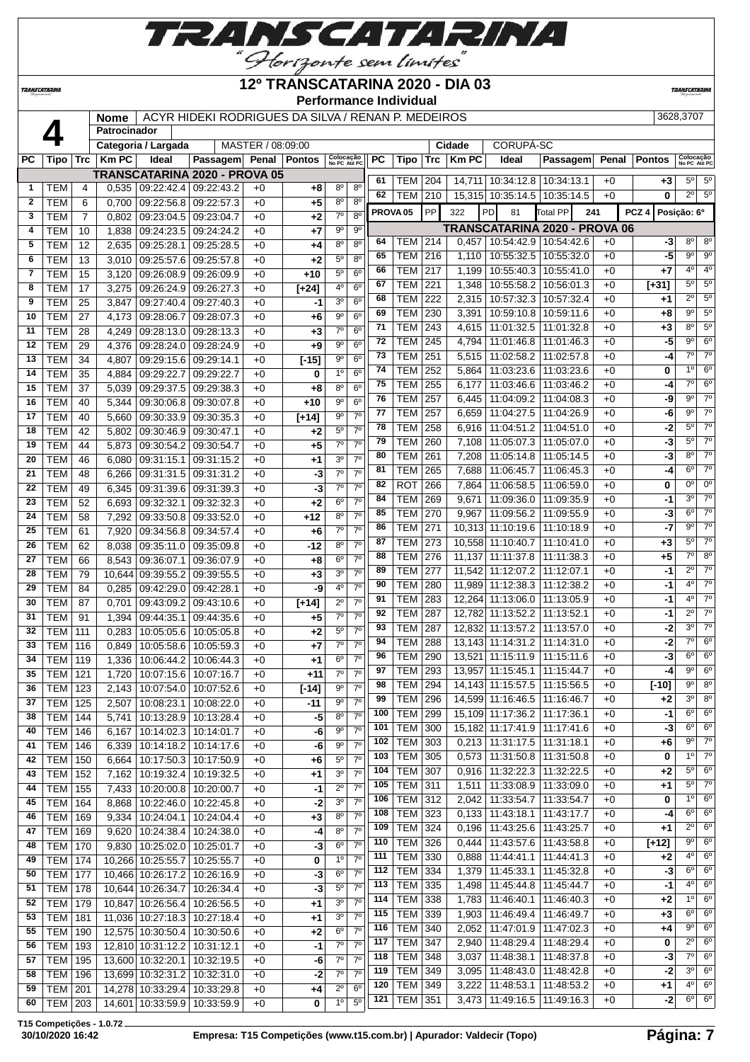# TRANSCATARINA

"Horizonte sem limites"

## 12º TRANSCATARINA 2020 - DIA 03

### Performance Individual

**4**

| Nome | ACYR HIDEKI RODRIGUES DA SILVA / RENAN P. MEDEIROS | 3628,3707 |
|---|---|---|
| Patrocinador | | |
| Categoria / Largada | MASTER / 08:09:00 | |
| Cidade | CORUPÁ-SC | |

| PC | Tipo | Trc | Km PC | Ideal | Passagem | Penal | Pontos | Colocação No PC | Colocação Até PC |
|---|---|---|---|---|---|---|---|---|---|
| | | | | **TRANSCATARINA 2020 - PROVA 05** | | | | | |
| 1 | TEM | 4 | 0,535 | 09:22:42.4 | 09:22:43.2 | +0 | +8 | 8º | 8º |
| 2 | TEM | 6 | 0,700 | 09:22:56.8 | 09:22:57.3 | +0 | +5 | 8º | 8º |
| 3 | TEM | 7 | 0,802 | 09:23:04.5 | 09:23:04.7 | +0 | +2 | 7º | 8º |
| 4 | TEM | 10 | 1,838 | 09:24:23.5 | 09:24:24.2 | +0 | +7 | 9º | 9º |
| 5 | TEM | 12 | 2,635 | 09:25:28.1 | 09:25:28.5 | +0 | +4 | 8º | 8º |
| 6 | TEM | 13 | 3,010 | 09:25:57.6 | 09:25:57.8 | +0 | +2 | 5º | 8º |
| 7 | TEM | 15 | 3,120 | 09:26:08.9 | 09:26:09.9 | +0 | +10 | 5º | 6º |
| 8 | TEM | 17 | 3,275 | 09:26:24.9 | 09:26:27.3 | +0 | [+24] | 4º | 6º |
| 9 | TEM | 25 | 3,847 | 09:27:40.4 | 09:27:40.3 | +0 | -1 | 3º | 6º |
| 10 | TEM | 27 | 4,173 | 09:28:06.7 | 09:28:07.3 | +0 | +6 | 9º | 6º |
| 11 | TEM | 28 | 4,249 | 09:28:13.0 | 09:28:13.3 | +0 | +3 | 7º | 6º |
| 12 | TEM | 29 | 4,376 | 09:28:24.0 | 09:28:24.9 | +0 | +9 | 9º | 6º |
| 13 | TEM | 34 | 4,807 | 09:29:15.6 | 09:29:14.1 | +0 | [-15] | 9º | 6º |
| 14 | TEM | 35 | 4,884 | 09:29:22.7 | 09:29:22.7 | +0 | 0 | 1º | 6º |
| 15 | TEM | 37 | 5,039 | 09:29:37.5 | 09:29:38.3 | +0 | +8 | 8º | 6º |
| 16 | TEM | 40 | 5,344 | 09:30:06.8 | 09:30:07.8 | +0 | +10 | 9º | 6º |
| 17 | TEM | 40 | 5,660 | 09:30:33.9 | 09:30:35.3 | +0 | [+14] | 9º | 7º |
| 18 | TEM | 42 | 5,802 | 09:30:46.9 | 09:30:47.1 | +0 | +2 | 5º | 7º |
| 19 | TEM | 44 | 5,873 | 09:30:54.2 | 09:30:54.7 | +0 | +5 | 7º | 7º |
| 20 | TEM | 46 | 6,080 | 09:31:15.1 | 09:31:15.2 | +0 | +1 | 3º | 7º |
| 21 | TEM | 48 | 6,266 | 09:31:31.5 | 09:31:31.2 | +0 | -3 | 7º | 7º |
| 22 | TEM | 49 | 6,345 | 09:31:39.6 | 09:31:39.3 | +0 | -3 | 7º | 7º |
| 23 | TEM | 52 | 6,693 | 09:32:32.1 | 09:32:32.3 | +0 | +2 | 6º | 7º |
| 24 | TEM | 58 | 7,292 | 09:33:50.8 | 09:33:52.0 | +0 | +12 | 8º | 7º |
| 25 | TEM | 61 | 7,920 | 09:34:56.8 | 09:34:57.4 | +0 | +6 | 7º | 7º |
| 26 | TEM | 62 | 8,038 | 09:35:11.0 | 09:35:09.8 | +0 | -12 | 8º | 7º |
| 27 | TEM | 66 | 8,543 | 09:36:07.1 | 09:36:07.9 | +0 | +8 | 6º | 7º |
| 28 | TEM | 79 | 10,644 | 09:39:55.2 | 09:39:55.5 | +0 | +3 | 3º | 7º |
| 29 | TEM | 84 | 0,285 | 09:42:29.0 | 09:42:28.1 | +0 | -9 | 4º | 7º |
| 30 | TEM | 87 | 0,701 | 09:43:09.2 | 09:43:10.6 | +0 | [+14] | 2º | 7º |
| 31 | TEM | 91 | 1,394 | 09:44:35.1 | 09:44:35.6 | +0 | +5 | 7º | 7º |
| 32 | TEM | 111 | 0,283 | 10:05:05.6 | 10:05:05.8 | +0 | +2 | 5º | 7º |
| 33 | TEM | 116 | 0,849 | 10:05:58.6 | 10:05:59.3 | +0 | +7 | 7º | 7º |
| 34 | TEM | 119 | 1,336 | 10:06:44.2 | 10:06:44.3 | +0 | +1 | 6º | 7º |
| 35 | TEM | 121 | 1,720 | 10:07:15.6 | 10:07:16.7 | +0 | +11 | 7º | 7º |
| 36 | TEM | 123 | 2,143 | 10:07:54.0 | 10:07:52.6 | +0 | [-14] | 9º | 7º |
| 37 | TEM | 125 | 2,507 | 10:08:23.1 | 10:08:22.0 | +0 | -11 | 9º | 7º |
| 38 | TEM | 144 | 5,741 | 10:13:28.9 | 10:13:28.4 | +0 | -5 | 8º | 7º |
| 40 | TEM | 146 | 6,167 | 10:14:02.3 | 10:14:01.7 | +0 | -6 | 9º | 7º |
| 41 | TEM | 146 | 6,339 | 10:14:18.2 | 10:14:17.6 | +0 | -6 | 9º | 7º |
| 42 | TEM | 150 | 6,664 | 10:17:50.3 | 10:17:50.9 | +0 | +6 | 5º | 7º |
| 43 | TEM | 152 | 7,162 | 10:19:32.4 | 10:19:32.5 | +0 | +1 | 3º | 7º |
| 44 | TEM | 155 | 7,433 | 10:20:00.8 | 10:20:00.7 | +0 | -1 | 2º | 7º |
| 45 | TEM | 164 | 8,868 | 10:22:46.0 | 10:22:45.8 | +0 | -2 | 3º | 7º |
| 46 | TEM | 169 | 9,334 | 10:24:04.1 | 10:24:04.4 | +0 | +3 | 8º | 7º |
| 47 | TEM | 169 | 9,620 | 10:24:38.4 | 10:24:38.0 | +0 | -4 | 8º | 7º |
| 48 | TEM | 170 | 9,830 | 10:25:02.0 | 10:25:01.7 | +0 | -3 | 6º | 7º |
| 49 | TEM | 174 | 10,266 | 10:25:55.7 | 10:25:55.7 | +0 | 0 | 1º | 7º |
| 50 | TEM | 177 | 10,466 | 10:26:17.2 | 10:26:16.9 | +0 | -3 | 6º | 7º |
| 51 | TEM | 178 | 10,644 | 10:26:34.7 | 10:26:34.4 | +0 | -3 | 5º | 7º |
| 52 | TEM | 179 | 10,847 | 10:26:56.4 | 10:26:56.5 | +0 | +1 | 3º | 7º |
| 53 | TEM | 181 | 11,036 | 10:27:18.3 | 10:27:18.4 | +0 | +1 | 3º | 7º |
| 55 | TEM | 190 | 12,575 | 10:30:50.4 | 10:30:50.6 | +0 | +2 | 6º | 7º |
| 56 | TEM | 193 | 12,810 | 10:31:12.2 | 10:31:12.1 | +0 | -1 | 7º | 7º |
| 57 | TEM | 195 | 13,600 | 10:32:20.1 | 10:32:19.5 | +0 | -6 | 7º | 7º |
| 58 | TEM | 196 | 13,699 | 10:32:31.2 | 10:32:31.0 | +0 | -2 | 7º | 7º |
| 59 | TEM | 201 | 14,278 | 10:33:29.4 | 10:33:29.8 | +0 | +4 | 2º | 6º |
| 60 | TEM | 203 | 14,601 | 10:33:59.9 | 10:33:59.9 | +0 | 0 | 1º | 5º |
| 61 | TEM | 204 | 14,711 | 10:34:12.8 | 10:34:13.1 | +0 | +3 | 5º | 5º |
| 62 | TEM | 210 | 15,315 | 10:35:14.5 | 10:35:14.5 | +0 | 0 | 2º | 5º |
| PROVA 05 | PP | 322 | PD | 81 | Total PP | 241 | PCZ 4 | Posição: 6º | |
| | | | | **TRANSCATARINA 2020 - PROVA 06** | | | | | |
| 64 | TEM | 214 | 0,457 | 10:54:42.9 | 10:54:42.6 | +0 | -3 | 8º | 8º |
| 65 | TEM | 216 | 1,110 | 10:55:32.5 | 10:55:32.0 | +0 | -5 | 9º | 9º |
| 66 | TEM | 217 | 1,199 | 10:55:40.3 | 10:55:41.0 | +0 | +7 | 4º | 4º |
| 67 | TEM | 221 | 1,348 | 10:55:58.2 | 10:56:01.3 | +0 | [+31] | 5º | 5º |
| 68 | TEM | 222 | 2,315 | 10:57:32.3 | 10:57:32.4 | +0 | +1 | 2º | 5º |
| 69 | TEM | 230 | 3,391 | 10:59:10.8 | 10:59:11.6 | +0 | +8 | 9º | 5º |
| 71 | TEM | 243 | 4,615 | 11:01:32.5 | 11:01:32.8 | +0 | +3 | 8º | 5º |
| 72 | TEM | 245 | 4,794 | 11:01:46.8 | 11:01:46.3 | +0 | -5 | 9º | 6º |
| 73 | TEM | 251 | 5,515 | 11:02:58.2 | 11:02:57.8 | +0 | -4 | 7º | 7º |
| 74 | TEM | 252 | 5,864 | 11:03:23.6 | 11:03:23.6 | +0 | 0 | 1º | 6º |
| 75 | TEM | 255 | 6,177 | 11:03:46.6 | 11:03:46.2 | +0 | -4 | 7º | 6º |
| 76 | TEM | 257 | 6,445 | 11:04:09.2 | 11:04:08.3 | +0 | -9 | 9º | 7º |
| 77 | TEM | 257 | 6,659 | 11:04:27.5 | 11:04:26.9 | +0 | -6 | 9º | 7º |
| 78 | TEM | 258 | 6,916 | 11:04:51.2 | 11:04:51.0 | +0 | -2 | 5º | 7º |
| 79 | TEM | 260 | 7,108 | 11:05:07.3 | 11:05:07.0 | +0 | -3 | 5º | 7º |
| 80 | TEM | 261 | 7,208 | 11:05:14.8 | 11:05:14.5 | +0 | -3 | 8º | 7º |
| 81 | TEM | 265 | 7,688 | 11:06:45.7 | 11:06:45.3 | +0 | -4 | 6º | 7º |
| 82 | ROT | 266 | 7,864 | 11:06:58.5 | 11:06:59.0 | +0 | 0 | 0º | 0º |
| 84 | TEM | 269 | 9,671 | 11:09:36.0 | 11:09:35.9 | +0 | -1 | 3º | 7º |
| 85 | TEM | 270 | 9,967 | 11:09:56.2 | 11:09:55.9 | +0 | -3 | 6º | 7º |
| 86 | TEM | 271 | 10,313 | 11:10:19.6 | 11:10:18.9 | +0 | -7 | 9º | 7º |
| 87 | TEM | 273 | 10,558 | 11:10:40.7 | 11:10:41.0 | +0 | +3 | 5º | 7º |
| 88 | TEM | 276 | 11,137 | 11:11:37.8 | 11:11:38.3 | +0 | +5 | 7º | 8º |
| 89 | TEM | 277 | 11,542 | 11:12:07.2 | 11:12:07.1 | +0 | -1 | 2º | 7º |
| 90 | TEM | 280 | 11,989 | 11:12:38.3 | 11:12:38.2 | +0 | -1 | 4º | 7º |
| 91 | TEM | 283 | 12,264 | 11:13:06.0 | 11:13:05.9 | +0 | -1 | 4º | 7º |
| 92 | TEM | 287 | 12,782 | 11:13:52.2 | 11:13:52.1 | +0 | -1 | 2º | 7º |
| 93 | TEM | 287 | 12,832 | 11:13:57.2 | 11:13:57.0 | +0 | -2 | 3º | 7º |
| 94 | TEM | 288 | 13,143 | 11:14:31.2 | 11:14:31.0 | +0 | -2 | 7º | 6º |
| 96 | TEM | 290 | 13,521 | 11:15:11.9 | 11:15:11.6 | +0 | -3 | 6º | 6º |
| 97 | TEM | 293 | 13,957 | 11:15:45.1 | 11:15:44.7 | +0 | -4 | 9º | 6º |
| 98 | TEM | 294 | 14,143 | 11:15:57.5 | 11:15:56.5 | +0 | [-10] | 9º | 8º |
| 99 | TEM | 296 | 14,599 | 11:16:46.5 | 11:16:46.7 | +0 | +2 | 3º | 8º |
| 100 | TEM | 299 | 15,109 | 11:17:36.2 | 11:17:36.1 | +0 | -1 | 6º | 6º |
| 101 | TEM | 300 | 15,182 | 11:17:41.9 | 11:17:41.6 | +0 | -3 | 6º | 6º |
| 102 | TEM | 303 | 0,213 | 11:31:17.5 | 11:31:18.1 | +0 | +6 | 9º | 7º |
| 103 | TEM | 305 | 0,573 | 11:31:50.8 | 11:31:50.8 | +0 | 0 | 1º | 7º |
| 104 | TEM | 307 | 0,916 | 11:32:22.3 | 11:32:22.5 | +0 | +2 | 5º | 6º |
| 105 | TEM | 311 | 1,511 | 11:33:08.9 | 11:33:09.0 | +0 | +1 | 5º | 7º |
| 106 | TEM | 312 | 2,042 | 11:33:54.7 | 11:33:54.7 | +0 | 0 | 1º | 6º |
| 108 | TEM | 323 | 0,133 | 11:43:18.1 | 11:43:17.7 | +0 | -4 | 6º | 6º |
| 109 | TEM | 324 | 0,196 | 11:43:25.6 | 11:43:25.7 | +0 | +1 | 2º | 6º |
| 110 | TEM | 326 | 0,444 | 11:43:57.6 | 11:43:58.8 | +0 | [+12] | 9º | 6º |
| 111 | TEM | 330 | 0,888 | 11:44:41.1 | 11:44:41.3 | +0 | +2 | 4º | 6º |
| 112 | TEM | 334 | 1,379 | 11:45:33.1 | 11:45:32.8 | +0 | -3 | 6º | 6º |
| 113 | TEM | 335 | 1,498 | 11:45:44.8 | 11:45:44.7 | +0 | -1 | 4º | 6º |
| 114 | TEM | 338 | 1,783 | 11:46:40.1 | 11:46:40.3 | +0 | +2 | 1º | 6º |
| 115 | TEM | 339 | 1,903 | 11:46:49.4 | 11:46:49.7 | +0 | +3 | 6º | 6º |
| 116 | TEM | 340 | 2,052 | 11:47:01.9 | 11:47:02.3 | +0 | +4 | 9º | 6º |
| 117 | TEM | 347 | 2,940 | 11:48:29.4 | 11:48:29.4 | +0 | 0 | 2º | 6º |
| 118 | TEM | 348 | 3,037 | 11:48:38.1 | 11:48:37.8 | +0 | -3 | 7º | 6º |
| 119 | TEM | 349 | 3,095 | 11:48:43.0 | 11:48:42.8 | +0 | -2 | 3º | 6º |
| 120 | TEM | 349 | 3,222 | 11:48:53.1 | 11:48:53.2 | +0 | +1 | 4º | 6º |
| 121 | TEM | 351 | 3,473 | 11:49:16.5 | 11:49:16.3 | +0 | -2 | 6º | 6º |

T15 Competições - 1.0.72
30/10/2020 16:42 — Empresa: T15 Competições (www.t15.com.br) | Apurador: Valdecir (Topo)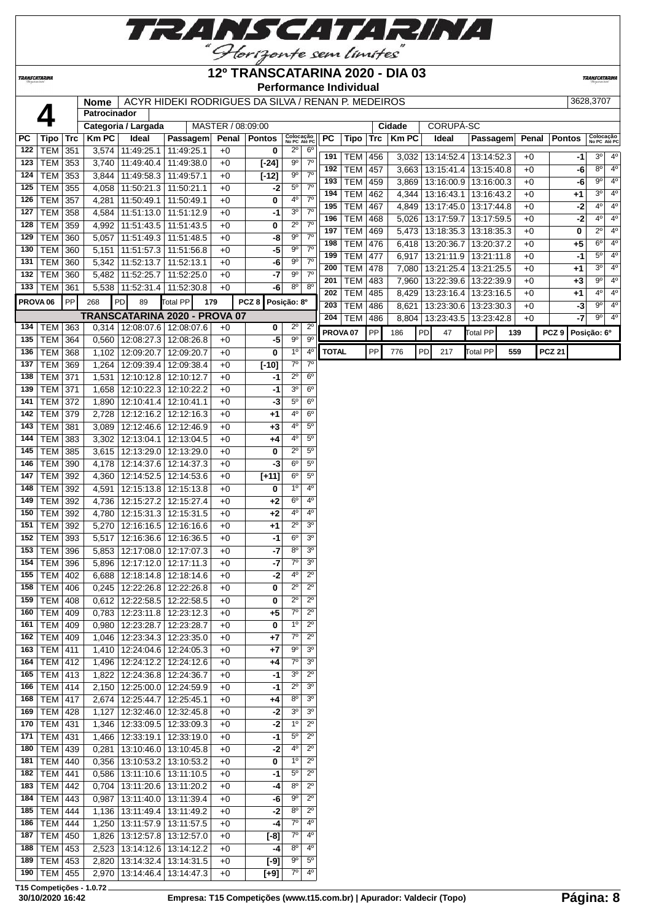# 12º TRANSCATARINA 2020 - DIA 03

## Performance Individual

**4** | **Nome:** ACYR HIDEKI RODRIGUES DA SILVA / RENAN P. MEDEIROS | 3628,3707

**Patrocinador:**

**Categoria / Largada:** MASTER / 08:09:00 | **Cidade:** CORUPÁ-SC

| PC | Tipo | Trc | Km PC | Ideal | Passagem | Penal | Pontos | Colocação No PC | Colocação Até PC |
|---|---|---|---|---|---|---|---|---|---|
| 122 | TEM | 351 | 3,574 | 11:49:25.1 | 11:49:25.1 | +0 | 0 | 2º | 6º |
| 123 | TEM | 353 | 3,740 | 11:49:40.4 | 11:49:38.0 | +0 | [-24] | 9º | 7º |
| 124 | TEM | 353 | 3,844 | 11:49:58.3 | 11:49:57.1 | +0 | [-12] | 9º | 7º |
| 125 | TEM | 355 | 4,058 | 11:50:21.3 | 11:50:21.1 | +0 | -2 | 5º | 7º |
| 126 | TEM | 357 | 4,281 | 11:50:49.1 | 11:50:49.1 | +0 | 0 | 4º | 7º |
| 127 | TEM | 358 | 4,584 | 11:51:13.0 | 11:51:12.9 | +0 | -1 | 3º | 7º |
| 128 | TEM | 359 | 4,992 | 11:51:43.5 | 11:51:43.5 | +0 | 0 | 2º | 7º |
| 129 | TEM | 360 | 5,057 | 11:51:49.3 | 11:51:48.5 | +0 | -8 | 9º | 7º |
| 130 | TEM | 360 | 5,151 | 11:51:57.3 | 11:51:56.8 | +0 | -5 | 9º | 7º |
| 131 | TEM | 360 | 5,342 | 11:52:13.7 | 11:52:13.1 | +0 | -6 | 9º | 7º |
| 132 | TEM | 360 | 5,482 | 11:52:25.7 | 11:52:25.0 | +0 | -7 | 9º | 7º |
| 133 | TEM | 361 | 5,538 | 11:52:31.4 | 11:52:30.8 | +0 | -6 | 8º | 8º |
| PROVA 06 | PP | 268 | PD | 89 | Total PP | 179 | PCZ 8 | Posição: 8º | |
| **TRANSCATARINA 2020 - PROVA 07** | | | | | | | | | |
| 134 | TEM | 363 | 0,314 | 12:08:07.6 | 12:08:07.6 | +0 | 0 | 2º | 2º |
| 135 | TEM | 364 | 0,560 | 12:08:27.3 | 12:08:26.8 | +0 | -5 | 9º | 9º |
| 136 | TEM | 368 | 1,102 | 12:09:20.7 | 12:09:20.7 | +0 | 0 | 1º | 4º |
| 137 | TEM | 369 | 1,264 | 12:09:39.4 | 12:09:38.4 | +0 | [-10] | 7º | 7º |
| 138 | TEM | 371 | 1,531 | 12:10:12.8 | 12:10:12.7 | +0 | -1 | 2º | 6º |
| 139 | TEM | 371 | 1,658 | 12:10:22.3 | 12:10:22.2 | +0 | -1 | 3º | 6º |
| 141 | TEM | 372 | 1,890 | 12:10:41.4 | 12:10:41.1 | +0 | -3 | 5º | 6º |
| 142 | TEM | 379 | 2,728 | 12:12:16.2 | 12:12:16.3 | +0 | +1 | 4º | 6º |
| 143 | TEM | 381 | 3,089 | 12:12:46.6 | 12:12:46.9 | +0 | +3 | 4º | 5º |
| 144 | TEM | 383 | 3,302 | 12:13:04.1 | 12:13:04.5 | +0 | +4 | 4º | 5º |
| 145 | TEM | 385 | 3,615 | 12:13:29.0 | 12:13:29.0 | +0 | 0 | 2º | 5º |
| 146 | TEM | 390 | 4,178 | 12:14:37.6 | 12:14:37.3 | +0 | -3 | 6º | 5º |
| 147 | TEM | 392 | 4,360 | 12:14:52.5 | 12:14:53.6 | +0 | [+11] | 6º | 5º |
| 148 | TEM | 392 | 4,591 | 12:15:13.8 | 12:15:13.8 | +0 | 0 | 1º | 4º |
| 149 | TEM | 392 | 4,736 | 12:15:27.2 | 12:15:27.4 | +0 | +2 | 6º | 4º |
| 150 | TEM | 392 | 4,780 | 12:15:31.3 | 12:15:31.5 | +0 | +2 | 4º | 4º |
| 151 | TEM | 392 | 5,270 | 12:16:16.5 | 12:16:16.6 | +0 | +1 | 2º | 3º |
| 152 | TEM | 393 | 5,517 | 12:16:36.6 | 12:16:36.5 | +0 | -1 | 6º | 3º |
| 153 | TEM | 396 | 5,853 | 12:17:08.0 | 12:17:07.3 | +0 | -7 | 8º | 3º |
| 154 | TEM | 396 | 5,896 | 12:17:12.0 | 12:17:11.3 | +0 | -7 | 7º | 3º |
| 155 | TEM | 402 | 6,688 | 12:18:14.8 | 12:18:14.6 | +0 | -2 | 4º | 2º |
| 158 | TEM | 406 | 0,245 | 12:22:26.8 | 12:22:26.8 | +0 | 0 | 2º | 2º |
| 159 | TEM | 408 | 0,612 | 12:22:58.5 | 12:22:58.5 | +0 | 0 | 2º | 2º |
| 160 | TEM | 409 | 0,783 | 12:23:11.8 | 12:23:12.3 | +0 | +5 | 7º | 2º |
| 161 | TEM | 409 | 0,980 | 12:23:28.7 | 12:23:28.7 | +0 | 0 | 1º | 2º |
| 162 | TEM | 409 | 1,046 | 12:23:34.3 | 12:23:35.0 | +0 | +7 | 7º | 2º |
| 163 | TEM | 411 | 1,410 | 12:24:04.6 | 12:24:05.3 | +0 | +7 | 9º | 3º |
| 164 | TEM | 412 | 1,496 | 12:24:12.2 | 12:24:12.6 | +0 | +4 | 7º | 3º |
| 165 | TEM | 413 | 1,822 | 12:24:36.8 | 12:24:36.7 | +0 | -1 | 3º | 2º |
| 166 | TEM | 414 | 2,150 | 12:25:00.0 | 12:24:59.9 | +0 | -1 | 2º | 3º |
| 168 | TEM | 417 | 2,674 | 12:25:44.7 | 12:25:45.1 | +0 | +4 | 8º | 3º |
| 169 | TEM | 428 | 1,127 | 12:32:46.0 | 12:32:45.8 | +0 | -2 | 3º | 3º |
| 170 | TEM | 431 | 1,346 | 12:33:09.5 | 12:33:09.3 | +0 | -2 | 1º | 2º |
| 171 | TEM | 431 | 1,466 | 12:33:19.1 | 12:33:19.0 | +0 | -1 | 5º | 2º |
| 180 | TEM | 439 | 0,281 | 13:10:46.0 | 13:10:45.8 | +0 | -2 | 4º | 2º |
| 181 | TEM | 440 | 0,356 | 13:10:53.2 | 13:10:53.2 | +0 | 0 | 1º | 2º |
| 182 | TEM | 441 | 0,586 | 13:11:10.6 | 13:11:10.5 | +0 | -1 | 5º | 2º |
| 183 | TEM | 442 | 0,704 | 13:11:20.6 | 13:11:20.2 | +0 | -4 | 8º | 2º |
| 184 | TEM | 443 | 0,987 | 13:11:40.0 | 13:11:39.4 | +0 | -6 | 9º | 2º |
| 185 | TEM | 444 | 1,136 | 13:11:49.4 | 13:11:49.2 | +0 | -2 | 8º | 2º |
| 186 | TEM | 444 | 1,250 | 13:11:57.9 | 13:11:57.5 | +0 | -4 | 7º | 4º |
| 187 | TEM | 450 | 1,826 | 13:12:57.8 | 13:12:57.0 | +0 | [-8] | 7º | 4º |
| 188 | TEM | 453 | 2,523 | 13:14:12.6 | 13:14:12.2 | +0 | -4 | 8º | 4º |
| 189 | TEM | 453 | 2,820 | 13:14:32.4 | 13:14:31.5 | +0 | [-9] | 9º | 5º |
| 190 | TEM | 455 | 2,970 | 13:14:46.4 | 13:14:47.3 | +0 | [+9] | 7º | 4º |
| 191 | TEM | 456 | 3,032 | 13:14:52.4 | 13:14:52.3 | +0 | -1 | 3º | 4º |
| 192 | TEM | 457 | 3,663 | 13:15:41.4 | 13:15:40.8 | +0 | -6 | 8º | 4º |
| 193 | TEM | 459 | 3,869 | 13:16:00.9 | 13:16:00.3 | +0 | -6 | 9º | 4º |
| 194 | TEM | 462 | 4,344 | 13:16:43.1 | 13:16:43.2 | +0 | +1 | 3º | 4º |
| 195 | TEM | 467 | 4,849 | 13:17:45.0 | 13:17:44.8 | +0 | -2 | 4º | 4º |
| 196 | TEM | 468 | 5,026 | 13:17:59.7 | 13:17:59.5 | +0 | -2 | 4º | 4º |
| 197 | TEM | 469 | 5,473 | 13:18:35.3 | 13:18:35.3 | +0 | 0 | 2º | 4º |
| 198 | TEM | 476 | 6,418 | 13:20:36.7 | 13:20:37.2 | +0 | +5 | 6º | 4º |
| 199 | TEM | 477 | 6,917 | 13:21:11.9 | 13:21:11.8 | +0 | -1 | 5º | 4º |
| 200 | TEM | 478 | 7,080 | 13:21:25.4 | 13:21:25.5 | +0 | +1 | 3º | 4º |
| 201 | TEM | 483 | 7,960 | 13:22:39.6 | 13:22:39.9 | +0 | +3 | 9º | 4º |
| 202 | TEM | 485 | 8,429 | 13:23:16.4 | 13:23:16.5 | +0 | +1 | 4º | 4º |
| 203 | TEM | 486 | 8,621 | 13:23:30.6 | 13:23:30.3 | +0 | -3 | 9º | 4º |
| 204 | TEM | 486 | 8,804 | 13:23:43.5 | 13:23:42.8 | +0 | -7 | 9º | 4º |
| PROVA 07 | PP | 186 | PD | 47 | Total PP | 139 | PCZ 9 | Posição: 6º | |
| TOTAL | PP | 776 | PD | 217 | Total PP | 559 | PCZ 21 | | |

T15 Competições - 1.0.72

30/10/2020 16:42 — Empresa: T15 Competições (www.t15.com.br) | Apurador: Valdecir (Topo)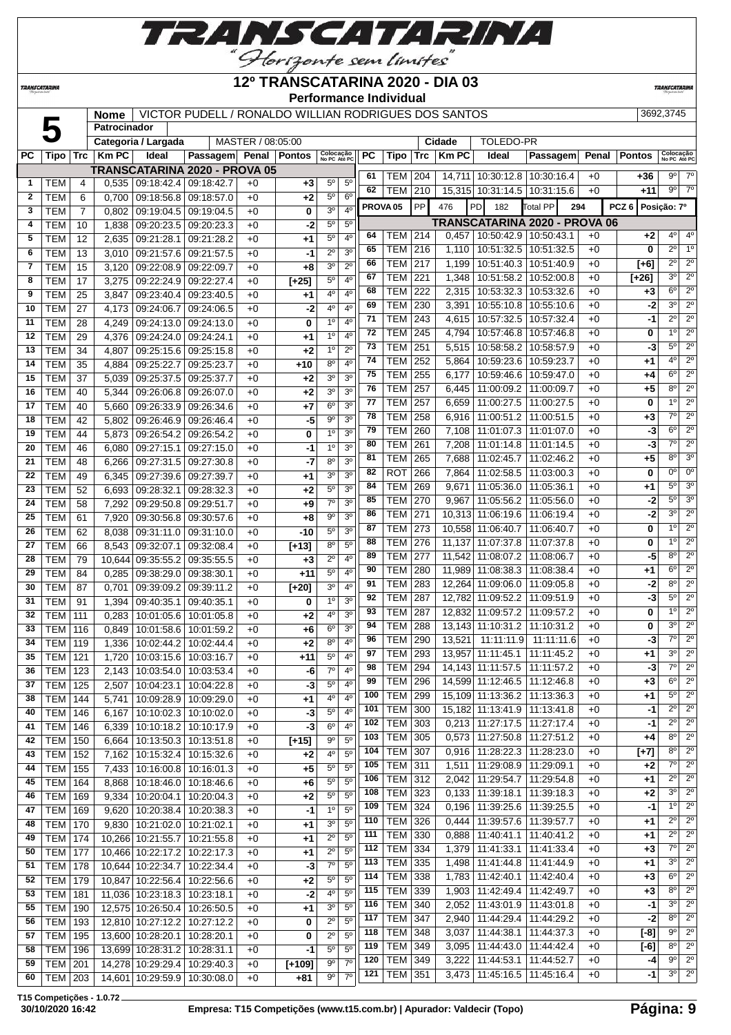# TRANSCATARINA

*"Horizonte sem limites"*

## 12º TRANSCATARINA 2020 - DIA 03

### Performance Individual

| 5 | Nome | VICTOR PUDELL / RONALDO WILLIAN RODRIGUES DOS SANTOS | 3692,3745 |
|---|---|---|---|
| | Patrocinador | | |
| | Categoria / Largada | MASTER / 08:05:00 | Cidade: TOLEDO-PR |

| PC | Tipo | Trc | Km PC | Ideal | Passagem | Penal | Pontos | Colocação No PC | Colocação Até PC |
|---|---|---|---|---|---|---|---|---|---|
| **TRANSCATARINA 2020 - PROVA 05** | | | | | | | | | |
| 1 | TEM | 4 | 0,535 | 09:18:42.4 | 09:18:42.7 | +0 | +3 | 5º | 5º |
| 2 | TEM | 6 | 0,700 | 09:18:56.8 | 09:18:57.0 | +0 | +2 | 5º | 6º |
| 3 | TEM | 7 | 0,802 | 09:19:04.5 | 09:19:04.5 | +0 | 0 | 3º | 4º |
| 4 | TEM | 10 | 1,838 | 09:20:23.5 | 09:20:23.3 | +0 | -2 | 5º | 5º |
| 5 | TEM | 12 | 2,635 | 09:21:28.1 | 09:21:28.2 | +0 | +1 | 5º | 4º |
| 6 | TEM | 13 | 3,010 | 09:21:57.6 | 09:21:57.5 | +0 | -1 | 2º | 3º |
| 7 | TEM | 15 | 3,120 | 09:22:08.9 | 09:22:09.7 | +0 | +8 | 3º | 2º |
| 8 | TEM | 17 | 3,275 | 09:22:24.9 | 09:22:27.4 | +0 | [+25] | 5º | 4º |
| 9 | TEM | 25 | 3,847 | 09:23:40.4 | 09:23:40.5 | +0 | +1 | 4º | 4º |
| 10 | TEM | 27 | 4,173 | 09:24:06.7 | 09:24:06.5 | +0 | -2 | 4º | 4º |
| 11 | TEM | 28 | 4,249 | 09:24:13.0 | 09:24:13.0 | +0 | 0 | 1º | 4º |
| 12 | TEM | 29 | 4,376 | 09:24:24.0 | 09:24:24.1 | +0 | +1 | 1º | 4º |
| 13 | TEM | 34 | 4,807 | 09:25:15.6 | 09:25:15.8 | +0 | +2 | 1º | 2º |
| 14 | TEM | 35 | 4,884 | 09:25:22.7 | 09:25:23.7 | +0 | +10 | 8º | 4º |
| 15 | TEM | 37 | 5,039 | 09:25:37.5 | 09:25:37.7 | +0 | +2 | 3º | 3º |
| 16 | TEM | 40 | 5,344 | 09:26:06.8 | 09:26:07.0 | +0 | +2 | 3º | 3º |
| 17 | TEM | 40 | 5,660 | 09:26:33.9 | 09:26:34.6 | +0 | +7 | 6º | 3º |
| 18 | TEM | 42 | 5,802 | 09:26:46.9 | 09:26:46.4 | +0 | -5 | 9º | 3º |
| 19 | TEM | 44 | 5,873 | 09:26:54.2 | 09:26:54.2 | +0 | 0 | 1º | 3º |
| 20 | TEM | 46 | 6,080 | 09:27:15.1 | 09:27:15.0 | +0 | -1 | 1º | 3º |
| 21 | TEM | 48 | 6,266 | 09:27:31.5 | 09:27:30.8 | +0 | -7 | 8º | 3º |
| 22 | TEM | 49 | 6,345 | 09:27:39.6 | 09:27:39.7 | +0 | +1 | 3º | 3º |
| 23 | TEM | 52 | 6,693 | 09:28:32.1 | 09:28:32.3 | +0 | +2 | 5º | 3º |
| 24 | TEM | 58 | 7,292 | 09:29:50.8 | 09:29:51.7 | +0 | +9 | 7º | 3º |
| 25 | TEM | 61 | 7,920 | 09:30:56.8 | 09:30:57.6 | +0 | +8 | 9º | 3º |
| 26 | TEM | 62 | 8,038 | 09:31:11.0 | 09:31:10.0 | +0 | -10 | 5º | 3º |
| 27 | TEM | 66 | 8,543 | 09:32:07.1 | 09:32:08.4 | +0 | [+13] | 8º | 5º |
| 28 | TEM | 79 | 10,644 | 09:35:55.2 | 09:35:55.5 | +0 | +3 | 2º | 4º |
| 29 | TEM | 84 | 0,285 | 09:38:29.0 | 09:38:30.1 | +0 | +11 | 5º | 4º |
| 30 | TEM | 87 | 0,701 | 09:39:09.2 | 09:39:11.2 | +0 | [+20] | 3º | 4º |
| 31 | TEM | 91 | 1,394 | 09:40:35.1 | 09:40:35.1 | +0 | 0 | 1º | 3º |
| 32 | TEM | 111 | 0,283 | 10:01:05.6 | 10:01:05.8 | +0 | +2 | 4º | 3º |
| 33 | TEM | 116 | 0,849 | 10:01:58.6 | 10:01:59.2 | +0 | +6 | 6º | 3º |
| 34 | TEM | 119 | 1,336 | 10:02:44.2 | 10:02:44.4 | +0 | +2 | 8º | 4º |
| 35 | TEM | 121 | 1,720 | 10:03:15.6 | 10:03:16.7 | +0 | +11 | 5º | 4º |
| 36 | TEM | 123 | 2,143 | 10:03:54.0 | 10:03:53.4 | +0 | -6 | 7º | 4º |
| 37 | TEM | 125 | 2,507 | 10:04:23.1 | 10:04:22.8 | +0 | -3 | 5º | 4º |
| 38 | TEM | 144 | 5,741 | 10:09:28.9 | 10:09:29.0 | +0 | +1 | 4º | 4º |
| 40 | TEM | 146 | 6,167 | 10:10:02.3 | 10:10:02.0 | +0 | -3 | 5º | 4º |
| 41 | TEM | 146 | 6,339 | 10:10:18.2 | 10:10:17.9 | +0 | -3 | 6º | 4º |
| 42 | TEM | 150 | 6,664 | 10:13:50.3 | 10:13:51.8 | +0 | [+15] | 9º | 5º |
| 43 | TEM | 152 | 7,162 | 10:15:32.4 | 10:15:32.6 | +0 | +2 | 4º | 5º |
| 44 | TEM | 155 | 7,433 | 10:16:00.8 | 10:16:01.3 | +0 | +5 | 5º | 5º |
| 45 | TEM | 164 | 8,868 | 10:18:46.0 | 10:18:46.6 | +0 | +6 | 5º | 5º |
| 46 | TEM | 169 | 9,334 | 10:20:04.1 | 10:20:04.3 | +0 | +2 | 5º | 5º |
| 47 | TEM | 169 | 9,620 | 10:20:38.4 | 10:20:38.3 | +0 | -1 | 1º | 5º |
| 48 | TEM | 170 | 9,830 | 10:21:02.0 | 10:21:02.1 | +0 | +1 | 3º | 5º |
| 49 | TEM | 174 | 10,266 | 10:21:55.7 | 10:21:55.8 | +0 | +1 | 2º | 5º |
| 50 | TEM | 177 | 10,466 | 10:22:17.2 | 10:22:17.3 | +0 | +1 | 2º | 5º |
| 51 | TEM | 178 | 10,644 | 10:22:34.7 | 10:22:34.4 | +0 | -3 | 7º | 5º |
| 52 | TEM | 179 | 10,847 | 10:22:56.4 | 10:22:56.6 | +0 | +2 | 5º | 5º |
| 53 | TEM | 181 | 11,036 | 10:23:18.3 | 10:23:18.1 | +0 | -2 | 4º | 5º |
| 55 | TEM | 190 | 12,575 | 10:26:50.4 | 10:26:50.5 | +0 | +1 | 3º | 5º |
| 56 | TEM | 193 | 12,810 | 10:27:12.2 | 10:27:12.2 | +0 | 0 | 2º | 5º |
| 57 | TEM | 195 | 13,600 | 10:28:20.1 | 10:28:20.1 | +0 | 0 | 2º | 5º |
| 58 | TEM | 196 | 13,699 | 10:28:31.2 | 10:28:31.1 | +0 | -1 | 5º | 5º |
| 59 | TEM | 201 | 14,278 | 10:29:29.4 | 10:29:40.3 | +0 | [+109] | 9º | 7º |
| 60 | TEM | 203 | 14,601 | 10:29:59.9 | 10:30:08.0 | +0 | +81 | 9º | 7º |
| 61 | TEM | 204 | 14,711 | 10:30:12.8 | 10:30:16.4 | +0 | +36 | 9º | 7º |
| 62 | TEM | 210 | 15,315 | 10:31:14.5 | 10:31:15.6 | +0 | +11 | 9º | 7º |
| PROVA 05 | PP | 476 | PD | 182 | Total PP | 294 | PCZ 6 | Posição: 7º | |
| **TRANSCATARINA 2020 - PROVA 06** | | | | | | | | | |
| 64 | TEM | 214 | 0,457 | 10:50:42.9 | 10:50:43.1 | +0 | +2 | 4º | 4º |
| 65 | TEM | 216 | 1,110 | 10:51:32.5 | 10:51:32.5 | +0 | 0 | 2º | 1º |
| 66 | TEM | 217 | 1,199 | 10:51:40.3 | 10:51:40.9 | +0 | [+6] | 2º | 2º |
| 67 | TEM | 221 | 1,348 | 10:51:58.2 | 10:52:00.8 | +0 | [+26] | 3º | 2º |
| 68 | TEM | 222 | 2,315 | 10:53:32.3 | 10:53:32.6 | +0 | +3 | 6º | 2º |
| 69 | TEM | 230 | 3,391 | 10:55:10.8 | 10:55:10.6 | +0 | -2 | 3º | 2º |
| 71 | TEM | 243 | 4,615 | 10:57:32.5 | 10:57:32.4 | +0 | -1 | 2º | 2º |
| 72 | TEM | 245 | 4,794 | 10:57:46.8 | 10:57:46.8 | +0 | 0 | 1º | 2º |
| 73 | TEM | 251 | 5,515 | 10:58:58.2 | 10:58:57.9 | +0 | -3 | 5º | 2º |
| 74 | TEM | 252 | 5,864 | 10:59:23.6 | 10:59:23.7 | +0 | +1 | 4º | 2º |
| 75 | TEM | 255 | 6,177 | 10:59:46.6 | 10:59:47.0 | +0 | +4 | 6º | 2º |
| 76 | TEM | 257 | 6,445 | 11:00:09.2 | 11:00:09.7 | +0 | +5 | 8º | 2º |
| 77 | TEM | 257 | 6,659 | 11:00:27.5 | 11:00:27.5 | +0 | 0 | 1º | 2º |
| 78 | TEM | 258 | 6,916 | 11:00:51.2 | 11:00:51.5 | +0 | +3 | 7º | 2º |
| 79 | TEM | 260 | 7,108 | 11:01:07.3 | 11:01:07.0 | +0 | -3 | 6º | 2º |
| 80 | TEM | 261 | 7,208 | 11:01:14.8 | 11:01:14.5 | +0 | -3 | 7º | 2º |
| 81 | TEM | 265 | 7,688 | 11:02:45.7 | 11:02:46.2 | +0 | +5 | 8º | 3º |
| 82 | ROT | 266 | 7,864 | 11:02:58.5 | 11:03:00.3 | +0 | 0 | 0º | 0º |
| 84 | TEM | 269 | 9,671 | 11:05:36.0 | 11:05:36.1 | +0 | +1 | 5º | 3º |
| 85 | TEM | 270 | 9,967 | 11:05:56.2 | 11:05:56.0 | +0 | -2 | 5º | 3º |
| 86 | TEM | 271 | 10,313 | 11:06:19.6 | 11:06:19.4 | +0 | -2 | 3º | 2º |
| 87 | TEM | 273 | 10,558 | 11:06:40.7 | 11:06:40.7 | +0 | 0 | 1º | 2º |
| 88 | TEM | 276 | 11,137 | 11:07:37.8 | 11:07:37.8 | +0 | 0 | 1º | 2º |
| 89 | TEM | 277 | 11,542 | 11:08:07.2 | 11:08:06.7 | +0 | -5 | 8º | 2º |
| 90 | TEM | 280 | 11,989 | 11:08:38.3 | 11:08:38.4 | +0 | +1 | 6º | 2º |
| 91 | TEM | 283 | 12,264 | 11:09:06.0 | 11:09:05.8 | +0 | -2 | 8º | 2º |
| 92 | TEM | 285 | 12,782 | 11:09:52.2 | 11:09:51.9 | +0 | -3 | 5º | 2º |
| 93 | TEM | 287 | 12,832 | 11:09:57.2 | 11:09:57.2 | +0 | 0 | 1º | 2º |
| 94 | TEM | 288 | 13,143 | 11:10:31.2 | 11:10:31.2 | +0 | 0 | 3º | 2º |
| 96 | TEM | 290 | 13,521 | 11:11:11.9 | 11:11:11.6 | +0 | -3 | 7º | 2º |
| 97 | TEM | 293 | 13,957 | 11:11:45.1 | 11:11:45.2 | +0 | +1 | 3º | 2º |
| 98 | TEM | 294 | 14,143 | 11:11:57.5 | 11:11:57.2 | +0 | -3 | 7º | 2º |
| 99 | TEM | 296 | 14,599 | 11:12:46.5 | 11:12:46.8 | +0 | +3 | 6º | 2º |
| 100 | TEM | 299 | 15,109 | 11:13:36.2 | 11:13:36.3 | +0 | +1 | 5º | 2º |
| 101 | TEM | 300 | 15,182 | 11:13:41.9 | 11:13:41.8 | +0 | -1 | 2º | 2º |
| 102 | TEM | 303 | 0,213 | 11:27:17.5 | 11:27:17.4 | +0 | -1 | 2º | 2º |
| 103 | TEM | 305 | 0,573 | 11:27:50.8 | 11:27:51.2 | +0 | +4 | 8º | 2º |
| 104 | TEM | 307 | 0,916 | 11:28:22.3 | 11:28:23.0 | +0 | [+7] | 8º | 2º |
| 105 | TEM | 311 | 1,511 | 11:29:08.9 | 11:29:09.1 | +0 | +2 | 7º | 2º |
| 106 | TEM | 312 | 2,042 | 11:29:54.7 | 11:29:54.8 | +0 | +1 | 2º | 2º |
| 108 | TEM | 323 | 0,133 | 11:39:18.1 | 11:39:18.3 | +0 | +2 | 3º | 2º |
| 109 | TEM | 324 | 0,196 | 11:39:25.6 | 11:39:25.5 | +0 | -1 | 1º | 2º |
| 110 | TEM | 326 | 0,444 | 11:39:57.6 | 11:39:57.7 | +0 | +1 | 2º | 2º |
| 111 | TEM | 330 | 0,888 | 11:40:41.1 | 11:40:41.2 | +0 | +1 | 2º | 2º |
| 112 | TEM | 334 | 1,379 | 11:41:33.1 | 11:41:33.4 | +0 | +3 | 7º | 2º |
| 113 | TEM | 335 | 1,498 | 11:41:44.8 | 11:41:44.9 | +0 | +1 | 3º | 2º |
| 114 | TEM | 338 | 1,783 | 11:42:40.1 | 11:42:40.4 | +0 | +3 | 6º | 2º |
| 115 | TEM | 339 | 1,903 | 11:42:49.4 | 11:42:49.7 | +0 | +3 | 8º | 2º |
| 116 | TEM | 340 | 2,052 | 11:43:01.9 | 11:43:01.8 | +0 | -1 | 3º | 2º |
| 117 | TEM | 347 | 2,940 | 11:44:29.4 | 11:44:29.2 | +0 | -2 | 8º | 2º |
| 118 | TEM | 348 | 3,037 | 11:44:38.1 | 11:44:37.3 | +0 | [-8] | 9º | 2º |
| 119 | TEM | 349 | 3,095 | 11:44:43.0 | 11:44:42.4 | +0 | [-6] | 8º | 2º |
| 120 | TEM | 349 | 3,222 | 11:44:53.1 | 11:44:52.7 | +0 | -4 | 9º | 2º |
| 121 | TEM | 351 | 3,473 | 11:45:16.5 | 11:45:16.4 | +0 | -1 | 3º | 2º |

T15 Competições - 1.0.72
30/10/2020 16:42 — Empresa: T15 Competições (www.t15.com.br) | Apurador: Valdecir (Topo)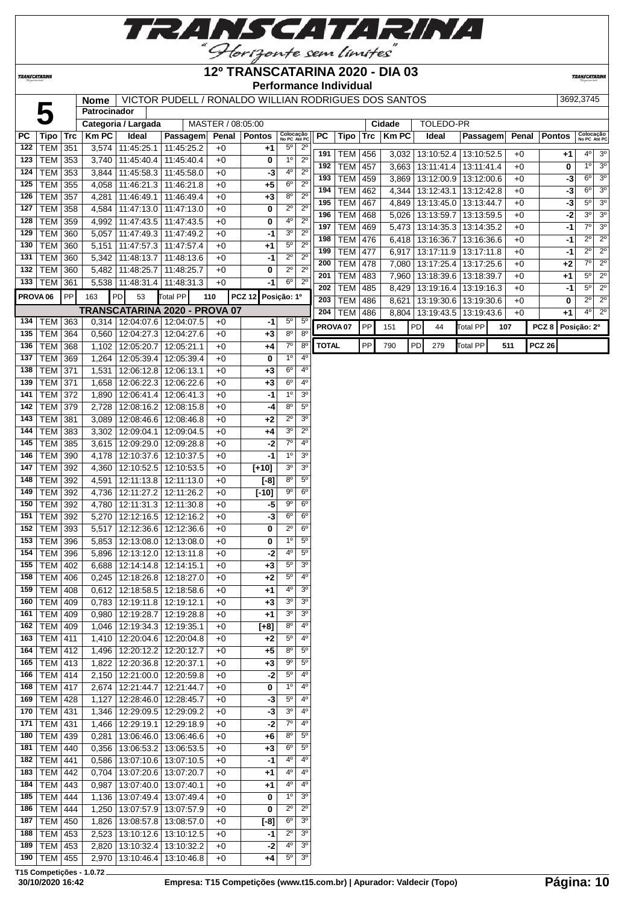# 12º TRANSCATARINA 2020 - DIA 03

**Performance Individual**

**5** | **Nome**: VICTOR PUDELL / RONALDO WILLIAN RODRIGUES DOS SANTOS | 3692,3745

**Patrocinador**

**Categoria / Largada**: MASTER / 08:05:00 | **Cidade**: TOLEDO-PR

| PC | Tipo | Trc | Km PC | Ideal | Passagem | Penal | Pontos | Colocação No PC | Colocação Até PC |
|---|---|---|---|---|---|---|---|---|---|
| 122 | TEM | 351 | 3,574 | 11:45:25.1 | 11:45:25.2 | +0 | +1 | 5º | 2º |
| 123 | TEM | 353 | 3,740 | 11:45:40.4 | 11:45:40.4 | +0 | 0 | 1º | 2º |
| 124 | TEM | 353 | 3,844 | 11:45:58.3 | 11:45:58.0 | +0 | -3 | 4º | 2º |
| 125 | TEM | 355 | 4,058 | 11:46:21.3 | 11:46:21.8 | +0 | +5 | 6º | 2º |
| 126 | TEM | 357 | 4,281 | 11:46:49.1 | 11:46:49.4 | +0 | +3 | 8º | 2º |
| 127 | TEM | 358 | 4,584 | 11:47:13.0 | 11:47:13.0 | +0 | 0 | 2º | 2º |
| 128 | TEM | 359 | 4,992 | 11:47:43.5 | 11:47:43.5 | +0 | 0 | 4º | 2º |
| 129 | TEM | 360 | 5,057 | 11:47:49.3 | 11:47:49.2 | +0 | -1 | 3º | 2º |
| 130 | TEM | 360 | 5,151 | 11:47:57.3 | 11:47:57.4 | +0 | +1 | 5º | 2º |
| 131 | TEM | 360 | 5,342 | 11:48:13.7 | 11:48:13.6 | +0 | -1 | 2º | 2º |
| 132 | TEM | 360 | 5,482 | 11:48:25.7 | 11:48:25.7 | +0 | 0 | 2º | 2º |
| 133 | TEM | 361 | 5,538 | 11:48:31.4 | 11:48:31.3 | +0 | -1 | 6º | 2º |
| PROVA 06 | PP | 163 | PD | 53 | Total PP | 110 | PCZ 12 | Posição: 1º | |
| **TRANSCATARINA 2020 - PROVA 07** | | | | | | | | | |
| 134 | TEM | 363 | 0,314 | 12:04:07.6 | 12:04:07.5 | +0 | -1 | 5º | 5º |
| 135 | TEM | 364 | 0,560 | 12:04:27.3 | 12:04:27.6 | +0 | +3 | 8º | 8º |
| 136 | TEM | 368 | 1,102 | 12:05:20.7 | 12:05:21.1 | +0 | +4 | 7º | 8º |
| 137 | TEM | 369 | 1,264 | 12:05:39.4 | 12:05:39.4 | +0 | 0 | 1º | 4º |
| 138 | TEM | 371 | 1,531 | 12:06:12.8 | 12:06:13.1 | +0 | +3 | 6º | 4º |
| 139 | TEM | 371 | 1,658 | 12:06:22.3 | 12:06:22.6 | +0 | +3 | 6º | 4º |
| 141 | TEM | 372 | 1,890 | 12:06:41.4 | 12:06:41.3 | +0 | -1 | 1º | 3º |
| 142 | TEM | 379 | 2,728 | 12:08:16.2 | 12:08:15.8 | +0 | -4 | 8º | 5º |
| 143 | TEM | 381 | 3,089 | 12:08:46.6 | 12:08:46.8 | +0 | +2 | 2º | 3º |
| 144 | TEM | 383 | 3,302 | 12:09:04.1 | 12:09:04.5 | +0 | +4 | 3º | 2º |
| 145 | TEM | 385 | 3,615 | 12:09:29.0 | 12:09:28.8 | +0 | -2 | 7º | 4º |
| 146 | TEM | 390 | 4,178 | 12:10:37.6 | 12:10:37.5 | +0 | -1 | 1º | 3º |
| 147 | TEM | 392 | 4,360 | 12:10:52.5 | 12:10:53.5 | +0 | [+10] | 3º | 3º |
| 148 | TEM | 392 | 4,591 | 12:11:13.8 | 12:11:13.0 | +0 | [-8] | 8º | 5º |
| 149 | TEM | 392 | 4,736 | 12:11:27.2 | 12:11:26.2 | +0 | [-10] | 9º | 6º |
| 150 | TEM | 392 | 4,780 | 12:11:31.3 | 12:11:30.8 | +0 | -5 | 9º | 6º |
| 151 | TEM | 392 | 5,270 | 12:12:16.5 | 12:12:16.2 | +0 | -3 | 6º | 6º |
| 152 | TEM | 393 | 5,517 | 12:12:36.6 | 12:12:36.6 | +0 | 0 | 2º | 6º |
| 153 | TEM | 396 | 5,853 | 12:13:08.0 | 12:13:08.0 | +0 | 0 | 1º | 5º |
| 154 | TEM | 396 | 5,896 | 12:13:12.0 | 12:13:11.8 | +0 | -2 | 4º | 5º |
| 155 | TEM | 402 | 6,688 | 12:14:14.8 | 12:14:15.1 | +0 | +3 | 5º | 3º |
| 158 | TEM | 406 | 0,245 | 12:18:26.8 | 12:18:27.0 | +0 | +2 | 5º | 4º |
| 159 | TEM | 408 | 0,612 | 12:18:58.5 | 12:18:58.6 | +0 | +1 | 4º | 3º |
| 160 | TEM | 409 | 0,783 | 12:19:11.8 | 12:19:12.1 | +0 | +3 | 3º | 3º |
| 161 | TEM | 409 | 0,980 | 12:19:28.7 | 12:19:28.8 | +0 | +1 | 3º | 3º |
| 162 | TEM | 409 | 1,046 | 12:19:34.3 | 12:19:35.1 | +0 | [+8] | 8º | 4º |
| 163 | TEM | 411 | 1,410 | 12:20:04.6 | 12:20:04.8 | +0 | +2 | 5º | 4º |
| 164 | TEM | 412 | 1,496 | 12:20:12.2 | 12:20:12.7 | +0 | +5 | 8º | 5º |
| 165 | TEM | 413 | 1,822 | 12:20:36.8 | 12:20:37.1 | +0 | +3 | 9º | 5º |
| 166 | TEM | 414 | 2,150 | 12:21:00.0 | 12:20:59.8 | +0 | -2 | 5º | 4º |
| 168 | TEM | 417 | 2,674 | 12:21:44.7 | 12:21:44.7 | +0 | 0 | 1º | 4º |
| 169 | TEM | 428 | 1,127 | 12:28:46.0 | 12:28:45.7 | +0 | -3 | 5º | 4º |
| 170 | TEM | 431 | 1,346 | 12:29:09.5 | 12:29:09.2 | +0 | -3 | 3º | 4º |
| 171 | TEM | 431 | 1,466 | 12:29:19.1 | 12:29:18.9 | +0 | -2 | 7º | 4º |
| 180 | TEM | 439 | 0,281 | 13:06:46.0 | 13:06:46.6 | +0 | +6 | 8º | 5º |
| 181 | TEM | 440 | 0,356 | 13:06:53.2 | 13:06:53.5 | +0 | +3 | 6º | 5º |
| 182 | TEM | 441 | 0,586 | 13:07:10.6 | 13:07:10.5 | +0 | -1 | 4º | 4º |
| 183 | TEM | 442 | 0,704 | 13:07:20.6 | 13:07:20.7 | +0 | +1 | 4º | 4º |
| 184 | TEM | 443 | 0,987 | 13:07:40.0 | 13:07:40.1 | +0 | +1 | 4º | 4º |
| 185 | TEM | 444 | 1,136 | 13:07:49.4 | 13:07:49.4 | +0 | 0 | 1º | 3º |
| 186 | TEM | 444 | 1,250 | 13:07:57.9 | 13:07:57.9 | +0 | 0 | 2º | 2º |
| 187 | TEM | 450 | 1,826 | 13:08:57.8 | 13:08:57.0 | +0 | [-8] | 6º | 3º |
| 188 | TEM | 453 | 2,523 | 13:10:12.6 | 13:10:12.5 | +0 | -1 | 2º | 3º |
| 189 | TEM | 453 | 2,820 | 13:10:32.4 | 13:10:32.2 | +0 | -2 | 4º | 3º |
| 190 | TEM | 455 | 2,970 | 13:10:46.4 | 13:10:46.8 | +0 | +4 | 5º | 3º |
| 191 | TEM | 456 | 3,032 | 13:10:52.4 | 13:10:52.5 | +0 | +1 | 4º | 3º |
| 192 | TEM | 457 | 3,663 | 13:11:41.4 | 13:11:41.4 | +0 | 0 | 1º | 3º |
| 193 | TEM | 459 | 3,869 | 13:12:00.9 | 13:12:00.6 | +0 | -3 | 6º | 3º |
| 194 | TEM | 462 | 4,344 | 13:12:43.1 | 13:12:42.8 | +0 | -3 | 6º | 3º |
| 195 | TEM | 467 | 4,849 | 13:13:45.0 | 13:13:44.7 | +0 | -3 | 5º | 3º |
| 196 | TEM | 468 | 5,026 | 13:13:59.7 | 13:13:59.5 | +0 | -2 | 3º | 3º |
| 197 | TEM | 469 | 5,473 | 13:14:35.3 | 13:14:35.2 | +0 | -1 | 7º | 3º |
| 198 | TEM | 476 | 6,418 | 13:16:36.7 | 13:16:36.6 | +0 | -1 | 2º | 2º |
| 199 | TEM | 477 | 6,917 | 13:17:11.9 | 13:17:11.8 | +0 | -1 | 2º | 2º |
| 200 | TEM | 478 | 7,080 | 13:17:25.4 | 13:17:25.6 | +0 | +2 | 7º | 2º |
| 201 | TEM | 483 | 7,960 | 13:18:39.6 | 13:18:39.7 | +0 | +1 | 5º | 2º |
| 202 | TEM | 485 | 8,429 | 13:19:16.4 | 13:19:16.3 | +0 | -1 | 5º | 2º |
| 203 | TEM | 486 | 8,621 | 13:19:30.6 | 13:19:30.6 | +0 | 0 | 2º | 2º |
| 204 | TEM | 486 | 8,804 | 13:19:43.5 | 13:19:43.6 | +0 | +1 | 4º | 2º |
| PROVA 07 | PP | 151 | PD | 44 | Total PP | 107 | PCZ 8 | Posição: 2º | |
| TOTAL | PP | 790 | PD | 279 | Total PP | 511 | PCZ 26 | | |

T15 Competições - 1.0.72

30/10/2020 16:42 — Empresa: T15 Competições (www.t15.com.br) | Apurador: Valdecir (Topo)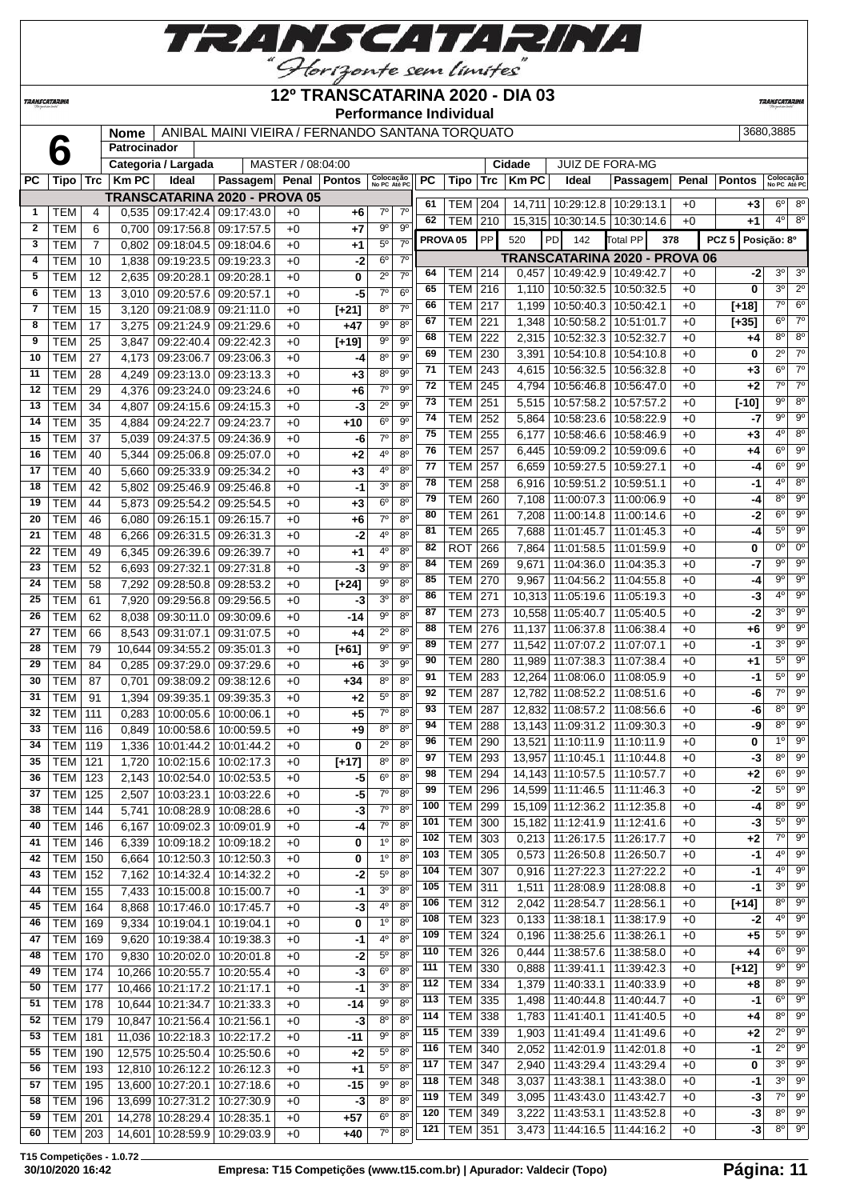# 12º TRANSCATARINA 2020 - DIA 03

**Performance Individual**

| 6 | Nome | ANIBAL MAINI VIEIRA / FERNANDO SANTANA TORQUATO | 3680,3885 |
|---|---|---|---|
| | Patrocinador | | |
| | Categoria / Largada | MASTER / 08:04:00 | Cidade: JUIZ DE FORA-MG |

## TRANSCATARINA 2020 - PROVA 05

| PC | Tipo | Trc | Km PC | Ideal | Passagem | Penal | Pontos | Colocação No PC | Colocação Até PC |
|---|---|---|---|---|---|---|---|---|---|
| 1 | TEM | 4 | 0,535 | 09:17:42.4 | 09:17:43.0 | +0 | +6 | 7º | 7º |
| 2 | TEM | 6 | 0,700 | 09:17:56.8 | 09:17:57.5 | +0 | +7 | 9º | 9º |
| 3 | TEM | 7 | 0,802 | 09:18:04.5 | 09:18:04.6 | +0 | +1 | 5º | 7º |
| 4 | TEM | 10 | 1,838 | 09:19:23.5 | 09:19:23.3 | +0 | -2 | 6º | 7º |
| 5 | TEM | 12 | 2,635 | 09:20:28.1 | 09:20:28.1 | +0 | 0 | 2º | 7º |
| 6 | TEM | 13 | 3,010 | 09:20:57.6 | 09:20:57.1 | +0 | -5 | 7º | 6º |
| 7 | TEM | 15 | 3,120 | 09:21:08.9 | 09:21:11.0 | +0 | [+21] | 8º | 7º |
| 8 | TEM | 17 | 3,275 | 09:21:24.9 | 09:21:29.6 | +0 | +47 | 9º | 8º |
| 9 | TEM | 25 | 3,847 | 09:22:40.4 | 09:22:42.3 | +0 | [+19] | 9º | 9º |
| 10 | TEM | 27 | 4,173 | 09:23:06.7 | 09:23:06.3 | +0 | -4 | 8º | 9º |
| 11 | TEM | 28 | 4,249 | 09:23:13.0 | 09:23:13.3 | +0 | +3 | 8º | 9º |
| 12 | TEM | 29 | 4,376 | 09:23:24.0 | 09:23:24.6 | +0 | +6 | 7º | 9º |
| 13 | TEM | 34 | 4,807 | 09:24:15.6 | 09:24:15.3 | +0 | -3 | 2º | 9º |
| 14 | TEM | 35 | 4,884 | 09:24:22.7 | 09:24:23.7 | +0 | +10 | 6º | 9º |
| 15 | TEM | 37 | 5,039 | 09:24:37.5 | 09:24:36.9 | +0 | -6 | 7º | 8º |
| 16 | TEM | 40 | 5,344 | 09:25:06.8 | 09:25:07.0 | +0 | +2 | 4º | 8º |
| 17 | TEM | 40 | 5,660 | 09:25:33.9 | 09:25:34.2 | +0 | +3 | 4º | 8º |
| 18 | TEM | 42 | 5,802 | 09:25:46.9 | 09:25:46.8 | +0 | -1 | 3º | 8º |
| 19 | TEM | 44 | 5,873 | 09:25:54.2 | 09:25:54.5 | +0 | +3 | 6º | 8º |
| 20 | TEM | 46 | 6,080 | 09:26:15.1 | 09:26:15.7 | +0 | +6 | 7º | 8º |
| 21 | TEM | 48 | 6,266 | 09:26:31.5 | 09:26:31.3 | +0 | -2 | 4º | 8º |
| 22 | TEM | 49 | 6,345 | 09:26:39.6 | 09:26:39.7 | +0 | +1 | 4º | 8º |
| 23 | TEM | 52 | 6,693 | 09:27:32.1 | 09:27:31.8 | +0 | -3 | 9º | 8º |
| 24 | TEM | 58 | 7,292 | 09:28:50.8 | 09:28:53.2 | +0 | [+24] | 9º | 8º |
| 25 | TEM | 61 | 7,920 | 09:29:56.8 | 09:29:56.5 | +0 | -3 | 3º | 8º |
| 26 | TEM | 62 | 8,038 | 09:30:11.0 | 09:30:09.6 | +0 | -14 | 9º | 8º |
| 27 | TEM | 66 | 8,543 | 09:31:07.1 | 09:31:07.5 | +0 | +4 | 2º | 8º |
| 28 | TEM | 79 | 10,644 | 09:34:55.2 | 09:35:01.3 | +0 | [+61] | 9º | 9º |
| 29 | TEM | 84 | 0,285 | 09:37:29.0 | 09:37:29.6 | +0 | +6 | 3º | 9º |
| 30 | TEM | 87 | 0,701 | 09:38:09.2 | 09:38:12.6 | +0 | +34 | 8º | 8º |
| 31 | TEM | 91 | 1,394 | 09:39:35.1 | 09:39:35.3 | +0 | +2 | 5º | 8º |
| 32 | TEM | 111 | 0,283 | 10:00:05.6 | 10:00:06.1 | +0 | +5 | 7º | 8º |
| 33 | TEM | 116 | 0,849 | 10:00:58.6 | 10:00:59.5 | +0 | +9 | 8º | 8º |
| 34 | TEM | 119 | 1,336 | 10:01:44.2 | 10:01:44.2 | +0 | 0 | 2º | 8º |
| 35 | TEM | 121 | 1,720 | 10:02:15.6 | 10:02:17.3 | +0 | [+17] | 8º | 8º |
| 36 | TEM | 123 | 2,143 | 10:02:54.0 | 10:02:53.5 | +0 | -5 | 6º | 8º |
| 37 | TEM | 125 | 2,507 | 10:03:23.1 | 10:03:22.6 | +0 | -5 | 7º | 8º |
| 38 | TEM | 144 | 5,741 | 10:08:28.9 | 10:08:28.6 | +0 | -3 | 7º | 8º |
| 40 | TEM | 146 | 6,167 | 10:09:02.3 | 10:09:01.9 | +0 | -4 | 7º | 8º |
| 41 | TEM | 146 | 6,339 | 10:09:18.2 | 10:09:18.2 | +0 | 0 | 1º | 8º |
| 42 | TEM | 150 | 6,664 | 10:12:50.3 | 10:12:50.3 | +0 | 0 | 1º | 8º |
| 43 | TEM | 152 | 7,162 | 10:14:32.4 | 10:14:32.2 | +0 | -2 | 5º | 8º |
| 44 | TEM | 155 | 7,433 | 10:15:00.8 | 10:15:00.7 | +0 | -1 | 3º | 8º |
| 45 | TEM | 164 | 8,868 | 10:17:46.0 | 10:17:45.7 | +0 | -3 | 4º | 8º |
| 46 | TEM | 169 | 9,334 | 10:19:04.1 | 10:19:04.1 | +0 | 0 | 1º | 8º |
| 47 | TEM | 169 | 9,620 | 10:19:38.4 | 10:19:38.3 | +0 | -1 | 4º | 8º |
| 48 | TEM | 170 | 9,830 | 10:20:02.0 | 10:20:01.8 | +0 | -2 | 5º | 8º |
| 49 | TEM | 174 | 10,266 | 10:20:55.7 | 10:20:55.4 | +0 | -3 | 6º | 8º |
| 50 | TEM | 177 | 10,466 | 10:21:17.2 | 10:21:17.1 | +0 | -1 | 3º | 8º |
| 51 | TEM | 178 | 10,644 | 10:21:34.7 | 10:21:33.3 | +0 | -14 | 9º | 8º |
| 52 | TEM | 179 | 10,847 | 10:21:56.4 | 10:21:56.1 | +0 | -3 | 8º | 8º |
| 53 | TEM | 181 | 11,036 | 10:22:18.3 | 10:22:17.2 | +0 | -11 | 9º | 8º |
| 55 | TEM | 190 | 12,575 | 10:25:50.4 | 10:25:50.6 | +0 | +2 | 5º | 8º |
| 56 | TEM | 193 | 12,810 | 10:26:12.2 | 10:26:12.3 | +0 | +1 | 5º | 8º |
| 57 | TEM | 195 | 13,600 | 10:27:20.1 | 10:27:18.6 | +0 | -15 | 9º | 8º |
| 58 | TEM | 196 | 13,699 | 10:27:31.2 | 10:27:30.9 | +0 | -3 | 8º | 8º |
| 59 | TEM | 201 | 14,278 | 10:28:29.4 | 10:28:35.1 | +0 | +57 | 6º | 8º |
| 60 | TEM | 203 | 14,601 | 10:28:59.9 | 10:29:03.9 | +0 | +40 | 7º | 8º |
| 61 | TEM | 204 | 14,711 | 10:29:12.8 | 10:29:13.1 | +0 | +3 | 6º | 8º |
| 62 | TEM | 210 | 15,315 | 10:30:14.5 | 10:30:14.6 | +0 | +1 | 4º | 8º |

PROVA 05 | PP 520 | PD 142 | Total PP 378 | PCZ 5 | Posição: 8º

## TRANSCATARINA 2020 - PROVA 06

| PC | Tipo | Trc | Km PC | Ideal | Passagem | Penal | Pontos | Colocação No PC | Colocação Até PC |
|---|---|---|---|---|---|---|---|---|---|
| 64 | TEM | 214 | 0,457 | 10:49:42.9 | 10:49:42.7 | +0 | -2 | 3º | 3º |
| 65 | TEM | 216 | 1,110 | 10:50:32.5 | 10:50:32.5 | +0 | 0 | 3º | 2º |
| 66 | TEM | 217 | 1,199 | 10:50:40.3 | 10:50:42.1 | +0 | [+18] | 7º | 6º |
| 67 | TEM | 221 | 1,348 | 10:50:58.2 | 10:51:01.7 | +0 | [+35] | 6º | 7º |
| 68 | TEM | 222 | 2,315 | 10:52:32.3 | 10:52:32.7 | +0 | +4 | 8º | 8º |
| 69 | TEM | 230 | 3,391 | 10:54:10.8 | 10:54:10.8 | +0 | 0 | 2º | 7º |
| 71 | TEM | 243 | 4,615 | 10:56:32.5 | 10:56:32.8 | +0 | +3 | 6º | 7º |
| 72 | TEM | 245 | 4,794 | 10:56:46.8 | 10:56:47.0 | +0 | +2 | 7º | 7º |
| 73 | TEM | 251 | 5,515 | 10:57:58.2 | 10:57:57.2 | +0 | [-10] | 9º | 8º |
| 74 | TEM | 252 | 5,864 | 10:58:23.6 | 10:58:22.9 | +0 | -7 | 9º | 9º |
| 75 | TEM | 255 | 6,177 | 10:58:46.6 | 10:58:46.9 | +0 | +3 | 4º | 8º |
| 76 | TEM | 257 | 6,445 | 10:59:09.2 | 10:59:09.6 | +0 | +4 | 6º | 9º |
| 77 | TEM | 257 | 6,659 | 10:59:27.5 | 10:59:27.1 | +0 | -4 | 6º | 9º |
| 78 | TEM | 258 | 6,916 | 10:59:51.2 | 10:59:51.1 | +0 | -1 | 4º | 8º |
| 79 | TEM | 260 | 7,108 | 11:00:07.3 | 11:00:06.9 | +0 | -4 | 8º | 9º |
| 80 | TEM | 261 | 7,208 | 11:00:14.8 | 11:00:14.6 | +0 | -2 | 6º | 9º |
| 81 | TEM | 265 | 7,688 | 11:01:45.7 | 11:01:45.3 | +0 | -4 | 5º | 9º |
| 82 | ROT | 266 | 7,864 | 11:01:58.5 | 11:01:59.9 | +0 | 0 | 0º | 0º |
| 84 | TEM | 269 | 9,671 | 11:04:36.0 | 11:04:35.3 | +0 | -7 | 9º | 9º |
| 85 | TEM | 270 | 9,967 | 11:04:56.2 | 11:04:55.8 | +0 | -4 | 9º | 9º |
| 86 | TEM | 271 | 10,313 | 11:05:19.6 | 11:05:19.3 | +0 | -3 | 4º | 9º |
| 87 | TEM | 273 | 10,558 | 11:05:40.7 | 11:05:40.5 | +0 | -2 | 3º | 9º |
| 88 | TEM | 276 | 11,137 | 11:06:37.8 | 11:06:38.4 | +0 | +6 | 9º | 9º |
| 89 | TEM | 277 | 11,542 | 11:07:07.2 | 11:07:07.1 | +0 | -1 | 3º | 9º |
| 90 | TEM | 280 | 11,989 | 11:07:38.3 | 11:07:38.4 | +0 | +1 | 5º | 9º |
| 91 | TEM | 283 | 12,264 | 11:08:06.0 | 11:08:05.9 | +0 | -1 | 5º | 9º |
| 92 | TEM | 287 | 12,782 | 11:08:52.2 | 11:08:51.6 | +0 | -6 | 7º | 9º |
| 93 | TEM | 287 | 12,832 | 11:08:57.2 | 11:08:56.6 | +0 | -6 | 8º | 9º |
| 94 | TEM | 288 | 13,143 | 11:09:31.2 | 11:09:30.3 | +0 | -9 | 8º | 9º |
| 96 | TEM | 290 | 13,521 | 11:10:11.9 | 11:10:11.9 | +0 | 0 | 1º | 9º |
| 97 | TEM | 293 | 13,957 | 11:10:45.1 | 11:10:44.8 | +0 | -3 | 8º | 9º |
| 98 | TEM | 294 | 14,143 | 11:10:57.5 | 11:10:57.7 | +0 | +2 | 6º | 9º |
| 99 | TEM | 296 | 14,599 | 11:11:46.5 | 11:11:46.3 | +0 | -2 | 5º | 9º |
| 100 | TEM | 299 | 15,109 | 11:12:36.2 | 11:12:35.8 | +0 | -4 | 8º | 9º |
| 101 | TEM | 300 | 15,182 | 11:12:41.9 | 11:12:41.6 | +0 | -3 | 5º | 9º |
| 102 | TEM | 303 | 0,213 | 11:26:17.5 | 11:26:17.7 | +0 | +2 | 7º | 9º |
| 103 | TEM | 305 | 0,573 | 11:26:50.8 | 11:26:50.7 | +0 | -1 | 4º | 9º |
| 104 | TEM | 307 | 0,916 | 11:27:22.3 | 11:27:22.2 | +0 | -1 | 4º | 9º |
| 105 | TEM | 311 | 1,511 | 11:28:08.9 | 11:28:08.8 | +0 | -1 | 3º | 9º |
| 106 | TEM | 312 | 2,042 | 11:28:54.7 | 11:28:56.1 | +0 | [+14] | 8º | 9º |
| 108 | TEM | 323 | 0,133 | 11:38:18.1 | 11:38:17.9 | +0 | -2 | 4º | 9º |
| 109 | TEM | 324 | 0,196 | 11:38:25.6 | 11:38:26.1 | +0 | +5 | 5º | 9º |
| 110 | TEM | 326 | 0,444 | 11:38:57.6 | 11:38:58.0 | +0 | +4 | 6º | 9º |
| 111 | TEM | 330 | 0,888 | 11:39:41.1 | 11:39:42.3 | +0 | [+12] | 9º | 9º |
| 112 | TEM | 334 | 1,379 | 11:40:33.1 | 11:40:33.9 | +0 | +8 | 8º | 9º |
| 113 | TEM | 335 | 1,498 | 11:40:44.8 | 11:40:44.7 | +0 | -1 | 6º | 9º |
| 114 | TEM | 338 | 1,783 | 11:41:40.1 | 11:41:40.5 | +0 | +4 | 8º | 9º |
| 115 | TEM | 339 | 1,903 | 11:41:49.4 | 11:41:49.6 | +0 | +2 | 2º | 9º |
| 116 | TEM | 340 | 2,052 | 11:42:01.9 | 11:42:01.8 | +0 | -1 | 2º | 9º |
| 117 | TEM | 347 | 2,940 | 11:43:29.4 | 11:43:29.4 | +0 | 0 | 3º | 9º |
| 118 | TEM | 348 | 3,037 | 11:43:38.1 | 11:43:38.0 | +0 | -1 | 3º | 9º |
| 119 | TEM | 349 | 3,095 | 11:43:43.0 | 11:43:42.7 | +0 | -3 | 7º | 9º |
| 120 | TEM | 349 | 3,222 | 11:43:53.1 | 11:43:52.8 | +0 | -3 | 8º | 9º |
| 121 | TEM | 351 | 3,473 | 11:44:16.5 | 11:44:16.2 | +0 | -3 | 8º | 9º |

T15 Competições - 1.0.72
30/10/2020 16:42 — Empresa: T15 Competições (www.t15.com.br) | Apurador: Valdecir (Topo)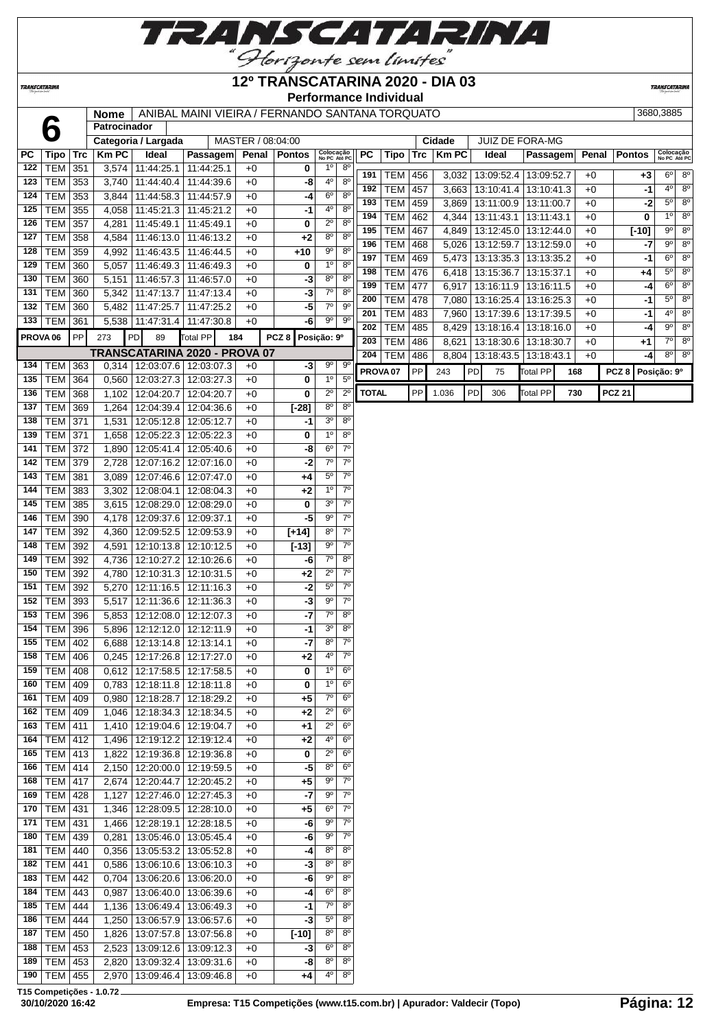# 12º TRANSCATARINA 2020 - DIA 03

**Performance Individual**

| | | |
|---|---|---|
| **6** | **Nome** | ANIBAL MAINI VIEIRA / FERNANDO SANTANA TORQUATO | 3680,3885 |
| | **Patrocinador** | |
| | **Categoria / Largada** | MASTER / 08:04:00 | **Cidade** JUIZ DE FORA-MG |

| PC | Tipo | Trc | Km PC | Ideal | Passagem | Penal | Pontos | Colocação No PC | Colocação Até PC |
|---|---|---|---|---|---|---|---|---|---|
| 122 | TEM | 351 | 3,574 | 11:44:25.1 | 11:44:25.1 | +0 | 0 | 1º | 8º |
| 123 | TEM | 353 | 3,740 | 11:44:40.4 | 11:44:39.6 | +0 | -8 | 4º | 8º |
| 124 | TEM | 353 | 3,844 | 11:44:58.3 | 11:44:57.9 | +0 | -4 | 6º | 8º |
| 125 | TEM | 355 | 4,058 | 11:45:21.3 | 11:45:21.2 | +0 | -1 | 4º | 8º |
| 126 | TEM | 357 | 4,281 | 11:45:49.1 | 11:45:49.1 | +0 | 0 | 2º | 8º |
| 127 | TEM | 358 | 4,584 | 11:46:13.0 | 11:46:13.2 | +0 | +2 | 8º | 8º |
| 128 | TEM | 359 | 4,992 | 11:46:43.5 | 11:46:44.5 | +0 | +10 | 9º | 8º |
| 129 | TEM | 360 | 5,057 | 11:46:49.3 | 11:46:49.3 | +0 | 0 | 1º | 8º |
| 130 | TEM | 360 | 5,151 | 11:46:57.3 | 11:46:57.0 | +0 | -3 | 8º | 8º |
| 131 | TEM | 360 | 5,342 | 11:47:13.7 | 11:47:13.4 | +0 | -3 | 7º | 8º |
| 132 | TEM | 360 | 5,482 | 11:47:25.7 | 11:47:25.2 | +0 | -5 | 7º | 9º |
| 133 | TEM | 361 | 5,538 | 11:47:31.4 | 11:47:30.8 | +0 | -6 | 9º | 9º |
| PROVA 06 | PP | 273 | PD 89 | Total PP 184 | | | PCZ 8 | Posição: 9º | |
| **TRANSCATARINA 2020 - PROVA 07** | | | | | | | | | |
| 134 | TEM | 363 | 0,314 | 12:03:07.6 | 12:03:07.3 | +0 | -3 | 9º | 9º |
| 135 | TEM | 364 | 0,560 | 12:03:27.3 | 12:03:27.3 | +0 | 0 | 1º | 5º |
| 136 | TEM | 368 | 1,102 | 12:04:20.7 | 12:04:20.7 | +0 | 0 | 2º | 2º |
| 137 | TEM | 369 | 1,264 | 12:04:39.4 | 12:04:36.6 | +0 | [-28] | 8º | 8º |
| 138 | TEM | 371 | 1,531 | 12:05:12.8 | 12:05:12.7 | +0 | -1 | 3º | 8º |
| 139 | TEM | 371 | 1,658 | 12:05:22.3 | 12:05:22.3 | +0 | 0 | 1º | 8º |
| 141 | TEM | 372 | 1,890 | 12:05:41.4 | 12:05:40.6 | +0 | -8 | 6º | 7º |
| 142 | TEM | 379 | 2,728 | 12:07:16.2 | 12:07:16.0 | +0 | -2 | 7º | 7º |
| 143 | TEM | 381 | 3,089 | 12:07:46.6 | 12:07:47.0 | +0 | +4 | 5º | 7º |
| 144 | TEM | 383 | 3,302 | 12:08:04.1 | 12:08:04.3 | +0 | +2 | 1º | 7º |
| 145 | TEM | 385 | 3,615 | 12:08:29.0 | 12:08:29.0 | +0 | 0 | 3º | 7º |
| 146 | TEM | 390 | 4,178 | 12:09:37.6 | 12:09:37.1 | +0 | -5 | 9º | 7º |
| 147 | TEM | 392 | 4,360 | 12:09:52.5 | 12:09:53.9 | +0 | [+14] | 8º | 7º |
| 148 | TEM | 392 | 4,591 | 12:10:13.8 | 12:10:12.5 | +0 | [-13] | 9º | 7º |
| 149 | TEM | 392 | 4,736 | 12:10:27.2 | 12:10:26.6 | +0 | -6 | 7º | 8º |
| 150 | TEM | 392 | 4,780 | 12:10:31.3 | 12:10:31.5 | +0 | +2 | 2º | 7º |
| 151 | TEM | 392 | 5,270 | 12:11:16.5 | 12:11:16.3 | +0 | -2 | 5º | 7º |
| 152 | TEM | 393 | 5,517 | 12:11:36.6 | 12:11:36.3 | +0 | -3 | 9º | 7º |
| 153 | TEM | 396 | 5,853 | 12:12:08.0 | 12:12:07.3 | +0 | -7 | 7º | 8º |
| 154 | TEM | 396 | 5,896 | 12:12:12.0 | 12:12:11.9 | +0 | -1 | 3º | 8º |
| 155 | TEM | 402 | 6,688 | 12:13:14.8 | 12:13:14.1 | +0 | -7 | 8º | 7º |
| 158 | TEM | 406 | 0,245 | 12:17:26.8 | 12:17:27.0 | +0 | +2 | 4º | 7º |
| 159 | TEM | 408 | 0,612 | 12:17:58.5 | 12:17:58.5 | +0 | 0 | 1º | 6º |
| 160 | TEM | 409 | 0,783 | 12:18:11.8 | 12:18:11.8 | +0 | 0 | 1º | 6º |
| 161 | TEM | 409 | 0,980 | 12:18:28.7 | 12:18:29.2 | +0 | +5 | 7º | 6º |
| 162 | TEM | 409 | 1,046 | 12:18:34.3 | 12:18:34.5 | +0 | +2 | 2º | 6º |
| 163 | TEM | 411 | 1,410 | 12:19:04.6 | 12:19:04.7 | +0 | +1 | 2º | 6º |
| 164 | TEM | 412 | 1,496 | 12:19:12.2 | 12:19:12.4 | +0 | +2 | 4º | 6º |
| 165 | TEM | 413 | 1,822 | 12:19:36.8 | 12:19:36.8 | +0 | 0 | 2º | 6º |
| 166 | TEM | 414 | 2,150 | 12:20:00.0 | 12:19:59.5 | +0 | -5 | 8º | 6º |
| 168 | TEM | 417 | 2,674 | 12:20:44.7 | 12:20:45.2 | +0 | +5 | 9º | 7º |
| 169 | TEM | 428 | 1,127 | 12:27:46.0 | 12:27:45.3 | +0 | -7 | 9º | 7º |
| 170 | TEM | 431 | 1,346 | 12:28:09.5 | 12:28:10.0 | +0 | +5 | 6º | 7º |
| 171 | TEM | 431 | 1,466 | 12:28:19.1 | 12:28:18.5 | +0 | -6 | 9º | 7º |
| 180 | TEM | 439 | 0,281 | 13:05:46.0 | 13:05:45.4 | +0 | -6 | 9º | 7º |
| 181 | TEM | 440 | 0,356 | 13:05:53.2 | 13:05:52.8 | +0 | -4 | 8º | 8º |
| 182 | TEM | 441 | 0,586 | 13:06:10.6 | 13:06:10.3 | +0 | -3 | 8º | 8º |
| 183 | TEM | 442 | 0,704 | 13:06:20.6 | 13:06:20.0 | +0 | -6 | 9º | 8º |
| 184 | TEM | 443 | 0,987 | 13:06:40.0 | 13:06:39.6 | +0 | -4 | 6º | 8º |
| 185 | TEM | 444 | 1,136 | 13:06:49.4 | 13:06:49.3 | +0 | -1 | 7º | 8º |
| 186 | TEM | 444 | 1,250 | 13:06:57.9 | 13:06:57.6 | +0 | -3 | 5º | 8º |
| 187 | TEM | 450 | 1,826 | 13:07:57.8 | 13:07:56.8 | +0 | [-10] | 8º | 8º |
| 188 | TEM | 453 | 2,523 | 13:09:12.6 | 13:09:12.3 | +0 | -3 | 6º | 8º |
| 189 | TEM | 453 | 2,820 | 13:09:32.4 | 13:09:31.6 | +0 | -8 | 8º | 8º |
| 190 | TEM | 455 | 2,970 | 13:09:46.4 | 13:09:46.8 | +0 | +4 | 4º | 8º |
| 191 | TEM | 456 | 3,032 | 13:09:52.4 | 13:09:52.7 | +0 | +3 | 6º | 8º |
| 192 | TEM | 457 | 3,663 | 13:10:41.4 | 13:10:41.3 | +0 | -1 | 4º | 8º |
| 193 | TEM | 459 | 3,869 | 13:11:00.9 | 13:11:00.7 | +0 | -2 | 5º | 8º |
| 194 | TEM | 462 | 4,344 | 13:11:43.1 | 13:11:43.1 | +0 | 0 | 1º | 8º |
| 195 | TEM | 467 | 4,849 | 13:12:45.0 | 13:12:44.0 | +0 | [-10] | 9º | 8º |
| 196 | TEM | 468 | 5,026 | 13:12:59.7 | 13:12:59.0 | +0 | -7 | 9º | 8º |
| 197 | TEM | 469 | 5,473 | 13:13:35.3 | 13:13:35.2 | +0 | -1 | 6º | 8º |
| 198 | TEM | 476 | 6,418 | 13:15:36.7 | 13:15:37.1 | +0 | +4 | 5º | 8º |
| 199 | TEM | 477 | 6,917 | 13:16:11.9 | 13:16:11.5 | +0 | -4 | 6º | 8º |
| 200 | TEM | 478 | 7,080 | 13:16:25.4 | 13:16:25.3 | +0 | -1 | 5º | 8º |
| 201 | TEM | 483 | 7,960 | 13:17:39.6 | 13:17:39.5 | +0 | -1 | 4º | 8º |
| 202 | TEM | 485 | 8,429 | 13:18:16.4 | 13:18:16.0 | +0 | -4 | 9º | 8º |
| 203 | TEM | 486 | 8,621 | 13:18:30.6 | 13:18:30.7 | +0 | +1 | 7º | 8º |
| 204 | TEM | 486 | 8,804 | 13:18:43.5 | 13:18:43.1 | +0 | -4 | 8º | 8º |
| PROVA 07 | PP | 243 | PD 75 | Total PP 168 | | | PCZ 8 | Posição: 9º | |
| TOTAL | PP | 1.036 | PD 306 | Total PP 730 | | | PCZ 21 | | |

T15 Competições - 1.0.72

30/10/2020 16:42 — Empresa: T15 Competições (www.t15.com.br) | Apurador: Valdecir (Topo)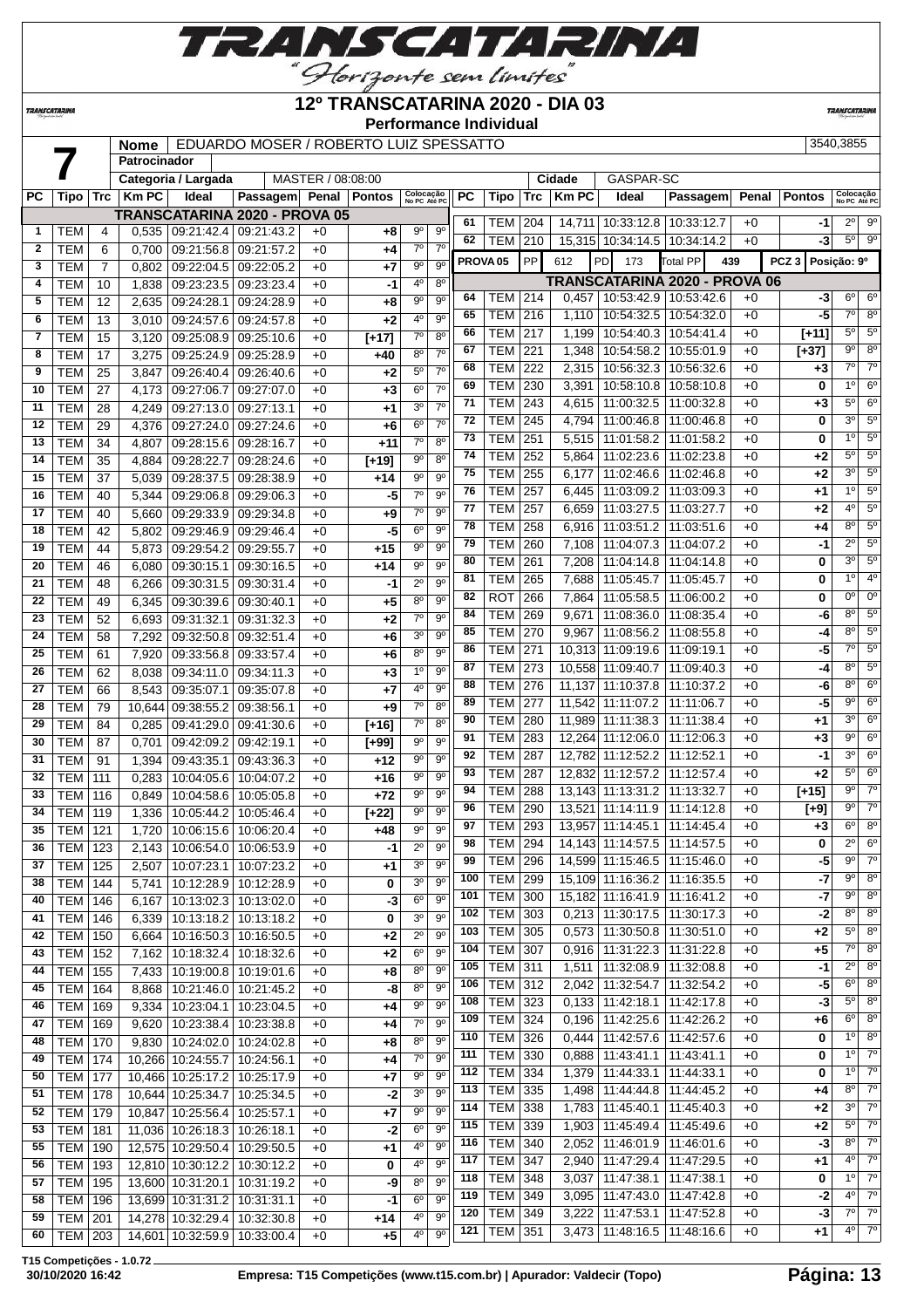# TRANSCATARINA

*"Horizonte sem limites"*

## 12º TRANSCATARINA 2020 - DIA 03

### Performance Individual

| **7** | | |
|---|---|---|
| Nome | EDUARDO MOSER / ROBERTO LUIZ SPESSATTO | 3540,3855 |
| Patrocinador | | |
| Categoria / Largada | MASTER / 08:08:00 | |
| Cidade | GASPAR-SC | |

| PC | Tipo | Trc | Km PC | Ideal | Passagem | Penal | Pontos | Colocação No PC | Colocação Até PC |
|---|---|---|---|---|---|---|---|---|---|
| | | | | **TRANSCATARINA 2020 - PROVA 05** | | | | | |
| 1 | TEM | 4 | 0,535 | 09:21:42.4 | 09:21:43.2 | +0 | +8 | 9º | 9º |
| 2 | TEM | 6 | 0,700 | 09:21:56.8 | 09:21:57.2 | +0 | +4 | 7º | 7º |
| 3 | TEM | 7 | 0,802 | 09:22:04.5 | 09:22:05.2 | +0 | +7 | 9º | 9º |
| 4 | TEM | 10 | 1,838 | 09:23:23.5 | 09:23:23.4 | +0 | -1 | 4º | 8º |
| 5 | TEM | 12 | 2,635 | 09:24:28.1 | 09:24:28.9 | +0 | +8 | 9º | 9º |
| 6 | TEM | 13 | 3,010 | 09:24:57.6 | 09:24:57.8 | +0 | +2 | 4º | 9º |
| 7 | TEM | 15 | 3,120 | 09:25:08.9 | 09:25:10.6 | +0 | [+17] | 7º | 8º |
| 8 | TEM | 17 | 3,275 | 09:25:24.9 | 09:25:28.9 | +0 | +40 | 8º | 7º |
| 9 | TEM | 25 | 3,847 | 09:26:40.4 | 09:26:40.6 | +0 | +2 | 5º | 7º |
| 10 | TEM | 27 | 4,173 | 09:27:06.7 | 09:27:07.0 | +0 | +3 | 6º | 7º |
| 11 | TEM | 28 | 4,249 | 09:27:13.0 | 09:27:13.1 | +0 | +1 | 3º | 7º |
| 12 | TEM | 29 | 4,376 | 09:27:24.0 | 09:27:24.6 | +0 | +6 | 6º | 7º |
| 13 | TEM | 34 | 4,807 | 09:28:15.6 | 09:28:16.7 | +0 | +11 | 7º | 8º |
| 14 | TEM | 35 | 4,884 | 09:28:22.7 | 09:28:24.6 | +0 | [+19] | 9º | 8º |
| 15 | TEM | 37 | 5,039 | 09:28:37.5 | 09:28:38.9 | +0 | +14 | 9º | 9º |
| 16 | TEM | 40 | 5,344 | 09:29:06.8 | 09:29:06.3 | +0 | -5 | 7º | 9º |
| 17 | TEM | 40 | 5,660 | 09:29:33.9 | 09:29:34.8 | +0 | +9 | 7º | 9º |
| 18 | TEM | 42 | 5,802 | 09:29:46.9 | 09:29:46.4 | +0 | -5 | 6º | 9º |
| 19 | TEM | 44 | 5,873 | 09:29:54.2 | 09:29:55.7 | +0 | +15 | 9º | 9º |
| 20 | TEM | 46 | 6,080 | 09:30:15.1 | 09:30:16.5 | +0 | +14 | 9º | 9º |
| 21 | TEM | 48 | 6,266 | 09:30:31.5 | 09:30:31.4 | +0 | -1 | 2º | 9º |
| 22 | TEM | 49 | 6,345 | 09:30:39.6 | 09:30:40.1 | +0 | +5 | 8º | 9º |
| 23 | TEM | 52 | 6,693 | 09:31:32.1 | 09:31:32.3 | +0 | +2 | 7º | 9º |
| 24 | TEM | 58 | 7,292 | 09:32:50.8 | 09:32:51.4 | +0 | +6 | 3º | 9º |
| 25 | TEM | 61 | 7,920 | 09:33:56.8 | 09:33:57.4 | +0 | +6 | 8º | 9º |
| 26 | TEM | 62 | 8,038 | 09:34:11.0 | 09:34:11.3 | +0 | +3 | 1º | 9º |
| 27 | TEM | 66 | 8,543 | 09:35:07.1 | 09:35:07.8 | +0 | +7 | 4º | 9º |
| 28 | TEM | 79 | 10,644 | 09:38:55.2 | 09:38:56.1 | +0 | +9 | 7º | 8º |
| 29 | TEM | 84 | 0,285 | 09:41:29.0 | 09:41:30.6 | +0 | [+16] | 7º | 8º |
| 30 | TEM | 87 | 0,701 | 09:42:09.2 | 09:42:19.1 | +0 | [+99] | 9º | 9º |
| 31 | TEM | 91 | 1,394 | 09:43:35.1 | 09:43:36.3 | +0 | +12 | 9º | 9º |
| 32 | TEM | 111 | 0,283 | 10:04:05.6 | 10:04:07.2 | +0 | +16 | 9º | 9º |
| 33 | TEM | 116 | 0,849 | 10:04:58.6 | 10:05:05.8 | +0 | +72 | 9º | 9º |
| 34 | TEM | 119 | 1,336 | 10:05:44.2 | 10:05:46.4 | +0 | [+22] | 9º | 9º |
| 35 | TEM | 121 | 1,720 | 10:06:15.6 | 10:06:20.4 | +0 | +48 | 9º | 9º |
| 36 | TEM | 123 | 2,143 | 10:06:54.0 | 10:06:53.9 | +0 | -1 | 2º | 9º |
| 37 | TEM | 125 | 2,507 | 10:07:23.1 | 10:07:23.2 | +0 | +1 | 3º | 9º |
| 38 | TEM | 144 | 5,741 | 10:12:28.9 | 10:12:28.9 | +0 | 0 | 3º | 9º |
| 40 | TEM | 146 | 6,167 | 10:13:02.3 | 10:13:02.0 | +0 | -3 | 6º | 9º |
| 41 | TEM | 146 | 6,339 | 10:13:18.2 | 10:13:18.2 | +0 | 0 | 3º | 9º |
| 42 | TEM | 150 | 6,664 | 10:16:50.3 | 10:16:50.5 | +0 | +2 | 2º | 9º |
| 43 | TEM | 152 | 7,162 | 10:18:32.4 | 10:18:32.6 | +0 | +2 | 6º | 9º |
| 44 | TEM | 155 | 7,433 | 10:19:00.8 | 10:19:01.6 | +0 | +8 | 8º | 9º |
| 45 | TEM | 164 | 8,868 | 10:21:46.0 | 10:21:45.2 | +0 | -8 | 8º | 9º |
| 46 | TEM | 169 | 9,334 | 10:23:04.1 | 10:23:04.5 | +0 | +4 | 9º | 9º |
| 47 | TEM | 169 | 9,620 | 10:23:38.4 | 10:23:38.8 | +0 | +4 | 7º | 9º |
| 48 | TEM | 170 | 9,830 | 10:24:02.0 | 10:24:02.8 | +0 | +8 | 8º | 9º |
| 49 | TEM | 174 | 10,266 | 10:24:55.7 | 10:24:56.1 | +0 | +4 | 7º | 9º |
| 50 | TEM | 177 | 10,466 | 10:25:17.2 | 10:25:17.9 | +0 | +7 | 9º | 9º |
| 51 | TEM | 178 | 10,644 | 10:25:34.7 | 10:25:34.5 | +0 | -2 | 3º | 9º |
| 52 | TEM | 179 | 10,847 | 10:25:56.4 | 10:25:57.1 | +0 | +7 | 9º | 9º |
| 53 | TEM | 181 | 11,036 | 10:26:18.3 | 10:26:18.1 | +0 | -2 | 6º | 9º |
| 55 | TEM | 190 | 12,575 | 10:29:50.4 | 10:29:50.5 | +0 | +1 | 4º | 9º |
| 56 | TEM | 193 | 12,810 | 10:30:12.2 | 10:30:12.2 | +0 | 0 | 4º | 9º |
| 57 | TEM | 195 | 13,600 | 10:31:20.1 | 10:31:19.2 | +0 | -9 | 8º | 9º |
| 58 | TEM | 196 | 13,699 | 10:31:31.2 | 10:31:31.1 | +0 | -1 | 6º | 9º |
| 59 | TEM | 201 | 14,278 | 10:32:29.4 | 10:32:30.8 | +0 | +14 | 4º | 9º |
| 60 | TEM | 203 | 14,601 | 10:32:59.9 | 10:33:00.4 | +0 | +5 | 4º | 9º |
| 61 | TEM | 204 | 14,711 | 10:33:12.8 | 10:33:12.7 | +0 | -1 | 2º | 9º |
| 62 | TEM | 210 | 15,315 | 10:34:14.5 | 10:34:14.2 | +0 | -3 | 5º | 9º |
| PROVA 05 | PP | 612 | PD | 173 | Total PP | 439 | PCZ 3 | Posição: 9º | |
| | | | | **TRANSCATARINA 2020 - PROVA 06** | | | | | |
| 64 | TEM | 214 | 0,457 | 10:53:42.9 | 10:53:42.6 | +0 | -3 | 6º | 6º |
| 65 | TEM | 216 | 1,110 | 10:54:32.5 | 10:54:32.0 | +0 | -5 | 7º | 8º |
| 66 | TEM | 217 | 1,199 | 10:54:40.3 | 10:54:41.4 | +0 | [+11] | 5º | 5º |
| 67 | TEM | 221 | 1,348 | 10:54:58.2 | 10:55:01.9 | +0 | [+37] | 9º | 8º |
| 68 | TEM | 222 | 2,315 | 10:56:32.3 | 10:56:32.6 | +0 | +3 | 7º | 7º |
| 69 | TEM | 230 | 3,391 | 10:58:10.8 | 10:58:10.8 | +0 | 0 | 1º | 6º |
| 71 | TEM | 243 | 4,615 | 11:00:32.5 | 11:00:32.8 | +0 | +3 | 5º | 6º |
| 72 | TEM | 245 | 4,794 | 11:00:46.8 | 11:00:46.8 | +0 | 0 | 3º | 5º |
| 73 | TEM | 251 | 5,515 | 11:01:58.2 | 11:01:58.2 | +0 | 0 | 1º | 5º |
| 74 | TEM | 252 | 5,864 | 11:02:23.6 | 11:02:23.8 | +0 | +2 | 5º | 5º |
| 75 | TEM | 255 | 6,177 | 11:02:46.6 | 11:02:46.8 | +0 | +2 | 3º | 5º |
| 76 | TEM | 257 | 6,445 | 11:03:09.2 | 11:03:09.3 | +0 | +1 | 1º | 5º |
| 77 | TEM | 257 | 6,659 | 11:03:27.5 | 11:03:27.7 | +0 | +2 | 4º | 5º |
| 78 | TEM | 258 | 6,916 | 11:03:51.2 | 11:03:51.6 | +0 | +4 | 8º | 5º |
| 79 | TEM | 260 | 7,108 | 11:04:07.3 | 11:04:07.2 | +0 | -1 | 2º | 5º |
| 80 | TEM | 261 | 7,208 | 11:04:14.8 | 11:04:14.8 | +0 | 0 | 3º | 5º |
| 81 | TEM | 265 | 7,688 | 11:05:45.7 | 11:05:45.7 | +0 | 0 | 1º | 4º |
| 82 | ROT | 266 | 7,864 | 11:05:58.5 | 11:06:00.2 | +0 | 0 | 0º | 0º |
| 84 | TEM | 269 | 9,671 | 11:08:36.0 | 11:08:35.4 | +0 | -6 | 8º | 5º |
| 85 | TEM | 270 | 9,967 | 11:08:56.2 | 11:08:55.8 | +0 | -4 | 8º | 5º |
| 86 | TEM | 271 | 10,313 | 11:09:19.6 | 11:09:19.1 | +0 | -5 | 7º | 5º |
| 87 | TEM | 273 | 10,558 | 11:09:40.7 | 11:09:40.3 | +0 | -4 | 8º | 5º |
| 88 | TEM | 276 | 11,137 | 11:10:37.8 | 11:10:37.2 | +0 | -6 | 8º | 6º |
| 89 | TEM | 277 | 11,542 | 11:11:07.2 | 11:11:06.7 | +0 | -5 | 9º | 6º |
| 90 | TEM | 280 | 11,989 | 11:11:38.3 | 11:11:38.4 | +0 | +1 | 3º | 6º |
| 91 | TEM | 283 | 12,264 | 11:12:06.0 | 11:12:06.3 | +0 | +3 | 9º | 6º |
| 92 | TEM | 286 | 12,782 | 11:12:52.2 | 11:12:52.1 | +0 | -1 | 3º | 6º |
| 93 | TEM | 287 | 12,832 | 11:12:57.2 | 11:12:57.4 | +0 | +2 | 5º | 6º |
| 94 | TEM | 288 | 13,143 | 11:13:31.2 | 11:13:32.7 | +0 | [+15] | 9º | 7º |
| 96 | TEM | 290 | 13,521 | 11:14:11.9 | 11:14:12.8 | +0 | [+9] | 9º | 7º |
| 97 | TEM | 293 | 13,957 | 11:14:45.1 | 11:14:45.4 | +0 | +3 | 6º | 8º |
| 98 | TEM | 294 | 14,143 | 11:14:57.5 | 11:14:57.5 | +0 | 0 | 2º | 6º |
| 99 | TEM | 296 | 14,599 | 11:15:46.5 | 11:15:46.0 | +0 | -5 | 9º | 7º |
| 100 | TEM | 299 | 15,109 | 11:16:36.2 | 11:16:35.5 | +0 | -7 | 9º | 8º |
| 101 | TEM | 300 | 15,182 | 11:16:41.9 | 11:16:41.2 | +0 | -7 | 9º | 8º |
| 102 | TEM | 303 | 0,213 | 11:30:17.5 | 11:30:17.3 | +0 | -2 | 8º | 8º |
| 103 | TEM | 305 | 0,573 | 11:30:50.8 | 11:30:51.0 | +0 | +2 | 5º | 8º |
| 104 | TEM | 307 | 0,916 | 11:31:22.3 | 11:31:22.8 | +0 | +5 | 7º | 8º |
| 105 | TEM | 311 | 1,511 | 11:32:08.9 | 11:32:08.8 | +0 | -1 | 2º | 8º |
| 106 | TEM | 312 | 2,042 | 11:32:54.7 | 11:32:54.2 | +0 | -5 | 6º | 8º |
| 108 | TEM | 323 | 0,133 | 11:42:18.1 | 11:42:17.8 | +0 | -3 | 5º | 8º |
| 109 | TEM | 324 | 0,196 | 11:42:25.6 | 11:42:26.2 | +0 | +6 | 6º | 8º |
| 110 | TEM | 326 | 0,444 | 11:42:57.6 | 11:42:57.6 | +0 | 0 | 1º | 8º |
| 111 | TEM | 330 | 0,888 | 11:43:41.1 | 11:43:41.1 | +0 | 0 | 1º | 7º |
| 112 | TEM | 334 | 1,379 | 11:44:33.1 | 11:44:33.1 | +0 | 0 | 1º | 7º |
| 113 | TEM | 335 | 1,498 | 11:44:44.8 | 11:44:45.2 | +0 | +4 | 8º | 7º |
| 114 | TEM | 338 | 1,783 | 11:45:40.1 | 11:45:40.3 | +0 | +2 | 3º | 7º |
| 115 | TEM | 339 | 1,903 | 11:45:49.4 | 11:45:49.6 | +0 | +2 | 5º | 7º |
| 116 | TEM | 340 | 2,052 | 11:46:01.9 | 11:46:01.6 | +0 | -3 | 8º | 7º |
| 117 | TEM | 347 | 2,940 | 11:47:29.4 | 11:47:29.5 | +0 | +1 | 4º | 7º |
| 118 | TEM | 348 | 3,037 | 11:47:38.1 | 11:47:38.1 | +0 | 0 | 1º | 7º |
| 119 | TEM | 349 | 3,095 | 11:47:43.0 | 11:47:42.8 | +0 | -2 | 4º | 7º |
| 120 | TEM | 349 | 3,222 | 11:47:53.1 | 11:47:52.8 | +0 | -3 | 7º | 7º |
| 121 | TEM | 351 | 3,473 | 11:48:16.5 | 11:48:16.6 | +0 | +1 | 4º | 7º |

T15 Competições - 1.0.72
30/10/2020 16:42 — Empresa: T15 Competições (www.t15.com.br) | Apurador: Valdecir (Topo)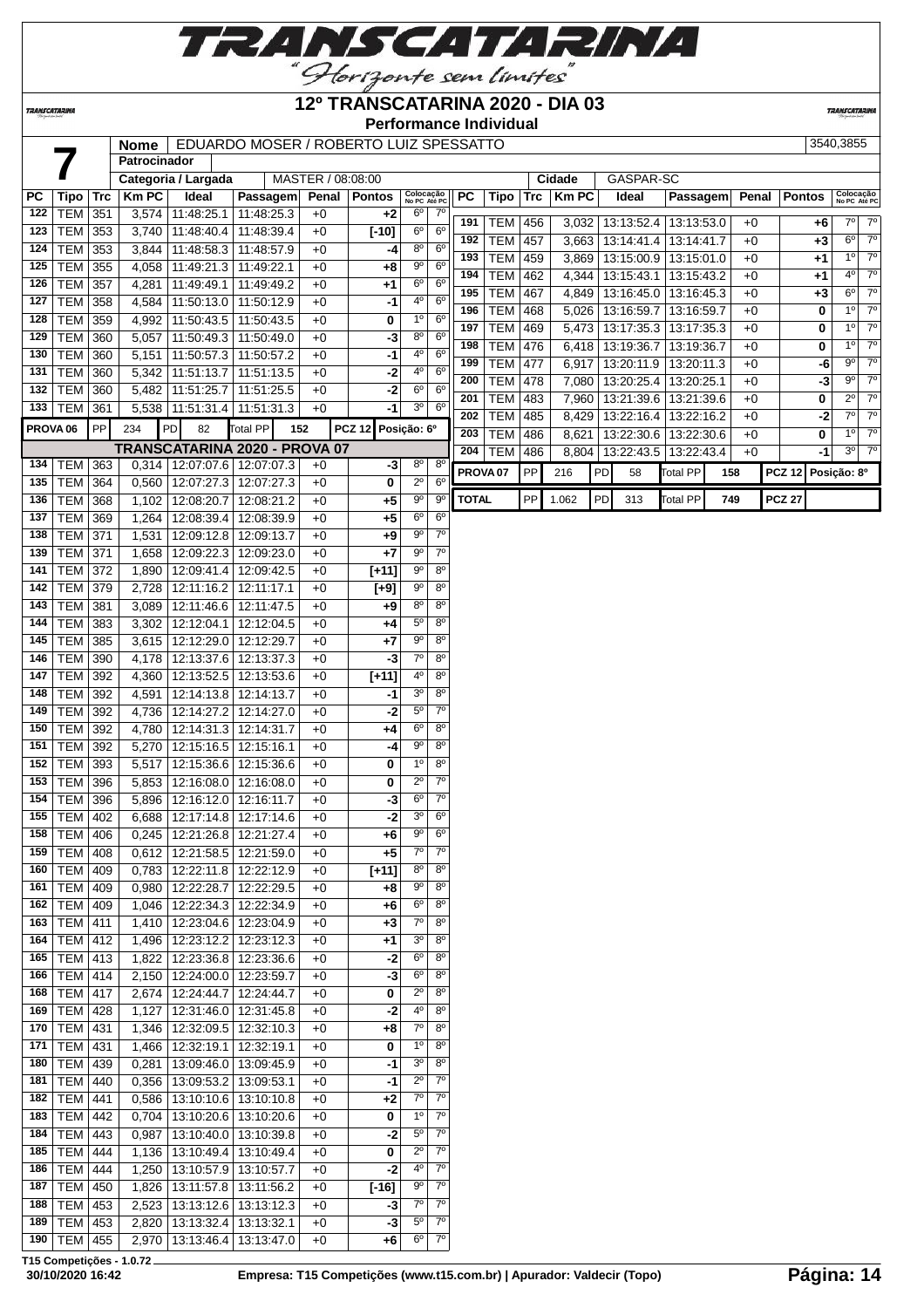# 12º TRANSCATARINA 2020 - DIA 03

**Performance Individual**

| 7 | Nome | EDUARDO MOSER / ROBERTO LUIZ SPESSATTO | 3540,3855 |
|---|---|---|---|
| | Patrocinador | | |
| | Categoria / Largada | MASTER / 08:08:00 | Cidade: GASPAR-SC |

| PC | Tipo | Trc | Km PC | Ideal | Passagem | Penal | Pontos | Colocação No PC | Colocação Até PC |
|---|---|---|---|---|---|---|---|---|---|
| 122 | TEM | 351 | 3,574 | 11:48:25.1 | 11:48:25.3 | +0 | +2 | 6º | 7º |
| 123 | TEM | 353 | 3,740 | 11:48:40.4 | 11:48:39.4 | +0 | [-10] | 6º | 6º |
| 124 | TEM | 353 | 3,844 | 11:48:58.3 | 11:48:57.9 | +0 | -4 | 8º | 6º |
| 125 | TEM | 355 | 4,058 | 11:49:21.3 | 11:49:22.1 | +0 | +8 | 9º | 6º |
| 126 | TEM | 357 | 4,281 | 11:49:49.1 | 11:49:49.2 | +0 | +1 | 6º | 6º |
| 127 | TEM | 358 | 4,584 | 11:50:13.0 | 11:50:12.9 | +0 | -1 | 4º | 6º |
| 128 | TEM | 359 | 4,992 | 11:50:43.5 | 11:50:43.5 | +0 | 0 | 1º | 6º |
| 129 | TEM | 360 | 5,057 | 11:50:49.3 | 11:50:49.0 | +0 | -3 | 8º | 6º |
| 130 | TEM | 360 | 5,151 | 11:50:57.3 | 11:50:57.2 | +0 | -1 | 4º | 6º |
| 131 | TEM | 360 | 5,342 | 11:51:13.7 | 11:51:13.5 | +0 | -2 | 4º | 6º |
| 132 | TEM | 360 | 5,482 | 11:51:25.7 | 11:51:25.5 | +0 | -2 | 6º | 6º |
| 133 | TEM | 361 | 5,538 | 11:51:31.4 | 11:51:31.3 | +0 | -1 | 3º | 6º |
| PROVA 06 | PP | 234 | PD | 82 | Total PP | 152 | PCZ 12 | Posição: 6º | |
| **TRANSCATARINA 2020 - PROVA 07** | | | | | | | | | |
| 134 | TEM | 363 | 0,314 | 12:07:07.6 | 12:07:07.3 | +0 | -3 | 8º | 8º |
| 135 | TEM | 364 | 0,560 | 12:07:27.3 | 12:07:27.3 | +0 | 0 | 2º | 6º |
| 136 | TEM | 368 | 1,102 | 12:08:20.7 | 12:08:21.2 | +0 | +5 | 9º | 9º |
| 137 | TEM | 369 | 1,264 | 12:08:39.4 | 12:08:39.9 | +0 | +5 | 6º | 6º |
| 138 | TEM | 371 | 1,531 | 12:09:12.8 | 12:09:13.7 | +0 | +9 | 9º | 7º |
| 139 | TEM | 371 | 1,658 | 12:09:22.3 | 12:09:23.0 | +0 | +7 | 9º | 7º |
| 141 | TEM | 372 | 1,890 | 12:09:41.4 | 12:09:42.5 | +0 | [+11] | 9º | 8º |
| 142 | TEM | 379 | 2,728 | 12:11:16.2 | 12:11:17.1 | +0 | [+9] | 9º | 8º |
| 143 | TEM | 381 | 3,089 | 12:11:46.6 | 12:11:47.5 | +0 | +9 | 8º | 8º |
| 144 | TEM | 383 | 3,302 | 12:12:04.1 | 12:12:04.5 | +0 | +4 | 5º | 8º |
| 145 | TEM | 385 | 3,615 | 12:12:29.0 | 12:12:29.7 | +0 | +7 | 9º | 8º |
| 146 | TEM | 390 | 4,178 | 12:13:37.6 | 12:13:37.3 | +0 | -3 | 7º | 8º |
| 147 | TEM | 392 | 4,360 | 12:13:52.5 | 12:13:53.6 | +0 | [+11] | 4º | 8º |
| 148 | TEM | 392 | 4,591 | 12:14:13.8 | 12:14:13.7 | +0 | -1 | 3º | 8º |
| 149 | TEM | 392 | 4,736 | 12:14:27.2 | 12:14:27.0 | +0 | -2 | 5º | 7º |
| 150 | TEM | 392 | 4,780 | 12:14:31.3 | 12:14:31.7 | +0 | +4 | 6º | 8º |
| 151 | TEM | 392 | 5,270 | 12:15:16.5 | 12:15:16.1 | +0 | -4 | 9º | 8º |
| 152 | TEM | 393 | 5,517 | 12:15:36.6 | 12:15:36.6 | +0 | 0 | 1º | 8º |
| 153 | TEM | 396 | 5,853 | 12:16:08.0 | 12:16:08.0 | +0 | 0 | 2º | 7º |
| 154 | TEM | 396 | 5,896 | 12:16:12.0 | 12:16:11.7 | +0 | -3 | 6º | 7º |
| 155 | TEM | 402 | 6,688 | 12:17:14.8 | 12:17:14.6 | +0 | -2 | 3º | 6º |
| 158 | TEM | 406 | 0,245 | 12:21:26.8 | 12:21:27.4 | +0 | +6 | 9º | 6º |
| 159 | TEM | 408 | 0,612 | 12:21:58.5 | 12:21:59.0 | +0 | +5 | 7º | 7º |
| 160 | TEM | 409 | 0,783 | 12:22:11.8 | 12:22:12.9 | +0 | [+11] | 8º | 8º |
| 161 | TEM | 409 | 0,980 | 12:22:28.7 | 12:22:29.5 | +0 | +8 | 9º | 8º |
| 162 | TEM | 409 | 1,046 | 12:22:34.3 | 12:22:34.9 | +0 | +6 | 6º | 8º |
| 163 | TEM | 411 | 1,410 | 12:23:04.6 | 12:23:04.9 | +0 | +3 | 7º | 8º |
| 164 | TEM | 412 | 1,496 | 12:23:12.2 | 12:23:12.3 | +0 | +1 | 3º | 8º |
| 165 | TEM | 413 | 1,822 | 12:23:36.8 | 12:23:36.6 | +0 | -2 | 6º | 8º |
| 166 | TEM | 414 | 2,150 | 12:24:00.0 | 12:23:59.7 | +0 | -3 | 6º | 8º |
| 168 | TEM | 417 | 2,674 | 12:24:44.7 | 12:24:44.7 | +0 | 0 | 2º | 8º |
| 169 | TEM | 428 | 1,127 | 12:31:46.0 | 12:31:45.8 | +0 | -2 | 4º | 8º |
| 170 | TEM | 431 | 1,346 | 12:32:09.5 | 12:32:10.3 | +0 | +8 | 7º | 8º |
| 171 | TEM | 431 | 1,466 | 12:32:19.1 | 12:32:19.1 | +0 | 0 | 1º | 8º |
| 180 | TEM | 439 | 0,281 | 13:09:46.0 | 13:09:45.9 | +0 | -1 | 3º | 8º |
| 181 | TEM | 440 | 0,356 | 13:09:53.2 | 13:09:53.1 | +0 | -1 | 2º | 7º |
| 182 | TEM | 441 | 0,586 | 13:10:10.6 | 13:10:10.8 | +0 | +2 | 7º | 7º |
| 183 | TEM | 442 | 0,704 | 13:10:20.6 | 13:10:20.6 | +0 | 0 | 1º | 7º |
| 184 | TEM | 443 | 0,987 | 13:10:40.0 | 13:10:39.8 | +0 | -2 | 5º | 7º |
| 185 | TEM | 444 | 1,136 | 13:10:49.4 | 13:10:49.4 | +0 | 0 | 2º | 7º |
| 186 | TEM | 444 | 1,250 | 13:10:57.9 | 13:10:57.7 | +0 | -2 | 4º | 7º |
| 187 | TEM | 450 | 1,826 | 13:11:57.8 | 13:11:56.2 | +0 | [-16] | 9º | 7º |
| 188 | TEM | 453 | 2,523 | 13:13:12.6 | 13:13:12.3 | +0 | -3 | 7º | 7º |
| 189 | TEM | 453 | 2,820 | 13:13:32.4 | 13:13:32.1 | +0 | -3 | 5º | 7º |
| 190 | TEM | 455 | 2,970 | 13:13:46.4 | 13:13:47.0 | +0 | +6 | 6º | 7º |
| 191 | TEM | 456 | 3,032 | 13:13:52.4 | 13:13:53.0 | +0 | +6 | 7º | 7º |
| 192 | TEM | 457 | 3,663 | 13:14:41.4 | 13:14:41.7 | +0 | +3 | 6º | 7º |
| 193 | TEM | 459 | 3,869 | 13:15:00.9 | 13:15:01.0 | +0 | +1 | 1º | 7º |
| 194 | TEM | 462 | 4,344 | 13:15:43.1 | 13:15:43.2 | +0 | +1 | 4º | 7º |
| 195 | TEM | 467 | 4,849 | 13:16:45.0 | 13:16:45.3 | +0 | +3 | 6º | 7º |
| 196 | TEM | 468 | 5,026 | 13:16:59.7 | 13:16:59.7 | +0 | 0 | 1º | 7º |
| 197 | TEM | 469 | 5,473 | 13:17:35.3 | 13:17:35.3 | +0 | 0 | 1º | 7º |
| 198 | TEM | 476 | 6,418 | 13:19:36.7 | 13:19:36.7 | +0 | 0 | 1º | 7º |
| 199 | TEM | 477 | 6,917 | 13:20:11.9 | 13:20:11.3 | +0 | -6 | 9º | 7º |
| 200 | TEM | 478 | 7,080 | 13:20:25.4 | 13:20:25.1 | +0 | -3 | 9º | 7º |
| 201 | TEM | 483 | 7,960 | 13:21:39.6 | 13:21:39.6 | +0 | 0 | 2º | 7º |
| 202 | TEM | 485 | 8,429 | 13:22:16.4 | 13:22:16.2 | +0 | -2 | 7º | 7º |
| 203 | TEM | 486 | 8,621 | 13:22:30.6 | 13:22:30.6 | +0 | 0 | 1º | 7º |
| 204 | TEM | 486 | 8,804 | 13:22:43.5 | 13:22:43.4 | +0 | -1 | 3º | 7º |
| PROVA 07 | PP | 216 | PD | 58 | Total PP | 158 | PCZ 12 | Posição: 8º | |
| TOTAL | PP | 1.062 | PD | 313 | Total PP | 749 | PCZ 27 | | |

T15 Competições - 1.0.72

30/10/2020 16:42 — Empresa: T15 Competições (www.t15.com.br) | Apurador: Valdecir (Topo)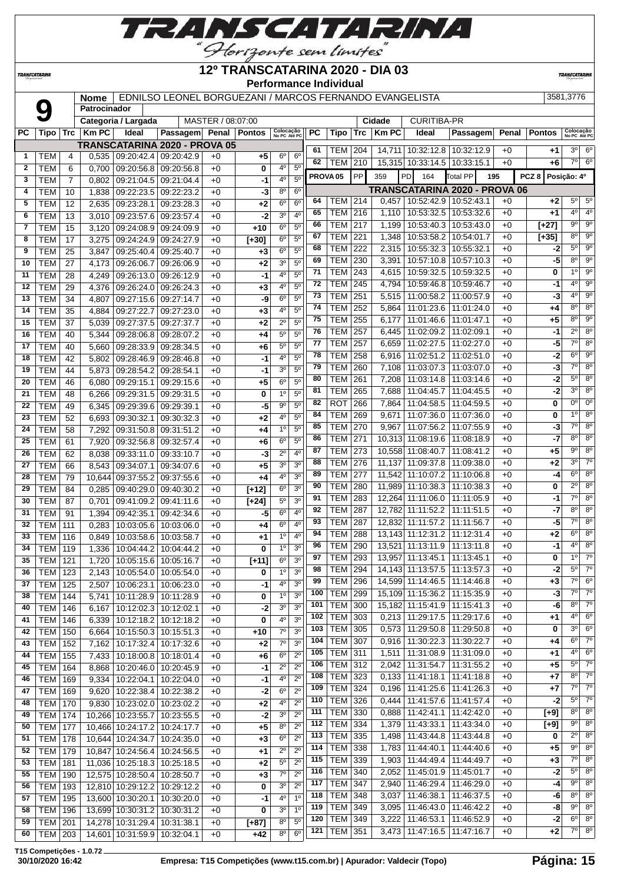# 12º TRANSCATARINA 2020 - DIA 03

**Performance Individual**

| **9** | Nome | EDNILSO LEONEL BORGUEZANI / MARCOS FERNANDO EVANGELISTA | 3581,3776 |
|---|---|---|---|
| | Patrocinador | | |
| | Categoria / Largada | MASTER / 08:07:00 | Cidade: CURITIBA-PR |

| PC | Tipo | Trc | Km PC | Ideal | Passagem | Penal | Pontos | Colocação No PC | Colocação Até PC |
|---|---|---|---|---|---|---|---|---|---|
| **TRANSCATARINA 2020 - PROVA 05** | | | | | | | | | |
| 1 | TEM | 4 | 0,535 | 09:20:42.4 | 09:20:42.9 | +0 | +5 | 6º | 6º |
| 2 | TEM | 6 | 0,700 | 09:20:56.8 | 09:20:56.8 | +0 | 0 | 4º | 5º |
| 3 | TEM | 7 | 0,802 | 09:21:04.5 | 09:21:04.4 | +0 | -1 | 4º | 5º |
| 4 | TEM | 10 | 1,838 | 09:22:23.5 | 09:22:23.2 | +0 | -3 | 8º | 6º |
| 5 | TEM | 12 | 2,635 | 09:23:28.1 | 09:23:28.3 | +0 | +2 | 6º | 6º |
| 6 | TEM | 13 | 3,010 | 09:23:57.6 | 09:23:57.4 | +0 | -2 | 3º | 4º |
| 7 | TEM | 15 | 3,120 | 09:24:08.9 | 09:24:09.9 | +0 | +10 | 6º | 5º |
| 8 | TEM | 17 | 3,275 | 09:24:24.9 | 09:24:27.9 | +0 | [+30] | 6º | 5º |
| 9 | TEM | 25 | 3,847 | 09:25:40.4 | 09:25:40.7 | +0 | +3 | 6º | 5º |
| 10 | TEM | 27 | 4,173 | 09:26:06.7 | 09:26:06.9 | +0 | +2 | 3º | 5º |
| 11 | TEM | 28 | 4,249 | 09:26:13.0 | 09:26:12.9 | +0 | -1 | 4º | 5º |
| 12 | TEM | 29 | 4,376 | 09:26:24.0 | 09:26:24.3 | +0 | +3 | 4º | 5º |
| 13 | TEM | 34 | 4,807 | 09:27:15.6 | 09:27:14.7 | +0 | -9 | 6º | 5º |
| 14 | TEM | 35 | 4,884 | 09:27:22.7 | 09:27:23.0 | +0 | +3 | 4º | 5º |
| 15 | TEM | 37 | 5,039 | 09:27:37.5 | 09:27:37.7 | +0 | +2 | 2º | 5º |
| 16 | TEM | 40 | 5,344 | 09:28:06.8 | 09:28:07.2 | +0 | +4 | 5º | 5º |
| 17 | TEM | 40 | 5,660 | 09:28:33.9 | 09:28:34.5 | +0 | +6 | 5º | 5º |
| 18 | TEM | 42 | 5,802 | 09:28:46.9 | 09:28:46.8 | +0 | -1 | 4º | 5º |
| 19 | TEM | 44 | 5,873 | 09:28:54.2 | 09:28:54.1 | +0 | -1 | 3º | 5º |
| 20 | TEM | 46 | 6,080 | 09:29:15.1 | 09:29:15.6 | +0 | +5 | 6º | 5º |
| 21 | TEM | 48 | 6,266 | 09:29:31.5 | 09:29:31.5 | +0 | 0 | 1º | 5º |
| 22 | TEM | 49 | 6,345 | 09:29:39.6 | 09:29:39.1 | +0 | -5 | 9º | 5º |
| 23 | TEM | 52 | 6,693 | 09:30:32.1 | 09:30:32.3 | +0 | +2 | 4º | 5º |
| 24 | TEM | 58 | 7,292 | 09:31:50.8 | 09:31:51.2 | +0 | +4 | 1º | 5º |
| 25 | TEM | 61 | 7,920 | 09:32:56.8 | 09:32:57.4 | +0 | +6 | 6º | 5º |
| 26 | TEM | 62 | 8,038 | 09:33:11.0 | 09:33:10.7 | +0 | -3 | 2º | 4º |
| 27 | TEM | 66 | 8,543 | 09:34:07.1 | 09:34:07.6 | +0 | +5 | 3º | 3º |
| 28 | TEM | 79 | 10,644 | 09:37:55.2 | 09:37:55.6 | +0 | +4 | 4º | 3º |
| 29 | TEM | 84 | 0,285 | 09:40:29.0 | 09:40:30.2 | +0 | [+12] | 6º | 3º |
| 30 | TEM | 87 | 0,701 | 09:41:09.2 | 09:41:11.6 | +0 | [+24] | 5º | 3º |
| 31 | TEM | 91 | 1,394 | 09:42:35.1 | 09:42:34.6 | +0 | -5 | 6º | 4º |
| 32 | TEM | 111 | 0,283 | 10:03:05.6 | 10:03:06.0 | +0 | +4 | 6º | 4º |
| 33 | TEM | 116 | 0,849 | 10:03:58.6 | 10:03:58.7 | +0 | +1 | 1º | 4º |
| 34 | TEM | 119 | 1,336 | 10:04:44.2 | 10:04:44.2 | +0 | 0 | 1º | 3º |
| 35 | TEM | 121 | 1,720 | 10:05:15.6 | 10:05:16.7 | +0 | [+11] | 6º | 3º |
| 36 | TEM | 123 | 2,143 | 10:05:54.0 | 10:05:54.0 | +0 | 0 | 1º | 3º |
| 37 | TEM | 125 | 2,507 | 10:06:23.1 | 10:06:23.0 | +0 | -1 | 4º | 3º |
| 38 | TEM | 144 | 5,741 | 10:11:28.9 | 10:11:28.9 | +0 | 0 | 1º | 3º |
| 40 | TEM | 146 | 6,167 | 10:12:02.3 | 10:12:02.1 | +0 | -2 | 3º | 3º |
| 41 | TEM | 146 | 6,339 | 10:12:18.2 | 10:12:18.2 | +0 | 0 | 4º | 3º |
| 42 | TEM | 150 | 6,664 | 10:15:50.3 | 10:15:51.3 | +0 | +10 | 7º | 3º |
| 43 | TEM | 152 | 7,162 | 10:17:32.4 | 10:17:32.6 | +0 | +2 | 7º | 3º |
| 44 | TEM | 155 | 7,433 | 10:18:00.8 | 10:18:01.4 | +0 | +6 | 6º | 2º |
| 45 | TEM | 164 | 8,868 | 10:20:46.0 | 10:20:45.9 | +0 | -1 | 2º | 2º |
| 46 | TEM | 169 | 9,334 | 10:22:04.1 | 10:22:04.0 | +0 | -1 | 4º | 2º |
| 47 | TEM | 169 | 9,620 | 10:22:38.4 | 10:22:38.2 | +0 | -2 | 6º | 2º |
| 48 | TEM | 170 | 9,830 | 10:23:02.0 | 10:23:02.2 | +0 | +2 | 4º | 2º |
| 49 | TEM | 174 | 10,266 | 10:23:55.7 | 10:23:55.5 | +0 | -2 | 3º | 2º |
| 50 | TEM | 177 | 10,466 | 10:24:17.2 | 10:24:17.7 | +0 | +5 | 8º | 2º |
| 51 | TEM | 178 | 10,644 | 10:24:34.7 | 10:24:35.0 | +0 | +3 | 6º | 2º |
| 52 | TEM | 179 | 10,847 | 10:24:56.4 | 10:24:56.5 | +0 | +1 | 2º | 2º |
| 53 | TEM | 181 | 11,036 | 10:25:18.3 | 10:25:18.5 | +0 | +2 | 5º | 2º |
| 55 | TEM | 190 | 12,575 | 10:28:50.4 | 10:28:50.7 | +0 | +3 | 7º | 2º |
| 56 | TEM | 193 | 12,810 | 10:29:12.2 | 10:29:12.2 | +0 | 0 | 3º | 2º |
| 57 | TEM | 195 | 13,600 | 10:30:20.1 | 10:30:20.0 | +0 | -1 | 4º | 1º |
| 58 | TEM | 196 | 13,699 | 10:30:31.2 | 10:30:31.2 | +0 | 0 | 3º | 1º |
| 59 | TEM | 201 | 14,278 | 10:31:29.4 | 10:31:38.1 | +0 | [+87] | 8º | 5º |
| 60 | TEM | 203 | 14,601 | 10:31:59.9 | 10:32:04.1 | +0 | +42 | 8º | 6º |
| 61 | TEM | 204 | 14,711 | 10:32:12.8 | 10:32:12.9 | +0 | +1 | 3º | 6º |
| 62 | TEM | 210 | 15,315 | 10:33:14.5 | 10:33:15.1 | +0 | +6 | 7º | 6º |
| PROVA 05 | PP | 359 | PD | 164 | Total PP | 195 | PCZ 8 | Posição: 4º | |
| **TRANSCATARINA 2020 - PROVA 06** | | | | | | | | | |
| 64 | TEM | 214 | 0,457 | 10:52:42.9 | 10:52:43.1 | +0 | +2 | 5º | 5º |
| 65 | TEM | 216 | 1,110 | 10:53:32.5 | 10:53:32.6 | +0 | +1 | 4º | 4º |
| 66 | TEM | 217 | 1,199 | 10:53:40.3 | 10:53:43.0 | +0 | [+27] | 9º | 9º |
| 67 | TEM | 221 | 1,348 | 10:53:58.2 | 10:54:01.7 | +0 | [+35] | 8º | 9º |
| 68 | TEM | 222 | 2,315 | 10:55:32.3 | 10:55:32.1 | +0 | -2 | 5º | 9º |
| 69 | TEM | 230 | 3,391 | 10:57:10.8 | 10:57:10.3 | +0 | -5 | 8º | 9º |
| 71 | TEM | 243 | 4,615 | 10:59:32.5 | 10:59:32.5 | +0 | 0 | 1º | 9º |
| 72 | TEM | 245 | 4,794 | 10:59:46.8 | 10:59:46.7 | +0 | -1 | 4º | 9º |
| 73 | TEM | 251 | 5,515 | 11:00:58.2 | 11:00:57.9 | +0 | -3 | 4º | 9º |
| 74 | TEM | 252 | 5,864 | 11:01:23.6 | 11:01:24.0 | +0 | +4 | 8º | 8º |
| 75 | TEM | 255 | 6,177 | 11:01:46.6 | 11:01:47.1 | +0 | +5 | 8º | 9º |
| 76 | TEM | 257 | 6,445 | 11:02:09.2 | 11:02:09.1 | +0 | -1 | 2º | 8º |
| 77 | TEM | 257 | 6,659 | 11:02:27.5 | 11:02:27.0 | +0 | -5 | 7º | 8º |
| 78 | TEM | 258 | 6,916 | 11:02:51.2 | 11:02:51.0 | +0 | -2 | 6º | 9º |
| 79 | TEM | 260 | 7,108 | 11:03:07.3 | 11:03:07.0 | +0 | -3 | 7º | 8º |
| 80 | TEM | 261 | 7,208 | 11:03:14.8 | 11:03:14.6 | +0 | -2 | 5º | 8º |
| 81 | TEM | 265 | 7,688 | 11:04:45.7 | 11:04:45.5 | +0 | -2 | 3º | 8º |
| 82 | ROT | 266 | 7,864 | 11:04:58.5 | 11:04:59.5 | +0 | 0 | 0º | 0º |
| 84 | TEM | 269 | 9,671 | 11:07:36.0 | 11:07:36.0 | +0 | 0 | 1º | 8º |
| 85 | TEM | 270 | 9,967 | 11:07:56.2 | 11:07:55.9 | +0 | -3 | 7º | 8º |
| 86 | TEM | 271 | 10,313 | 11:08:19.6 | 11:08:18.9 | +0 | -7 | 8º | 8º |
| 87 | TEM | 273 | 10,558 | 11:08:40.7 | 11:08:41.2 | +0 | +5 | 9º | 8º |
| 88 | TEM | 276 | 11,137 | 11:09:37.8 | 11:09:38.0 | +0 | +2 | 3º | 7º |
| 89 | TEM | 277 | 11,542 | 11:10:07.2 | 11:10:06.8 | +0 | -4 | 6º | 8º |
| 90 | TEM | 280 | 11,989 | 11:10:38.3 | 11:10:38.3 | +0 | 0 | 2º | 8º |
| 91 | TEM | 283 | 12,264 | 11:11:06.0 | 11:11:05.9 | +0 | -1 | 7º | 8º |
| 92 | TEM | 287 | 12,782 | 11:11:52.2 | 11:11:51.5 | +0 | -7 | 8º | 8º |
| 93 | TEM | 287 | 12,832 | 11:11:57.2 | 11:11:56.7 | +0 | -5 | 7º | 8º |
| 94 | TEM | 288 | 13,143 | 11:12:31.2 | 11:12:31.4 | +0 | +2 | 6º | 8º |
| 96 | TEM | 290 | 13,521 | 11:13:11.9 | 11:13:11.8 | +0 | -1 | 4º | 8º |
| 97 | TEM | 293 | 13,957 | 11:13:45.1 | 11:13:45.1 | +0 | 0 | 1º | 7º |
| 98 | TEM | 294 | 14,143 | 11:13:57.5 | 11:13:57.3 | +0 | -2 | 5º | 7º |
| 99 | TEM | 296 | 14,599 | 11:14:46.5 | 11:14:46.8 | +0 | +3 | 7º | 6º |
| 100 | TEM | 299 | 15,109 | 11:15:36.2 | 11:15:35.9 | +0 | -3 | 7º | 7º |
| 101 | TEM | 300 | 15,182 | 11:15:41.9 | 11:15:41.3 | +0 | -6 | 8º | 7º |
| 102 | TEM | 303 | 0,213 | 11:29:17.5 | 11:29:17.6 | +0 | +1 | 4º | 6º |
| 103 | TEM | 305 | 0,573 | 11:29:50.8 | 11:29:50.8 | +0 | 0 | 3º | 6º |
| 104 | TEM | 307 | 0,916 | 11:30:22.3 | 11:30:22.7 | +0 | +4 | 6º | 7º |
| 105 | TEM | 311 | 1,511 | 11:31:08.9 | 11:31:09.0 | +0 | +1 | 4º | 6º |
| 106 | TEM | 312 | 2,042 | 11:31:54.7 | 11:31:55.2 | +0 | +5 | 5º | 7º |
| 108 | TEM | 323 | 0,133 | 11:41:18.1 | 11:41:18.8 | +0 | +7 | 8º | 7º |
| 109 | TEM | 324 | 0,196 | 11:41:25.6 | 11:41:26.3 | +0 | +7 | 7º | 7º |
| 110 | TEM | 326 | 0,444 | 11:41:57.6 | 11:41:57.4 | +0 | -2 | 5º | 7º |
| 111 | TEM | 330 | 0,888 | 11:42:41.1 | 11:42:42.0 | +0 | [+9] | 8º | 8º |
| 112 | TEM | 334 | 1,379 | 11:43:33.1 | 11:43:34.0 | +0 | [+9] | 9º | 8º |
| 113 | TEM | 335 | 1,498 | 11:43:44.8 | 11:43:44.8 | +0 | 0 | 2º | 8º |
| 114 | TEM | 338 | 1,783 | 11:44:40.1 | 11:44:40.6 | +0 | +5 | 9º | 8º |
| 115 | TEM | 339 | 1,903 | 11:44:49.4 | 11:44:49.7 | +0 | +3 | 7º | 8º |
| 116 | TEM | 340 | 2,052 | 11:45:01.9 | 11:45:01.7 | +0 | -2 | 5º | 8º |
| 117 | TEM | 347 | 2,940 | 11:46:29.4 | 11:46:29.0 | +0 | -4 | 9º | 8º |
| 118 | TEM | 348 | 3,037 | 11:46:38.1 | 11:46:37.5 | +0 | -6 | 8º | 8º |
| 119 | TEM | 349 | 3,095 | 11:46:43.0 | 11:46:42.2 | +0 | -8 | 9º | 8º |
| 120 | TEM | 349 | 3,222 | 11:46:53.1 | 11:46:52.9 | +0 | -2 | 6º | 8º |
| 121 | TEM | 351 | 3,473 | 11:47:16.5 | 11:47:16.7 | +0 | +2 | 7º | 8º |

T15 Competições - 1.0.72
30/10/2020 16:42 — Empresa: T15 Competições (www.t15.com.br) | Apurador: Valdecir (Topo)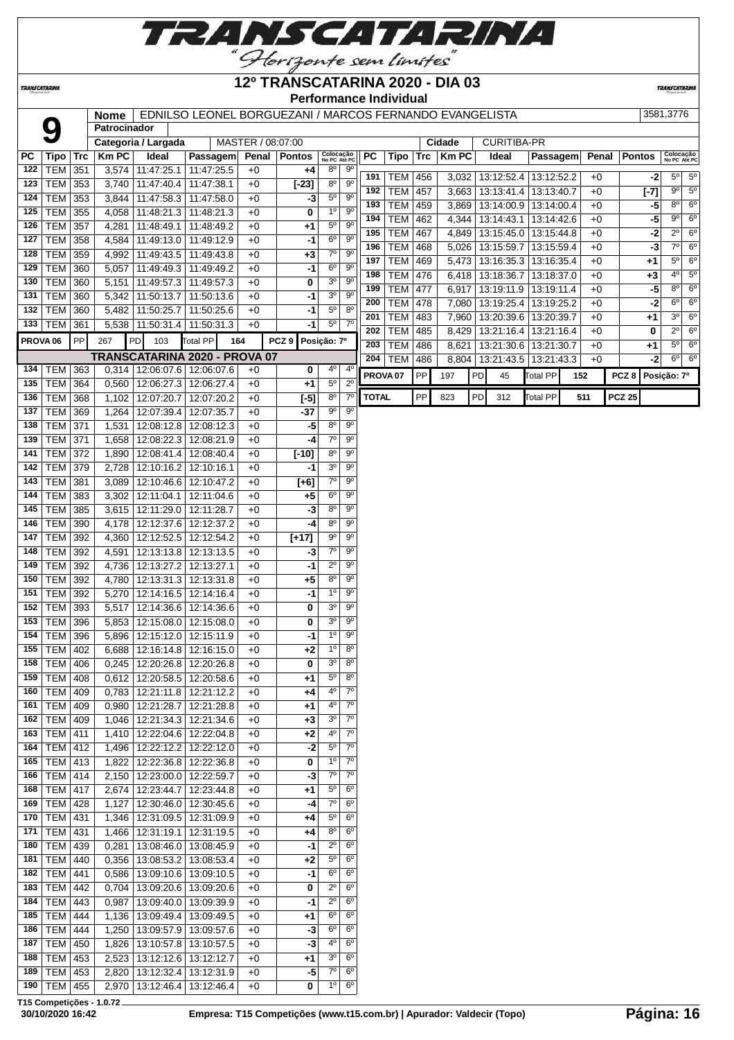# 12º TRANSCATARINA 2020 - DIA 03

## Performance Individual

**9**

| Nome | EDNILSO LEONEL BORGUEZANI / MARCOS FERNANDO EVANGELISTA | 3581,3776 |
|---|---|---|
| Patrocinador | | |
| Categoria / Largada | MASTER / 08:07:00 | Cidade: CURITIBA-PR |

| PC | Tipo | Trc | Km PC | Ideal | Passagem | Penal | Pontos | Colocação No PC | Colocação Até PC |
|---|---|---|---|---|---|---|---|---|---|
| 122 | TEM | 351 | 3,574 | 11:47:25.1 | 11:47:25.5 | +0 | +4 | 8º | 9º |
| 123 | TEM | 353 | 3,740 | 11:47:40.4 | 11:47:38.1 | +0 | [-23] | 8º | 9º |
| 124 | TEM | 353 | 3,844 | 11:47:58.3 | 11:47:58.0 | +0 | -3 | 5º | 9º |
| 125 | TEM | 355 | 4,058 | 11:48:21.3 | 11:48:21.3 | +0 | 0 | 1º | 9º |
| 126 | TEM | 357 | 4,281 | 11:48:49.1 | 11:48:49.2 | +0 | +1 | 5º | 9º |
| 127 | TEM | 358 | 4,584 | 11:49:13.0 | 11:49:12.9 | +0 | -1 | 6º | 9º |
| 128 | TEM | 359 | 4,992 | 11:49:43.5 | 11:49:43.8 | +0 | +3 | 7º | 9º |
| 129 | TEM | 360 | 5,057 | 11:49:49.3 | 11:49:49.2 | +0 | -1 | 6º | 9º |
| 130 | TEM | 360 | 5,151 | 11:49:57.3 | 11:49:57.3 | +0 | 0 | 3º | 9º |
| 131 | TEM | 360 | 5,342 | 11:50:13.7 | 11:50:13.6 | +0 | -1 | 3º | 9º |
| 132 | TEM | 360 | 5,482 | 11:50:25.7 | 11:50:25.6 | +0 | -1 | 5º | 8º |
| 133 | TEM | 361 | 5,538 | 11:50:31.4 | 11:50:31.3 | +0 | -1 | 5º | 7º |
| PROVA 06 | PP | 267 | PD | 103 | Total PP | 164 | PCZ 9 | Posição: 7º | |

**TRANSCATARINA 2020 - PROVA 07**

| PC | Tipo | Trc | Km PC | Ideal | Passagem | Penal | Pontos | Colocação No PC | Colocação Até PC |
|---|---|---|---|---|---|---|---|---|---|
| 134 | TEM | 363 | 0,314 | 12:06:07.6 | 12:06:07.6 | +0 | 0 | 4º | 4º |
| 135 | TEM | 364 | 0,560 | 12:06:27.3 | 12:06:27.4 | +0 | +1 | 5º | 2º |
| 136 | TEM | 368 | 1,102 | 12:07:20.7 | 12:07:20.2 | +0 | [-5] | 8º | 7º |
| 137 | TEM | 369 | 1,264 | 12:07:39.4 | 12:07:35.7 | +0 | -37 | 9º | 9º |
| 138 | TEM | 371 | 1,531 | 12:08:12.8 | 12:08:12.3 | +0 | -5 | 8º | 9º |
| 139 | TEM | 371 | 1,658 | 12:08:22.3 | 12:08:21.9 | +0 | -4 | 7º | 9º |
| 141 | TEM | 372 | 1,890 | 12:08:41.4 | 12:08:40.4 | +0 | [-10] | 8º | 9º |
| 142 | TEM | 379 | 2,728 | 12:10:16.2 | 12:10:16.1 | +0 | -1 | 3º | 9º |
| 143 | TEM | 381 | 3,089 | 12:10:46.6 | 12:10:47.2 | +0 | [+6] | 7º | 9º |
| 144 | TEM | 383 | 3,302 | 12:11:04.1 | 12:11:04.6 | +0 | +5 | 6º | 9º |
| 145 | TEM | 385 | 3,615 | 12:11:29.0 | 12:11:28.7 | +0 | -3 | 8º | 9º |
| 146 | TEM | 390 | 4,178 | 12:12:37.6 | 12:12:37.2 | +0 | -4 | 8º | 9º |
| 147 | TEM | 392 | 4,360 | 12:12:52.5 | 12:12:54.2 | +0 | [+17] | 9º | 9º |
| 148 | TEM | 392 | 4,591 | 12:13:13.8 | 12:13:13.5 | +0 | -3 | 7º | 9º |
| 149 | TEM | 392 | 4,736 | 12:13:27.2 | 12:13:27.1 | +0 | -1 | 2º | 9º |
| 150 | TEM | 392 | 4,780 | 12:13:31.3 | 12:13:31.8 | +0 | +5 | 8º | 9º |
| 151 | TEM | 392 | 5,270 | 12:14:16.5 | 12:14:16.4 | +0 | -1 | 1º | 9º |
| 152 | TEM | 393 | 5,517 | 12:14:36.6 | 12:14:36.6 | +0 | 0 | 3º | 9º |
| 153 | TEM | 396 | 5,853 | 12:15:08.0 | 12:15:08.0 | +0 | 0 | 3º | 9º |
| 154 | TEM | 396 | 5,896 | 12:15:12.0 | 12:15:11.9 | +0 | -1 | 1º | 9º |
| 155 | TEM | 402 | 6,688 | 12:16:14.8 | 12:16:15.0 | +0 | +2 | 1º | 8º |
| 158 | TEM | 406 | 0,245 | 12:20:26.8 | 12:20:26.8 | +0 | 0 | 3º | 8º |
| 159 | TEM | 408 | 0,612 | 12:20:58.5 | 12:20:58.6 | +0 | +1 | 5º | 8º |
| 160 | TEM | 409 | 0,783 | 12:21:11.8 | 12:21:12.2 | +0 | +4 | 4º | 7º |
| 161 | TEM | 409 | 0,980 | 12:21:28.7 | 12:21:28.8 | +0 | +1 | 4º | 7º |
| 162 | TEM | 409 | 1,046 | 12:21:34.3 | 12:21:34.6 | +0 | +3 | 3º | 7º |
| 163 | TEM | 411 | 1,410 | 12:22:04.6 | 12:22:04.8 | +0 | +2 | 4º | 7º |
| 164 | TEM | 412 | 1,496 | 12:22:12.2 | 12:22:12.0 | +0 | -2 | 5º | 7º |
| 165 | TEM | 413 | 1,822 | 12:22:36.8 | 12:22:36.8 | +0 | 0 | 1º | 7º |
| 166 | TEM | 414 | 2,150 | 12:23:00.0 | 12:22:59.7 | +0 | -3 | 7º | 7º |
| 168 | TEM | 417 | 2,674 | 12:23:44.7 | 12:23:44.8 | +0 | +1 | 5º | 6º |
| 169 | TEM | 428 | 1,127 | 12:30:46.0 | 12:30:45.6 | +0 | -4 | 7º | 6º |
| 170 | TEM | 431 | 1,346 | 12:31:09.5 | 12:31:09.9 | +0 | +4 | 5º | 6º |
| 171 | TEM | 431 | 1,466 | 12:31:19.1 | 12:31:19.5 | +0 | +4 | 8º | 6º |
| 180 | TEM | 439 | 0,281 | 13:08:46.0 | 13:08:45.9 | +0 | -1 | 2º | 6º |
| 181 | TEM | 440 | 0,356 | 13:08:53.2 | 13:08:53.4 | +0 | +2 | 5º | 6º |
| 182 | TEM | 441 | 0,586 | 13:09:10.6 | 13:09:10.5 | +0 | -1 | 6º | 6º |
| 183 | TEM | 442 | 0,704 | 13:09:20.6 | 13:09:20.6 | +0 | 0 | 2º | 6º |
| 184 | TEM | 443 | 0,987 | 13:09:40.0 | 13:09:39.9 | +0 | -1 | 2º | 6º |
| 185 | TEM | 444 | 1,136 | 13:09:49.4 | 13:09:49.5 | +0 | +1 | 6º | 6º |
| 186 | TEM | 444 | 1,250 | 13:09:57.9 | 13:09:57.6 | +0 | -3 | 6º | 6º |
| 187 | TEM | 450 | 1,826 | 13:10:57.8 | 13:10:57.5 | +0 | -3 | 4º | 6º |
| 188 | TEM | 453 | 2,523 | 13:12:12.6 | 13:12:12.7 | +0 | +1 | 3º | 6º |
| 189 | TEM | 453 | 2,820 | 13:12:32.4 | 13:12:31.9 | +0 | -5 | 7º | 6º |
| 190 | TEM | 455 | 2,970 | 13:12:46.4 | 13:12:46.4 | +0 | 0 | 1º | 6º |
| 191 | TEM | 456 | 3,032 | 13:12:52.4 | 13:12:52.2 | +0 | -2 | 5º | 5º |
| 192 | TEM | 457 | 3,663 | 13:13:41.4 | 13:13:40.7 | +0 | [-7] | 9º | 5º |
| 193 | TEM | 459 | 3,869 | 13:14:00.9 | 13:14:00.4 | +0 | -5 | 8º | 6º |
| 194 | TEM | 462 | 4,344 | 13:14:43.1 | 13:14:42.6 | +0 | -5 | 9º | 6º |
| 195 | TEM | 467 | 4,849 | 13:15:45.0 | 13:15:44.8 | +0 | -2 | 2º | 6º |
| 196 | TEM | 468 | 5,026 | 13:15:59.7 | 13:15:59.4 | +0 | -3 | 7º | 6º |
| 197 | TEM | 469 | 5,473 | 13:16:35.3 | 13:16:35.4 | +0 | +1 | 5º | 6º |
| 198 | TEM | 476 | 6,418 | 13:18:36.7 | 13:18:37.0 | +0 | +3 | 4º | 5º |
| 199 | TEM | 477 | 6,917 | 13:19:11.9 | 13:19:11.4 | +0 | -5 | 8º | 6º |
| 200 | TEM | 478 | 7,080 | 13:19:25.4 | 13:19:25.2 | +0 | -2 | 6º | 6º |
| 201 | TEM | 483 | 7,960 | 13:20:39.6 | 13:20:39.7 | +0 | +1 | 3º | 6º |
| 202 | TEM | 485 | 8,429 | 13:21:16.4 | 13:21:16.4 | +0 | 0 | 2º | 6º |
| 203 | TEM | 486 | 8,621 | 13:21:30.6 | 13:21:30.7 | +0 | +1 | 5º | 6º |
| 204 | TEM | 486 | 8,804 | 13:21:43.5 | 13:21:43.3 | +0 | -2 | 6º | 6º |
| PROVA 07 | PP | 197 | PD | 45 | Total PP | 152 | PCZ 8 | Posição: 7º | |
| TOTAL | PP | 823 | PD | 312 | Total PP | 511 | PCZ 25 | | |

T15 Competições - 1.0.72

30/10/2020 16:42 — Empresa: T15 Competições (www.t15.com.br) | Apurador: Valdecir (Topo)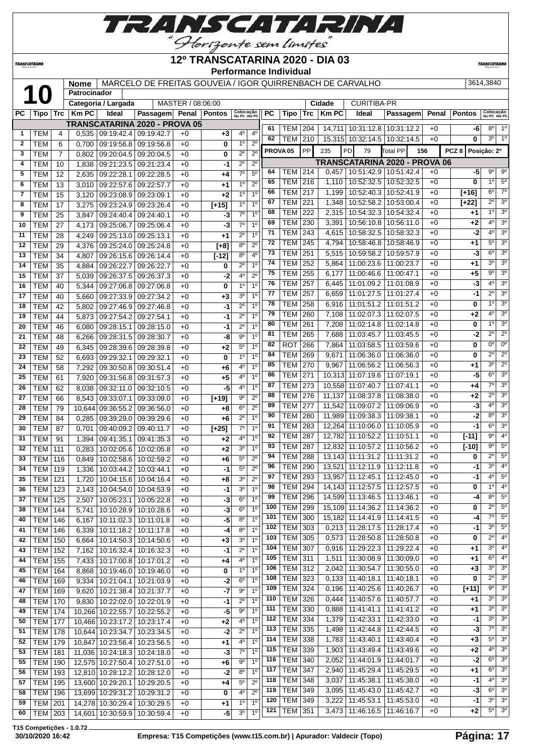# 12º TRANSCATARINA 2020 - DIA 03

**Performance Individual**

| 10 | Nome | MARCELO DE FREITAS GOUVEIA / IGOR QUIRRENBACH DE CARVALHO | 3614,3840 |
|---|---|---|---|
| | Patrocinador | | |
| | Categoria / Largada | MASTER / 08:06:00 | Cidade: CURITIBA-PR |

| PC | Tipo | Trc | Km PC | Ideal | Passagem | Penal | Pontos | Colocação No PC | Colocação Até PC |
|---|---|---|---|---|---|---|---|---|---|
| **TRANSCATARINA 2020 - PROVA 05** | | | | | | | | | |
| 1 | TEM | 4 | 0,535 | 09:19:42.4 | 09:19:42.7 | +0 | +3 | 4º | 4º |
| 2 | TEM | 6 | 0,700 | 09:19:56.8 | 09:19:56.8 | +0 | 0 | 1º | 2º |
| 3 | TEM | 7 | 0,802 | 09:20:04.5 | 09:20:04.5 | +0 | 0 | 2º | 2º |
| 4 | TEM | 10 | 1,838 | 09:21:23.5 | 09:21:23.4 | +0 | -1 | 2º | 2º |
| 5 | TEM | 12 | 2,635 | 09:22:28.1 | 09:22:28.5 | +0 | +4 | 7º | 5º |
| 6 | TEM | 13 | 3,010 | 09:22:57.6 | 09:22:57.7 | +0 | +1 | 1º | 2º |
| 7 | TEM | 15 | 3,120 | 09:23:08.9 | 09:23:09.1 | +0 | +2 | 1º | 1º |
| 8 | TEM | 17 | 3,275 | 09:23:24.9 | 09:23:26.4 | +0 | [+15] | 1º | 1º |
| 9 | TEM | 25 | 3,847 | 09:24:40.4 | 09:24:40.1 | +0 | -3 | 7º | 1º |
| 10 | TEM | 27 | 4,173 | 09:25:06.7 | 09:25:06.4 | +0 | -3 | 7º | 1º |
| 11 | TEM | 28 | 4,249 | 09:25:13.0 | 09:25:13.1 | +0 | +1 | 2º | 1º |
| 12 | TEM | 29 | 4,376 | 09:25:24.0 | 09:25:24.8 | +0 | [+8] | 8º | 2º |
| 13 | TEM | 34 | 4,807 | 09:26:15.6 | 09:26:14.4 | +0 | [-12] | 8º | 4º |
| 14 | TEM | 35 | 4,884 | 09:26:22.7 | 09:26:22.7 | +0 | 0 | 2º | 1º |
| 15 | TEM | 37 | 5,039 | 09:26:37.5 | 09:26:37.3 | +0 | -2 | 4º | 2º |
| 16 | TEM | 40 | 5,344 | 09:27:06.8 | 09:27:06.8 | +0 | 0 | 1º | 1º |
| 17 | TEM | 40 | 5,660 | 09:27:33.9 | 09:27:34.2 | +0 | +3 | 3º | 1º |
| 18 | TEM | 42 | 5,802 | 09:27:46.9 | 09:27:46.8 | +0 | -1 | 2º | 1º |
| 19 | TEM | 44 | 5,873 | 09:27:54.2 | 09:27:54.1 | +0 | -1 | 2º | 1º |
| 20 | TEM | 46 | 6,080 | 09:28:15.1 | 09:28:15.0 | +0 | -1 | 2º | 1º |
| 21 | TEM | 48 | 6,266 | 09:28:31.5 | 09:28:30.7 | +0 | -8 | 9º | 1º |
| 22 | TEM | 49 | 6,345 | 09:28:39.6 | 09:28:39.8 | +0 | +2 | 5º | 1º |
| 23 | TEM | 52 | 6,693 | 09:29:32.1 | 09:29:32.1 | +0 | 0 | 1º | 1º |
| 24 | TEM | 58 | 7,292 | 09:30:50.8 | 09:30:51.4 | +0 | +6 | 4º | 1º |
| 25 | TEM | 61 | 7,920 | 09:31:56.8 | 09:31:57.3 | +0 | +5 | 4º | 1º |
| 26 | TEM | 62 | 8,038 | 09:32:11.0 | 09:32:10.5 | +0 | -5 | 4º | 1º |
| 27 | TEM | 66 | 8,543 | 09:33:07.1 | 09:33:09.0 | +0 | [+19] | 9º | 2º |
| 28 | TEM | 79 | 10,644 | 09:36:55.2 | 09:36:56.0 | +0 | +8 | 6º | 2º |
| 29 | TEM | 84 | 0,285 | 09:39:20.0 | 09:39:29.6 | +0 | +6 | 2º | 1º |
| 30 | TEM | 87 | 0,701 | 09:40:09.2 | 09:40:11.7 | +0 | [+25] | 7º | 1º |
| 31 | TEM | 91 | 1,394 | 09:41:35.1 | 09:41:35.3 | +0 | +2 | 4º | 1º |
| 32 | TEM | 111 | 0,283 | 10:02:05.6 | 10:02:05.8 | +0 | +2 | 3º | 1º |
| 33 | TEM | 116 | 0,849 | 10:02:58.6 | 10:02:59.2 | +0 | +6 | 5º | 2º |
| 34 | TEM | 119 | 1,336 | 10:03:44.2 | 10:03:44.1 | +0 | -1 | 5º | 2º |
| 35 | TEM | 121 | 1,720 | 10:04:15.6 | 10:04:16.4 | +0 | +8 | 3º | 2º |
| 36 | TEM | 123 | 2,143 | 10:04:54.0 | 10:04:53.9 | +0 | -1 | 3º | 1º |
| 37 | TEM | 125 | 2,507 | 10:05:23.1 | 10:05:22.8 | +0 | -3 | 6º | 1º |
| 38 | TEM | 144 | 5,741 | 10:10:28.9 | 10:10:28.6 | +0 | -3 | 6º | 1º |
| 40 | TEM | 146 | 6,167 | 10:11:02.3 | 10:11:01.8 | +0 | -5 | 8º | 1º |
| 41 | TEM | 146 | 6,339 | 10:11:18.2 | 10:11:17.8 | +0 | -4 | 8º | 1º |
| 42 | TEM | 150 | 6,664 | 10:14:50.3 | 10:14:50.6 | +0 | +3 | 3º | 1º |
| 43 | TEM | 152 | 7,162 | 10:16:32.4 | 10:16:32.3 | +0 | -1 | 2º | 1º |
| 44 | TEM | 155 | 7,433 | 10:17:00.8 | 10:17:01.2 | +0 | +4 | 4º | 1º |
| 45 | TEM | 164 | 8,868 | 10:19:46.0 | 10:19:46.0 | +0 | 0 | 1º | 1º |
| 46 | TEM | 169 | 9,334 | 10:21:04.1 | 10:21:03.9 | +0 | -2 | 6º | 1º |
| 47 | TEM | 169 | 9,620 | 10:21:38.4 | 10:21:37.7 | +0 | -7 | 9º | 1º |
| 48 | TEM | 170 | 9,830 | 10:22:02.0 | 10:22:01.9 | +0 | -1 | 2º | 1º |
| 49 | TEM | 174 | 10,266 | 10:22:55.7 | 10:22:55.2 | +0 | -5 | 9º | 1º |
| 50 | TEM | 177 | 10,466 | 10:23:17.2 | 10:23:17.4 | +0 | +2 | 4º | 1º |
| 51 | TEM | 178 | 10,644 | 10:23:34.7 | 10:23:34.5 | +0 | -2 | 2º | 1º |
| 52 | TEM | 179 | 10,847 | 10:23:56.4 | 10:23:56.5 | +0 | +1 | 4º | 1º |
| 53 | TEM | 181 | 11,036 | 10:24:18.3 | 10:24:18.0 | +0 | -3 | 7º | 1º |
| 55 | TEM | 190 | 12,575 | 10:27:50.4 | 10:27:51.0 | +0 | +6 | 9º | 1º |
| 56 | TEM | 193 | 12,810 | 10:28:12.2 | 10:28:12.0 | +0 | -2 | 8º | 1º |
| 57 | TEM | 195 | 13,600 | 10:29:20.1 | 10:29:20.5 | +0 | +4 | 5º | 2º |
| 58 | TEM | 196 | 13,699 | 10:29:31.2 | 10:29:31.2 | +0 | 0 | 4º | 2º |
| 59 | TEM | 201 | 14,278 | 10:30:29.4 | 10:30:29.5 | +0 | +1 | 1º | 1º |
| 60 | TEM | 203 | 14,601 | 10:30:59.9 | 10:30:59.4 | +0 | -5 | 3º | 1º |
| 61 | TEM | 204 | 14,711 | 10:31:12.8 | 10:31:12.2 | +0 | -6 | 8º | 1º |
| 62 | TEM | 210 | 15,315 | 10:32:14.5 | 10:32:14.5 | +0 | 0 | 3º | 1º |
| PROVA 05 | PP | 235 | PD | 79 | Total PP | 156 | PCZ 8 | Posição: 2º | |
| **TRANSCATARINA 2020 - PROVA 06** | | | | | | | | | |
| 64 | TEM | 214 | 0,457 | 10:51:42.9 | 10:51:42.4 | +0 | -5 | 9º | 9º |
| 65 | TEM | 216 | 1,110 | 10:52:32.5 | 10:52:32.5 | +0 | 0 | 1º | 5º |
| 66 | TEM | 217 | 1,199 | 10:52:40.3 | 10:52:41.9 | +0 | [+16] | 6º | 7º |
| 67 | TEM | 221 | 1,348 | 10:52:58.2 | 10:53:00.4 | +0 | [+22] | 2º | 3º |
| 68 | TEM | 222 | 2,315 | 10:54:32.3 | 10:54:32.4 | +0 | +1 | 1º | 3º |
| 69 | TEM | 230 | 3,391 | 10:56:10.8 | 10:56:11.0 | +0 | +2 | 4º | 3º |
| 71 | TEM | 243 | 4,615 | 10:58:32.5 | 10:58:32.3 | +0 | -2 | 4º | 3º |
| 72 | TEM | 245 | 4,794 | 10:58:46.8 | 10:58:46.9 | +0 | +1 | 5º | 3º |
| 73 | TEM | 251 | 5,515 | 10:59:58.2 | 10:59:57.9 | +0 | -3 | 6º | 3º |
| 74 | TEM | 252 | 5,864 | 11:00:23.6 | 11:00:23.7 | +0 | +1 | 3º | 3º |
| 75 | TEM | 255 | 6,177 | 11:00:46.6 | 11:00:47.1 | +0 | +5 | 9º | 3º |
| 76 | TEM | 257 | 6,445 | 11:01:09.2 | 11:01:08.9 | +0 | -3 | 4º | 3º |
| 77 | TEM | 257 | 6,659 | 11:01:27.5 | 11:01:27.4 | +0 | -1 | 2º | 3º |
| 78 | TEM | 258 | 6,916 | 11:01:51.2 | 11:01:51.2 | +0 | 0 | 1º | 3º |
| 79 | TEM | 260 | 7,108 | 11:02:07.3 | 11:02:07.5 | +0 | +2 | 4º | 3º |
| 80 | TEM | 261 | 7,208 | 11:02:14.8 | 11:02:14.8 | +0 | 0 | 1º | 3º |
| 81 | TEM | 265 | 7,688 | 11:03:45.7 | 11:03:45.5 | +0 | -2 | 2º | 2º |
| 82 | ROT | 266 | 7,864 | 11:03:58.5 | 11:03:59.6 | +0 | 0 | 0º | 0º |
| 84 | TEM | 269 | 9,671 | 11:06:36.0 | 11:06:36.0 | +0 | 0 | 2º | 2º |
| 85 | TEM | 270 | 9,967 | 11:06:56.2 | 11:06:56.3 | +0 | +1 | 3º | 2º |
| 86 | TEM | 271 | 10,313 | 11:07:19.6 | 11:07:19.1 | +0 | -5 | 6º | 3º |
| 87 | TEM | 273 | 10,558 | 11:07:40.7 | 11:07:41.1 | +0 | +4 | 7º | 3º |
| 88 | TEM | 276 | 11,137 | 11:08:37.8 | 11:08:38.0 | +0 | +2 | 2º | 3º |
| 89 | TEM | 277 | 11,542 | 11:09:07.2 | 11:09:06.9 | +0 | -3 | 4º | 3º |
| 90 | TEM | 280 | 11,989 | 11:09:38.3 | 11:09:38.1 | +0 | -2 | 8º | 3º |
| 91 | TEM | 283 | 12,264 | 11:10:06.0 | 11:10:05.9 | +0 | -1 | 6º | 3º |
| 92 | TEM | 287 | 12,782 | 11:10:52.2 | 11:10:51.1 | +0 | [-11] | 9º | 4º |
| 93 | TEM | 287 | 12,832 | 11:10:57.2 | 11:10:56.2 | +0 | [-10] | 9º | 5º |
| 94 | TEM | 288 | 13,143 | 11:11:31.2 | 11:11:31.2 | +0 | 0 | 2º | 5º |
| 96 | TEM | 290 | 13,521 | 11:12:11.9 | 11:12:11.8 | +0 | -1 | 3º | 4º |
| 97 | TEM | 293 | 13,957 | 11:12:45.1 | 11:12:45.0 | +0 | -1 | 4º | 5º |
| 98 | TEM | 294 | 14,143 | 11:12:57.5 | 11:12:57.5 | +0 | 0 | 1º | 4º |
| 99 | TEM | 296 | 14,599 | 11:13:46.5 | 11:13:46.1 | +0 | -4 | 8º | 5º |
| 100 | TEM | 299 | 15,109 | 11:14:36.2 | 11:14:36.2 | +0 | 0 | 2º | 5º |
| 101 | TEM | 300 | 15,182 | 11:14:41.9 | 11:14:41.5 | +0 | -4 | 7º | 5º |
| 102 | TEM | 303 | 0,213 | 11:28:17.5 | 11:28:17.4 | +0 | -1 | 3º | 5º |
| 103 | TEM | 305 | 0,573 | 11:28:50.8 | 11:28:50.8 | +0 | 0 | 2º | 4º |
| 104 | TEM | 307 | 0,916 | 11:29:22.3 | 11:29:22.4 | +0 | +1 | 3º | 4º |
| 105 | TEM | 311 | 1,511 | 11:30:08.9 | 11:30:09.0 | +0 | +1 | 6º | 4º |
| 106 | TEM | 312 | 2,042 | 11:30:54.7 | 11:30:55.0 | +0 | +3 | 3º | 3º |
| 108 | TEM | 323 | 0,133 | 11:40:18.1 | 11:40:18.1 | +0 | 0 | 2º | 3º |
| 109 | TEM | 324 | 0,196 | 11:40:25.6 | 11:40:26.7 | +0 | [+11] | 9º | 3º |
| 110 | TEM | 326 | 0,444 | 11:40:57.6 | 11:40:57.7 | +0 | +1 | 3º | 3º |
| 111 | TEM | 330 | 0,888 | 11:41:41.1 | 11:41:41.2 | +0 | +1 | 3º | 3º |
| 112 | TEM | 334 | 1,379 | 11:42:33.1 | 11:42:33.0 | +0 | -1 | 3º | 3º |
| 113 | TEM | 335 | 1,498 | 11:42:44.8 | 11:42:44.5 | +0 | -3 | 7º | 3º |
| 114 | TEM | 338 | 1,783 | 11:43:40.1 | 11:43:40.4 | +0 | +3 | 5º | 3º |
| 115 | TEM | 339 | 1,903 | 11:43:49.4 | 11:43:49.6 | +0 | +2 | 4º | 3º |
| 116 | TEM | 340 | 2,052 | 11:44:01.9 | 11:44:01.7 | +0 | -2 | 6º | 3º |
| 117 | TEM | 347 | 2,940 | 11:45:29.4 | 11:45:29.5 | +0 | +1 | 6º | 3º |
| 118 | TEM | 348 | 3,037 | 11:45:38.1 | 11:45:38.0 | +0 | -1 | 4º | 3º |
| 119 | TEM | 349 | 3,095 | 11:45:43.0 | 11:45:42.7 | +0 | -3 | 6º | 3º |
| 120 | TEM | 349 | 3,222 | 11:45:53.1 | 11:45:53.0 | +0 | -1 | 3º | 3º |
| 121 | TEM | 351 | 3,473 | 11:46:16.5 | 11:46:16.7 | +0 | +2 | 5º | 3º |

T15 Competições - 1.0.72

30/10/2020 16:42 — Empresa: T15 Competições (www.t15.com.br) | Apurador: Valdecir (Topo)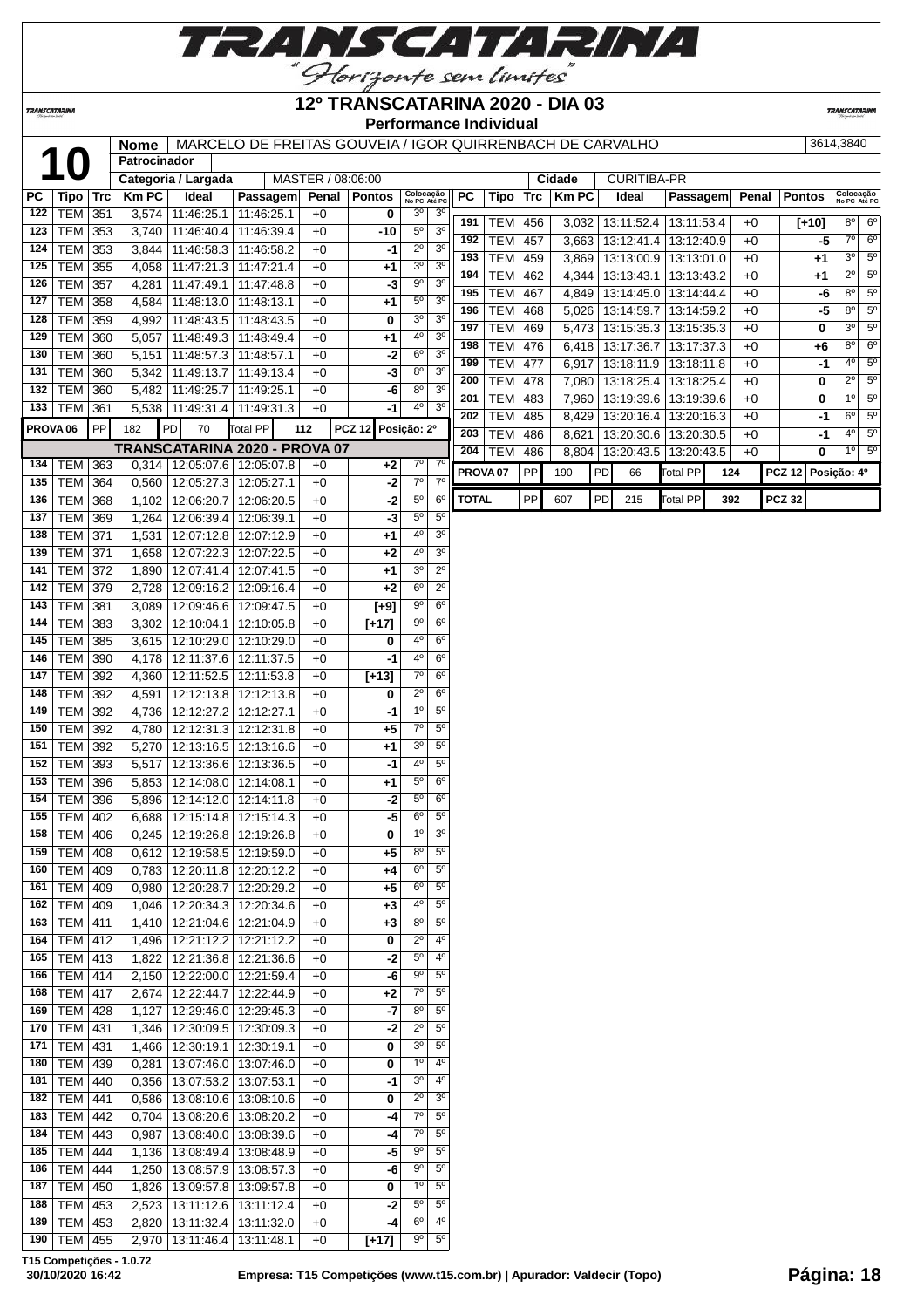# 12º TRANSCATARINA 2020 - DIA 03

**Performance Individual**

| | | |
|---|---|---|
| **10** | **Nome** | MARCELO DE FREITAS GOUVEIA / IGOR QUIRRENBACH DE CARVALHO — 3614,3840 |
| | **Patrocinador** | |
| | **Categoria / Largada** | MASTER / 08:06:00 — **Cidade** CURITIBA-PR |

| PC | Tipo | Trc | Km PC | Ideal | Passagem | Penal | Pontos | Colocação No PC | Colocação Até PC |
|---|---|---|---|---|---|---|---|---|---|
| 122 | TEM | 351 | 3,574 | 11:46:25.1 | 11:46:25.1 | +0 | 0 | 3º | 3º |
| 123 | TEM | 353 | 3,740 | 11:46:40.4 | 11:46:39.4 | +0 | -10 | 5º | 3º |
| 124 | TEM | 353 | 3,844 | 11:46:58.3 | 11:46:58.2 | +0 | -1 | 2º | 3º |
| 125 | TEM | 355 | 4,058 | 11:47:21.3 | 11:47:21.4 | +0 | +1 | 3º | 3º |
| 126 | TEM | 357 | 4,281 | 11:47:49.1 | 11:47:48.8 | +0 | -3 | 9º | 3º |
| 127 | TEM | 358 | 4,584 | 11:48:13.0 | 11:48:13.1 | +0 | +1 | 5º | 3º |
| 128 | TEM | 359 | 4,992 | 11:48:43.5 | 11:48:43.5 | +0 | 0 | 3º | 3º |
| 129 | TEM | 360 | 5,057 | 11:48:49.3 | 11:48:49.4 | +0 | +1 | 4º | 3º |
| 130 | TEM | 360 | 5,151 | 11:48:57.3 | 11:48:57.1 | +0 | -2 | 6º | 3º |
| 131 | TEM | 360 | 5,342 | 11:49:13.7 | 11:49:13.4 | +0 | -3 | 8º | 3º |
| 132 | TEM | 360 | 5,482 | 11:49:25.7 | 11:49:25.1 | +0 | -6 | 8º | 3º |
| 133 | TEM | 361 | 5,538 | 11:49:31.4 | 11:49:31.3 | +0 | -1 | 4º | 3º |
| **PROVA 06** | PP | 182 | PD | 70 | Total PP | 112 | PCZ 12 | Posição: 2º | |
| **TRANSCATARINA 2020 - PROVA 07** | | | | | | | | | |
| 134 | TEM | 363 | 0,314 | 12:05:07.6 | 12:05:07.8 | +0 | +2 | 7º | 7º |
| 135 | TEM | 364 | 0,560 | 12:05:27.3 | 12:05:27.1 | +0 | -2 | 7º | 7º |
| 136 | TEM | 368 | 1,102 | 12:06:20.7 | 12:06:20.5 | +0 | -2 | 5º | 6º |
| 137 | TEM | 369 | 1,264 | 12:06:39.4 | 12:06:39.1 | +0 | -3 | 5º | 5º |
| 138 | TEM | 371 | 1,531 | 12:07:12.8 | 12:07:12.9 | +0 | +1 | 4º | 3º |
| 139 | TEM | 371 | 1,658 | 12:07:22.3 | 12:07:22.5 | +0 | +2 | 4º | 3º |
| 141 | TEM | 372 | 1,890 | 12:07:41.4 | 12:07:41.5 | +0 | +1 | 3º | 2º |
| 142 | TEM | 379 | 2,728 | 12:09:16.2 | 12:09:16.4 | +0 | +2 | 6º | 2º |
| 143 | TEM | 381 | 3,089 | 12:09:46.6 | 12:09:47.5 | +0 | [+9] | 9º | 6º |
| 144 | TEM | 383 | 3,302 | 12:10:04.1 | 12:10:05.8 | +0 | [+17] | 9º | 6º |
| 145 | TEM | 385 | 3,615 | 12:10:29.0 | 12:10:29.0 | +0 | 0 | 4º | 6º |
| 146 | TEM | 390 | 4,178 | 12:11:37.6 | 12:11:37.5 | +0 | -1 | 4º | 6º |
| 147 | TEM | 392 | 4,360 | 12:11:52.5 | 12:11:53.8 | +0 | [+13] | 7º | 6º |
| 148 | TEM | 392 | 4,591 | 12:12:13.8 | 12:12:13.8 | +0 | 0 | 2º | 6º |
| 149 | TEM | 392 | 4,736 | 12:12:27.2 | 12:12:27.1 | +0 | -1 | 1º | 5º |
| 150 | TEM | 392 | 4,780 | 12:12:31.3 | 12:12:31.8 | +0 | +5 | 7º | 5º |
| 151 | TEM | 392 | 5,270 | 12:13:16.5 | 12:13:16.6 | +0 | +1 | 3º | 5º |
| 152 | TEM | 393 | 5,517 | 12:13:36.6 | 12:13:36.5 | +0 | -1 | 4º | 5º |
| 153 | TEM | 396 | 5,853 | 12:14:08.0 | 12:14:08.1 | +0 | +1 | 5º | 6º |
| 154 | TEM | 396 | 5,896 | 12:14:12.0 | 12:14:11.8 | +0 | -2 | 5º | 6º |
| 155 | TEM | 402 | 6,688 | 12:15:14.8 | 12:15:14.3 | +0 | -5 | 6º | 5º |
| 158 | TEM | 406 | 0,245 | 12:19:26.8 | 12:19:26.8 | +0 | 0 | 1º | 3º |
| 159 | TEM | 408 | 0,612 | 12:19:58.5 | 12:19:59.0 | +0 | +5 | 8º | 5º |
| 160 | TEM | 409 | 0,783 | 12:20:11.8 | 12:20:12.2 | +0 | +4 | 6º | 5º |
| 161 | TEM | 409 | 0,980 | 12:20:28.7 | 12:20:29.2 | +0 | +5 | 6º | 5º |
| 162 | TEM | 409 | 1,046 | 12:20:34.3 | 12:20:34.6 | +0 | +3 | 4º | 5º |
| 163 | TEM | 411 | 1,410 | 12:21:04.6 | 12:21:04.9 | +0 | +3 | 8º | 5º |
| 164 | TEM | 412 | 1,496 | 12:21:12.2 | 12:21:12.2 | +0 | 0 | 2º | 4º |
| 165 | TEM | 413 | 1,822 | 12:21:36.8 | 12:21:36.6 | +0 | -2 | 5º | 4º |
| 166 | TEM | 414 | 2,150 | 12:22:00.0 | 12:21:59.4 | +0 | -6 | 9º | 5º |
| 168 | TEM | 417 | 2,674 | 12:22:44.7 | 12:22:44.9 | +0 | +2 | 7º | 5º |
| 169 | TEM | 428 | 1,127 | 12:29:46.0 | 12:29:45.3 | +0 | -7 | 8º | 5º |
| 170 | TEM | 431 | 1,346 | 12:30:09.5 | 12:30:09.3 | +0 | -2 | 2º | 5º |
| 171 | TEM | 431 | 1,466 | 12:30:19.1 | 12:30:19.1 | +0 | 0 | 3º | 5º |
| 180 | TEM | 439 | 0,281 | 13:07:46.0 | 13:07:46.0 | +0 | 0 | 1º | 4º |
| 181 | TEM | 440 | 0,356 | 13:07:53.2 | 13:07:53.1 | +0 | -1 | 3º | 4º |
| 182 | TEM | 441 | 0,586 | 13:08:10.6 | 13:08:10.6 | +0 | 0 | 2º | 3º |
| 183 | TEM | 442 | 0,704 | 13:08:20.6 | 13:08:20.2 | +0 | -4 | 7º | 5º |
| 184 | TEM | 443 | 0,987 | 13:08:40.0 | 13:08:39.6 | +0 | -4 | 7º | 5º |
| 185 | TEM | 444 | 1,136 | 13:08:49.4 | 13:08:48.9 | +0 | -5 | 9º | 5º |
| 186 | TEM | 444 | 1,250 | 13:08:57.9 | 13:08:57.3 | +0 | -6 | 9º | 5º |
| 187 | TEM | 450 | 1,826 | 13:09:57.8 | 13:09:57.8 | +0 | 0 | 1º | 5º |
| 188 | TEM | 453 | 2,523 | 13:11:12.6 | 13:11:12.4 | +0 | -2 | 5º | 5º |
| 189 | TEM | 453 | 2,820 | 13:11:32.4 | 13:11:32.0 | +0 | -4 | 6º | 4º |
| 190 | TEM | 455 | 2,970 | 13:11:46.4 | 13:11:48.1 | +0 | [+17] | 9º | 5º |
| 191 | TEM | 456 | 3,032 | 13:11:52.4 | 13:11:53.4 | +0 | [+10] | 8º | 6º |
| 192 | TEM | 457 | 3,663 | 13:12:41.4 | 13:12:40.9 | +0 | -5 | 7º | 6º |
| 193 | TEM | 459 | 3,869 | 13:13:00.9 | 13:13:01.0 | +0 | +1 | 3º | 5º |
| 194 | TEM | 462 | 4,344 | 13:13:43.1 | 13:13:43.2 | +0 | +1 | 2º | 5º |
| 195 | TEM | 467 | 4,849 | 13:14:45.0 | 13:14:44.4 | +0 | -6 | 8º | 5º |
| 196 | TEM | 468 | 5,026 | 13:14:59.7 | 13:14:59.2 | +0 | -5 | 8º | 5º |
| 197 | TEM | 469 | 5,473 | 13:15:35.3 | 13:15:35.3 | +0 | 0 | 3º | 5º |
| 198 | TEM | 476 | 6,418 | 13:17:36.7 | 13:17:37.3 | +0 | +6 | 8º | 6º |
| 199 | TEM | 477 | 6,917 | 13:18:11.9 | 13:18:11.8 | +0 | -1 | 4º | 5º |
| 200 | TEM | 478 | 7,080 | 13:18:25.4 | 13:18:25.4 | +0 | 0 | 2º | 5º |
| 201 | TEM | 483 | 7,960 | 13:19:39.6 | 13:19:39.6 | +0 | 0 | 1º | 5º |
| 202 | TEM | 485 | 8,429 | 13:20:16.4 | 13:20:16.3 | +0 | -1 | 6º | 5º |
| 203 | TEM | 486 | 8,621 | 13:20:30.6 | 13:20:30.5 | +0 | -1 | 4º | 5º |
| 204 | TEM | 486 | 8,804 | 13:20:43.5 | 13:20:43.5 | +0 | 0 | 1º | 5º |
| **PROVA 07** | PP | 190 | PD | 66 | Total PP | 124 | PCZ 12 | Posição: 4º | |
| **TOTAL** | PP | 607 | PD | 215 | Total PP | 392 | PCZ 32 | | |

T15 Competições - 1.0.72

30/10/2020 16:42 — Empresa: T15 Competições (www.t15.com.br) | Apurador: Valdecir (Topo)